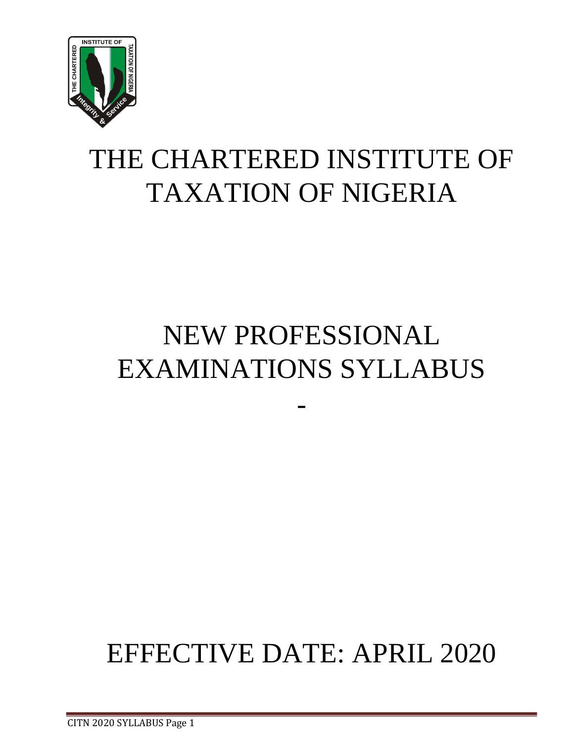# THE CHARTERED INSTITUTE OF TAXATION OF NIGERIA

# NEW PROFESSIONAL EXAMINATIONS SYLLABUS

-

# EFFECTIVE DATE: APRIL 2020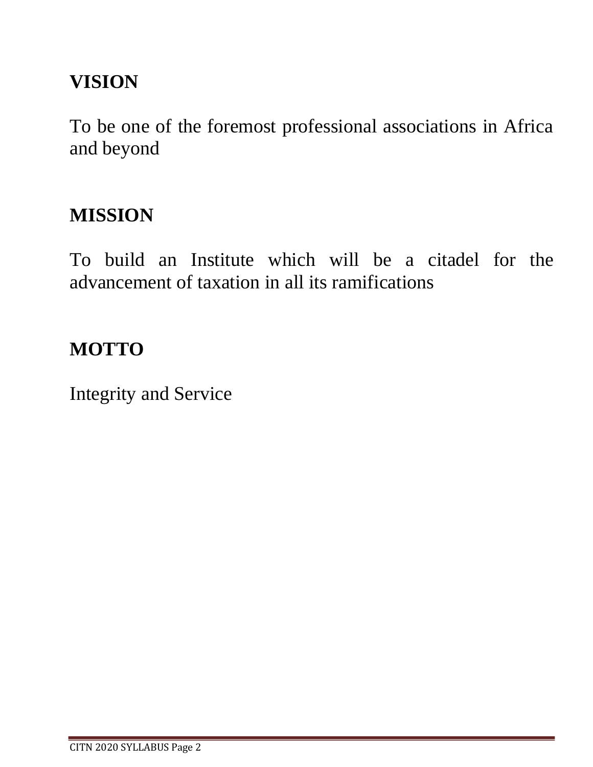## VISION

To be one of the foremost professional associations in Africa and beyond

## MISSION

To build an Institute which will be a citadel for the advancement of taxation in all its ramifications

## MOTTO

Integrity and Service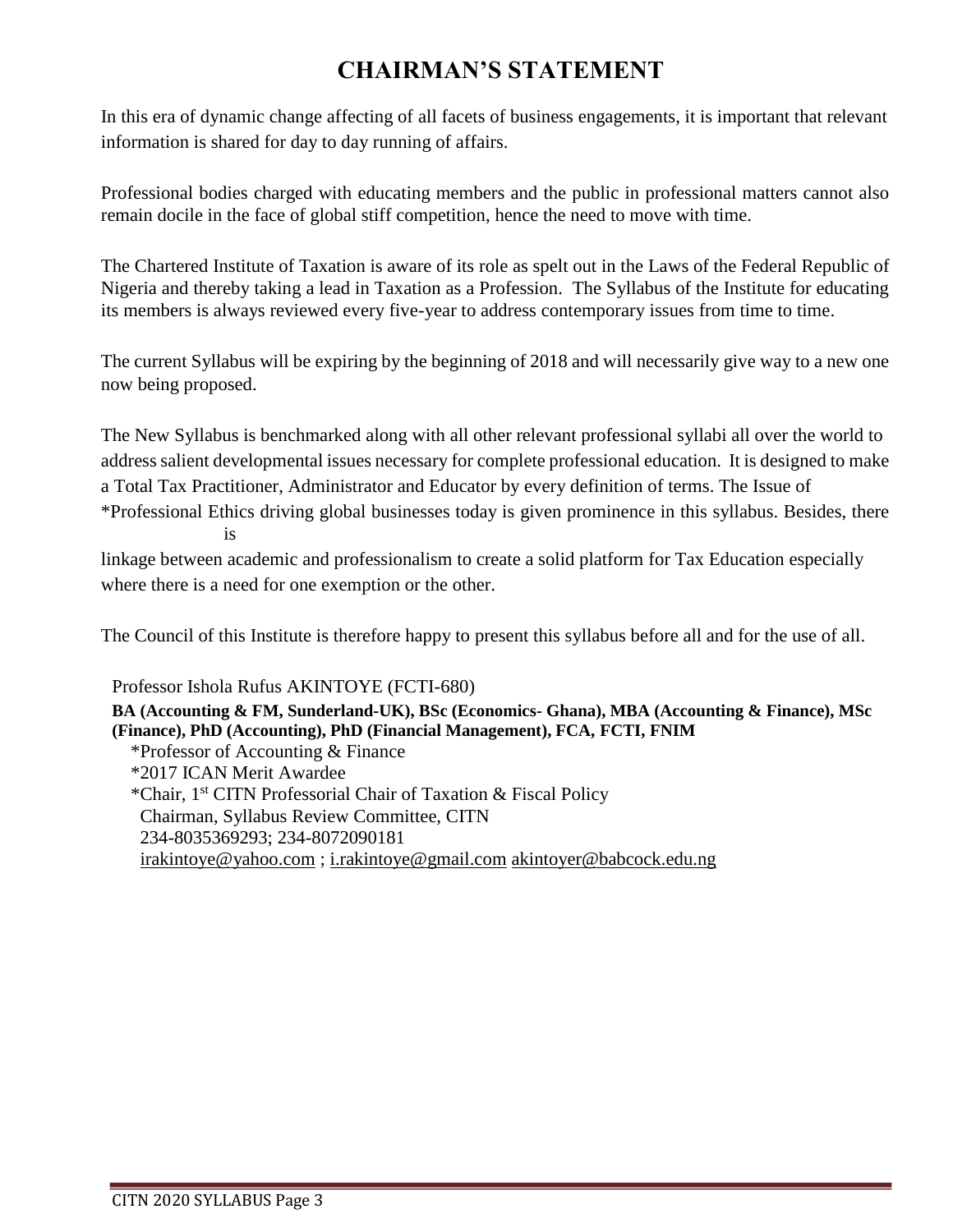# CHAIRMAN'S STATEMENT

In this era of dynamic change affecting of all facets of business engagements, it is important that relevant information is shared for day to day running of affairs.

Professional bodies charged with educating members and the public in professional matters cannot also remain docile in the face of global stiff competition, hence the need to move with time.

The Chartered Institute of Taxation is aware of its role as spelt out in the Laws of the Federal Republic of Nigeria and thereby taking a lead in Taxation as a Profession. The Syllabus of the Institute for educating its members is always reviewed every five-year to address contemporary issues from time to time.

The current Syllabus will be expiring by the beginning of 2018 and will necessarily give way to a new one now being proposed.

The New Syllabus is benchmarked along with all other relevant professional syllabi all over the world to address salient developmental issues necessary for complete professional education. It is designed to make a Total Tax Practitioner, Administrator and Educator by every definition of terms. The Issue of *Professional Ethics driving global businesses today is given prominence in this syllabus. Besides, there is linkage between academic and professionalism to create a solid platform for Tax Education especially where there is a need for one exemption or the other.

The Council of this Institute is therefore happy to present this syllabus before all and for the use of all.

Professor Ishola Rufus AKINTOYE (FCTI-680)

**BA (Accounting & FM, Sunderland-UK), BSc (Economics- Ghana), MBA (Accounting & Finance), MSc (Finance), PhD (Accounting), PhD (Financial Management), FCA, FCTI, FNIM**

*Professor of Accounting & Finance
*2017 ICAN Merit Awardee
*Chair, 1st CITN Professorial Chair of Taxation & Fiscal Policy
Chairman, Syllabus Review Committee, CITN
234-8035369293; 234-8072090181
irakintoye@yahoo.com ; i.rakintoye@gmail.com akintoyer@babcock.edu.ng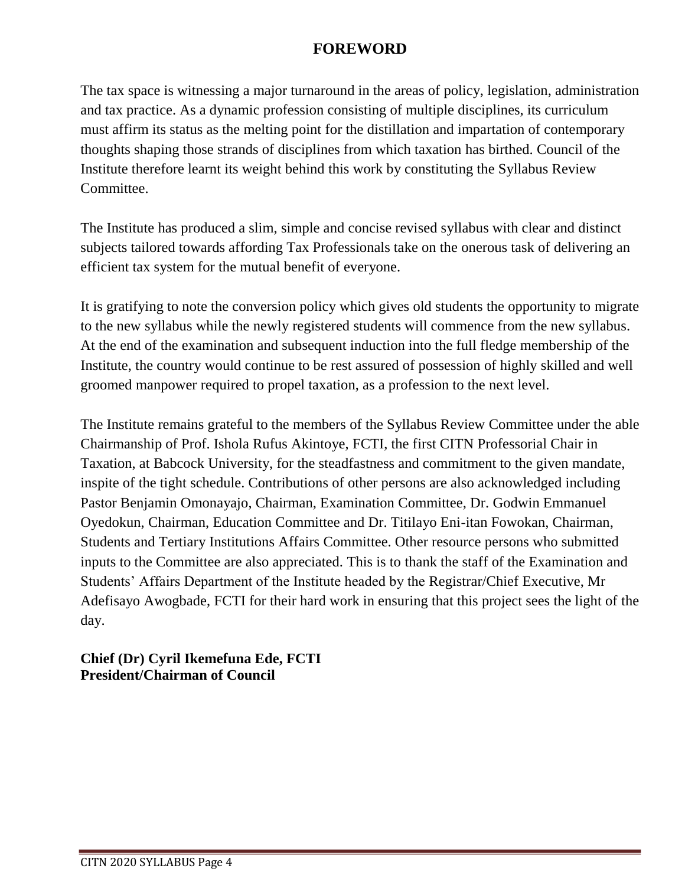# FOREWORD

The tax space is witnessing a major turnaround in the areas of policy, legislation, administration and tax practice. As a dynamic profession consisting of multiple disciplines, its curriculum must affirm its status as the melting point for the distillation and impartation of contemporary thoughts shaping those strands of disciplines from which taxation has birthed. Council of the Institute therefore learnt its weight behind this work by constituting the Syllabus Review Committee.

The Institute has produced a slim, simple and concise revised syllabus with clear and distinct subjects tailored towards affording Tax Professionals take on the onerous task of delivering an efficient tax system for the mutual benefit of everyone.

It is gratifying to note the conversion policy which gives old students the opportunity to migrate to the new syllabus while the newly registered students will commence from the new syllabus. At the end of the examination and subsequent induction into the full fledge membership of the Institute, the country would continue to be rest assured of possession of highly skilled and well groomed manpower required to propel taxation, as a profession to the next level.

The Institute remains grateful to the members of the Syllabus Review Committee under the able Chairmanship of Prof. Ishola Rufus Akintoye, FCTI, the first CITN Professorial Chair in Taxation, at Babcock University, for the steadfastness and commitment to the given mandate, inspite of the tight schedule. Contributions of other persons are also acknowledged including Pastor Benjamin Omonayajo, Chairman, Examination Committee, Dr. Godwin Emmanuel Oyedokun, Chairman, Education Committee and Dr. Titilayo Eni-itan Fowokan, Chairman, Students and Tertiary Institutions Affairs Committee. Other resource persons who submitted inputs to the Committee are also appreciated. This is to thank the staff of the Examination and Students' Affairs Department of the Institute headed by the Registrar/Chief Executive, Mr Adefisayo Awogbade, FCTI for their hard work in ensuring that this project sees the light of the day.

**Chief (Dr) Cyril Ikemefuna Ede, FCTI**
**President/Chairman of Council**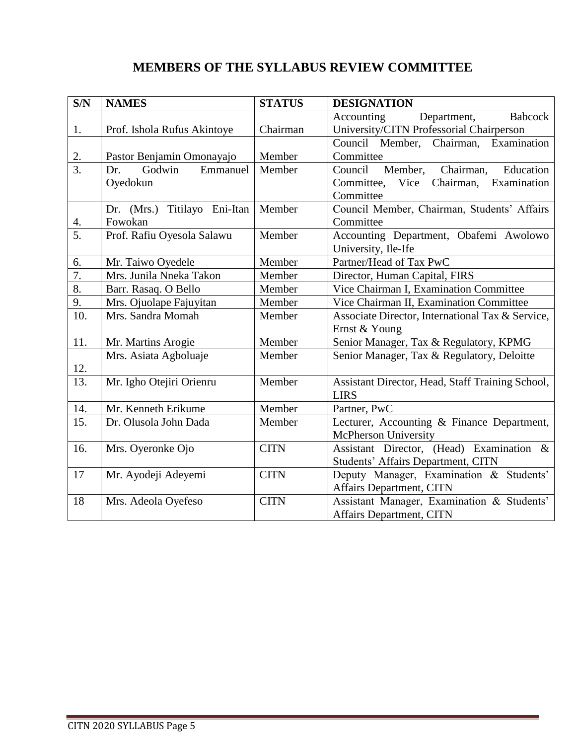# MEMBERS OF THE SYLLABUS REVIEW COMMITTEE

| S/N | NAMES | STATUS | DESIGNATION |
|---|---|---|---|
| 1. | Prof. Ishola Rufus Akintoye | Chairman | Accounting Department, Babcock University/CITN Professorial Chairperson |
| 2. | Pastor Benjamin Omonayajo | Member | Council Member, Chairman, Examination Committee |
| 3. | Dr. Godwin Emmanuel Oyedokun | Member | Council Member, Chairman, Education Committee, Vice Chairman, Examination Committee |
| 4. | Dr. (Mrs.) Titilayo Eni-Itan Fowokan | Member | Council Member, Chairman, Students' Affairs Committee |
| 5. | Prof. Rafiu Oyesola Salawu | Member | Accounting Department, Obafemi Awolowo University, Ile-Ife |
| 6. | Mr. Taiwo Oyedele | Member | Partner/Head of Tax PwC |
| 7. | Mrs. Junila Nneka Takon | Member | Director, Human Capital, FIRS |
| 8. | Barr. Rasaq. O Bello | Member | Vice Chairman I, Examination Committee |
| 9. | Mrs. Ojuolape Fajuyitan | Member | Vice Chairman II, Examination Committee |
| 10. | Mrs. Sandra Momah | Member | Associate Director, International Tax & Service, Ernst & Young |
| 11. | Mr. Martins Arogie | Member | Senior Manager, Tax & Regulatory, KPMG |
| 12. | Mrs. Asiata Agboluaje | Member | Senior Manager, Tax & Regulatory, Deloitte |
| 13. | Mr. Igho Otejiri Orienru | Member | Assistant Director, Head, Staff Training School, LIRS |
| 14. | Mr. Kenneth Erikume | Member | Partner, PwC |
| 15. | Dr. Olusola John Dada | Member | Lecturer, Accounting & Finance Department, McPherson University |
| 16. | Mrs. Oyeronke Ojo | CITN | Assistant Director, (Head) Examination & Students' Affairs Department, CITN |
| 17 | Mr. Ayodeji Adeyemi | CITN | Deputy Manager, Examination & Students' Affairs Department, CITN |
| 18 | Mrs. Adeola Oyefeso | CITN | Assistant Manager, Examination & Students' Affairs Department, CITN |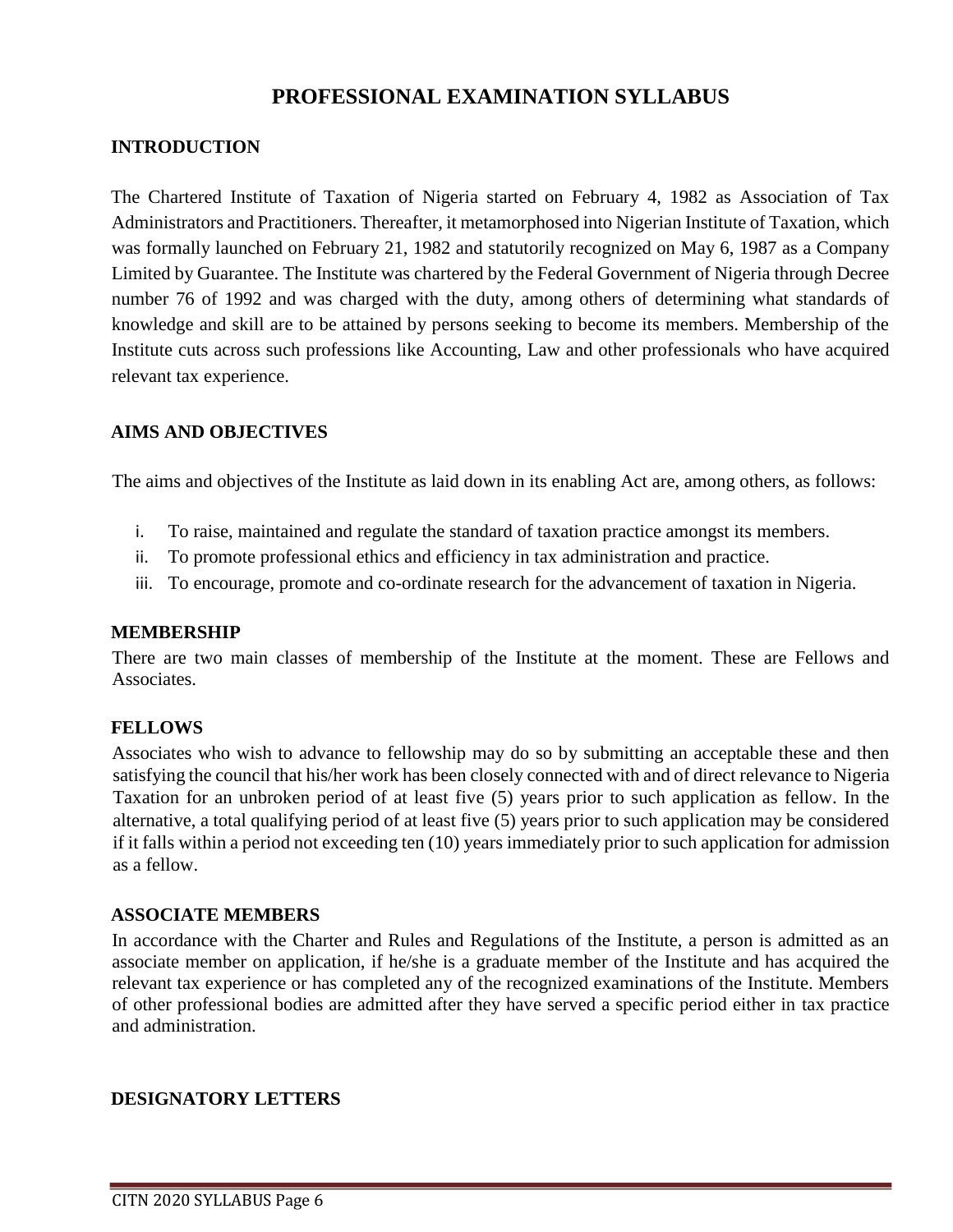# PROFESSIONAL EXAMINATION SYLLABUS

## INTRODUCTION

The Chartered Institute of Taxation of Nigeria started on February 4, 1982 as Association of Tax Administrators and Practitioners. Thereafter, it metamorphosed into Nigerian Institute of Taxation, which was formally launched on February 21, 1982 and statutorily recognized on May 6, 1987 as a Company Limited by Guarantee. The Institute was chartered by the Federal Government of Nigeria through Decree number 76 of 1992 and was charged with the duty, among others of determining what standards of knowledge and skill are to be attained by persons seeking to become its members. Membership of the Institute cuts across such professions like Accounting, Law and other professionals who have acquired relevant tax experience.

## AIMS AND OBJECTIVES

The aims and objectives of the Institute as laid down in its enabling Act are, among others, as follows:

i. To raise, maintained and regulate the standard of taxation practice amongst its members.
ii. To promote professional ethics and efficiency in tax administration and practice.
iii. To encourage, promote and co-ordinate research for the advancement of taxation in Nigeria.

## MEMBERSHIP

There are two main classes of membership of the Institute at the moment. These are Fellows and Associates.

## FELLOWS

Associates who wish to advance to fellowship may do so by submitting an acceptable these and then satisfying the council that his/her work has been closely connected with and of direct relevance to Nigeria Taxation for an unbroken period of at least five (5) years prior to such application as fellow. In the alternative, a total qualifying period of at least five (5) years prior to such application may be considered if it falls within a period not exceeding ten (10) years immediately prior to such application for admission as a fellow.

## ASSOCIATE MEMBERS

In accordance with the Charter and Rules and Regulations of the Institute, a person is admitted as an associate member on application, if he/she is a graduate member of the Institute and has acquired the relevant tax experience or has completed any of the recognized examinations of the Institute. Members of other professional bodies are admitted after they have served a specific period either in tax practice and administration.

## DESIGNATORY LETTERS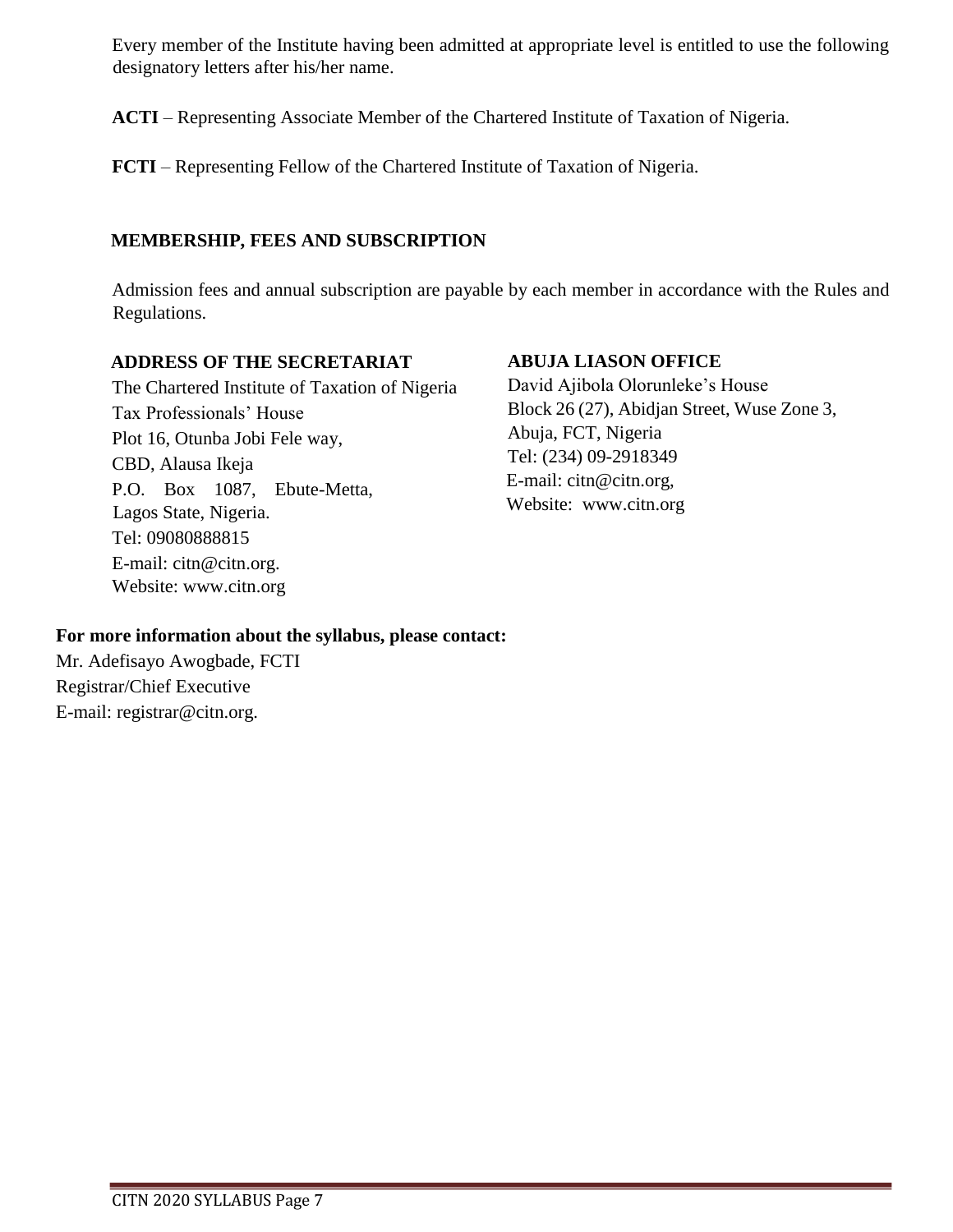Every member of the Institute having been admitted at appropriate level is entitled to use the following designatory letters after his/her name.

**ACTI** – Representing Associate Member of the Chartered Institute of Taxation of Nigeria.

**FCTI** – Representing Fellow of the Chartered Institute of Taxation of Nigeria.

## MEMBERSHIP, FEES AND SUBSCRIPTION

Admission fees and annual subscription are payable by each member in accordance with the Rules and Regulations.

**ADDRESS OF THE SECRETARIAT**

The Chartered Institute of Taxation of Nigeria
Tax Professionals' House
Plot 16, Otunba Jobi Fele way,
CBD, Alausa Ikeja
P.O. Box 1087, Ebute-Metta,
Lagos State, Nigeria.
Tel: 09080888815
E-mail: citn@citn.org.
Website: www.citn.org

**ABUJA LIASON OFFICE**

David Ajibola Olorunleke's House
Block 26 (27), Abidjan Street, Wuse Zone 3,
Abuja, FCT, Nigeria
Tel: (234) 09-2918349
E-mail: citn@citn.org,
Website: www.citn.org

**For more information about the syllabus, please contact:**

Mr. Adefisayo Awogbade, FCTI
Registrar/Chief Executive
E-mail: registrar@citn.org.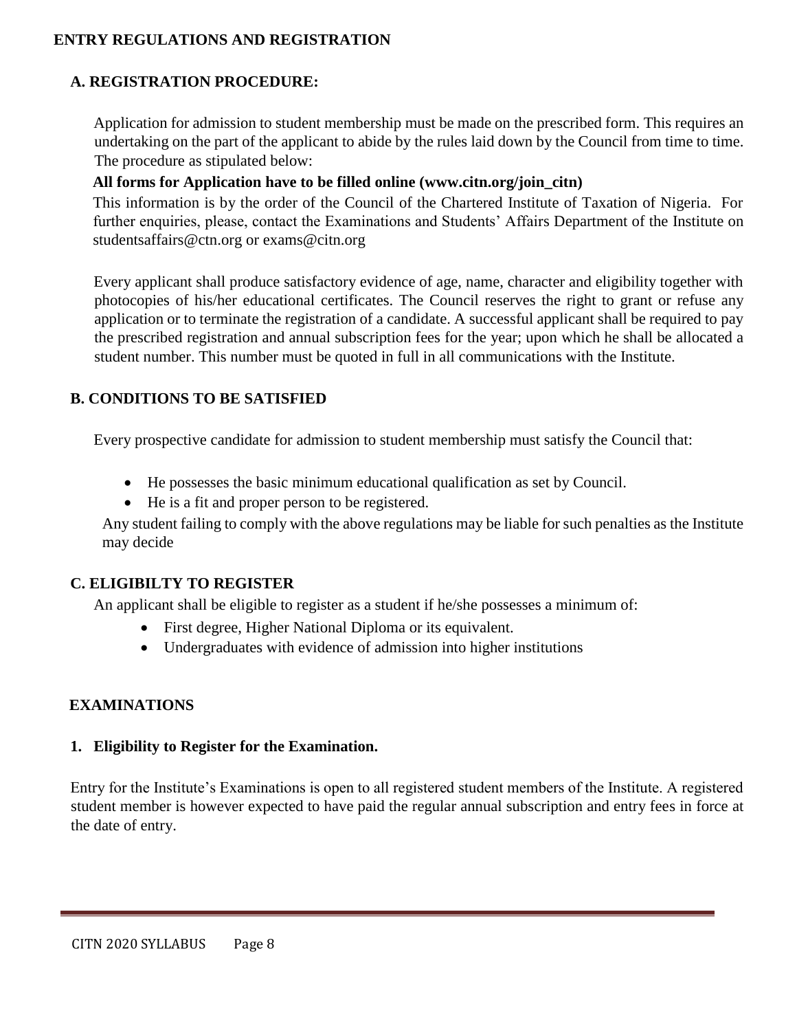## ENTRY REGULATIONS AND REGISTRATION

### A. REGISTRATION PROCEDURE:

Application for admission to student membership must be made on the prescribed form. This requires an undertaking on the part of the applicant to abide by the rules laid down by the Council from time to time. The procedure as stipulated below:

**All forms for Application have to be filled online (www.citn.org/join_citn)**

This information is by the order of the Council of the Chartered Institute of Taxation of Nigeria. For further enquiries, please, contact the Examinations and Students' Affairs Department of the Institute on studentsaffairs@ctn.org or exams@citn.org

Every applicant shall produce satisfactory evidence of age, name, character and eligibility together with photocopies of his/her educational certificates. The Council reserves the right to grant or refuse any application or to terminate the registration of a candidate. A successful applicant shall be required to pay the prescribed registration and annual subscription fees for the year; upon which he shall be allocated a student number. This number must be quoted in full in all communications with the Institute.

### B. CONDITIONS TO BE SATISFIED

Every prospective candidate for admission to student membership must satisfy the Council that:

- He possesses the basic minimum educational qualification as set by Council.
- He is a fit and proper person to be registered.

Any student failing to comply with the above regulations may be liable for such penalties as the Institute may decide

### C. ELIGIBILTY TO REGISTER

An applicant shall be eligible to register as a student if he/she possesses a minimum of:

- First degree, Higher National Diploma or its equivalent.
- Undergraduates with evidence of admission into higher institutions

## EXAMINATIONS

### 1. Eligibility to Register for the Examination.

Entry for the Institute's Examinations is open to all registered student members of the Institute. A registered student member is however expected to have paid the regular annual subscription and entry fees in force at the date of entry.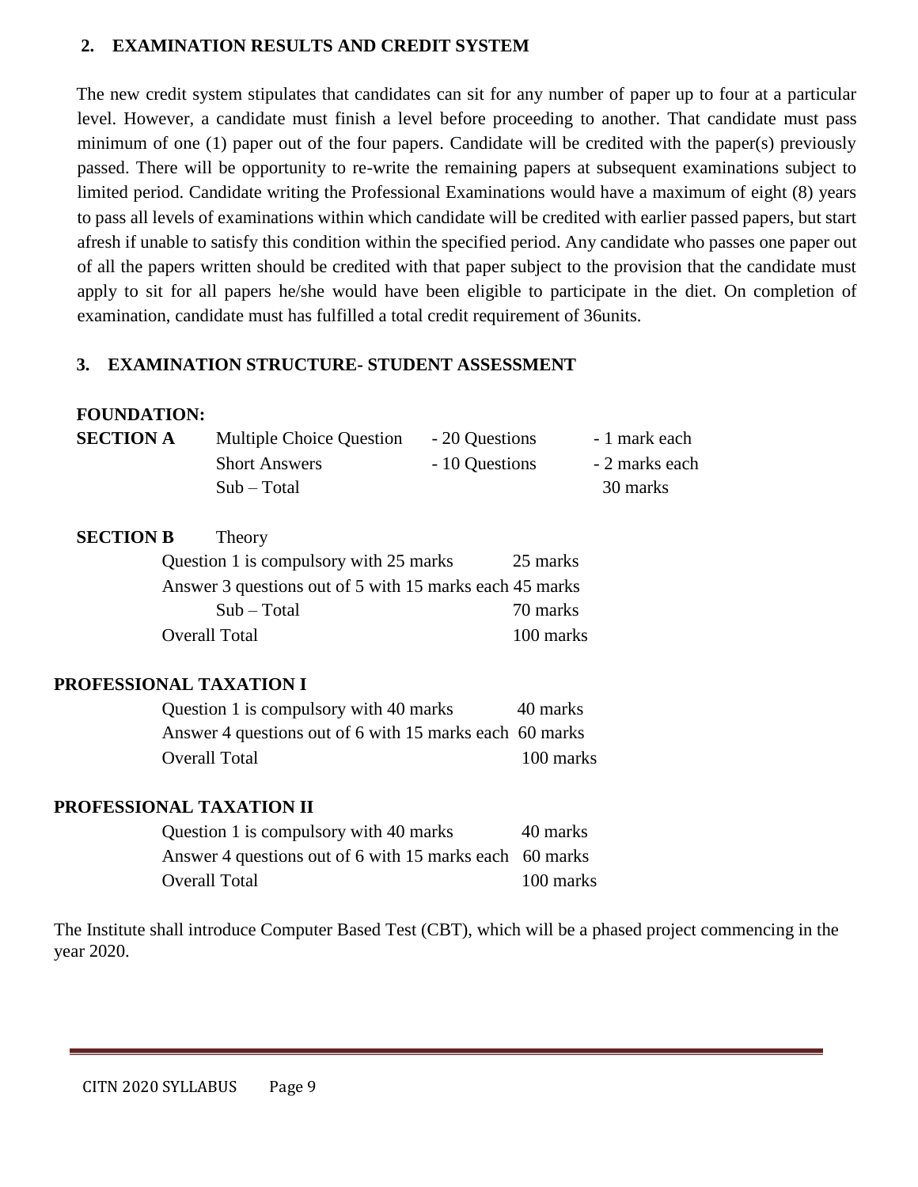## 2. EXAMINATION RESULTS AND CREDIT SYSTEM

The new credit system stipulates that candidates can sit for any number of paper up to four at a particular level. However, a candidate must finish a level before proceeding to another. That candidate must pass minimum of one (1) paper out of the four papers. Candidate will be credited with the paper(s) previously passed. There will be opportunity to re-write the remaining papers at subsequent examinations subject to limited period. Candidate writing the Professional Examinations would have a maximum of eight (8) years to pass all levels of examinations within which candidate will be credited with earlier passed papers, but start afresh if unable to satisfy this condition within the specified period. Any candidate who passes one paper out of all the papers written should be credited with that paper subject to the provision that the candidate must apply to sit for all papers he/she would have been eligible to participate in the diet. On completion of examination, candidate must has fulfilled a total credit requirement of 36units.

## 3. EXAMINATION STRUCTURE- STUDENT ASSESSMENT

**FOUNDATION:**

| | | | |
|---|---|---|---|
| **SECTION A** | Multiple Choice Question | - 20 Questions | - 1 mark each |
| | Short Answers | - 10 Questions | - 2 marks each |
| | Sub – Total | | 30 marks |

**SECTION B** Theory

| | |
|---|---|
| Question 1 is compulsory with 25 marks | 25 marks |
| Answer 3 questions out of 5 with 15 marks each | 45 marks |
| Sub – Total | 70 marks |
| Overall Total | 100 marks |

**PROFESSIONAL TAXATION I**

| | |
|---|---|
| Question 1 is compulsory with 40 marks | 40 marks |
| Answer 4 questions out of 6 with 15 marks each | 60 marks |
| Overall Total | 100 marks |

**PROFESSIONAL TAXATION II**

| | |
|---|---|
| Question 1 is compulsory with 40 marks | 40 marks |
| Answer 4 questions out of 6 with 15 marks each | 60 marks |
| Overall Total | 100 marks |

The Institute shall introduce Computer Based Test (CBT), which will be a phased project commencing in the year 2020.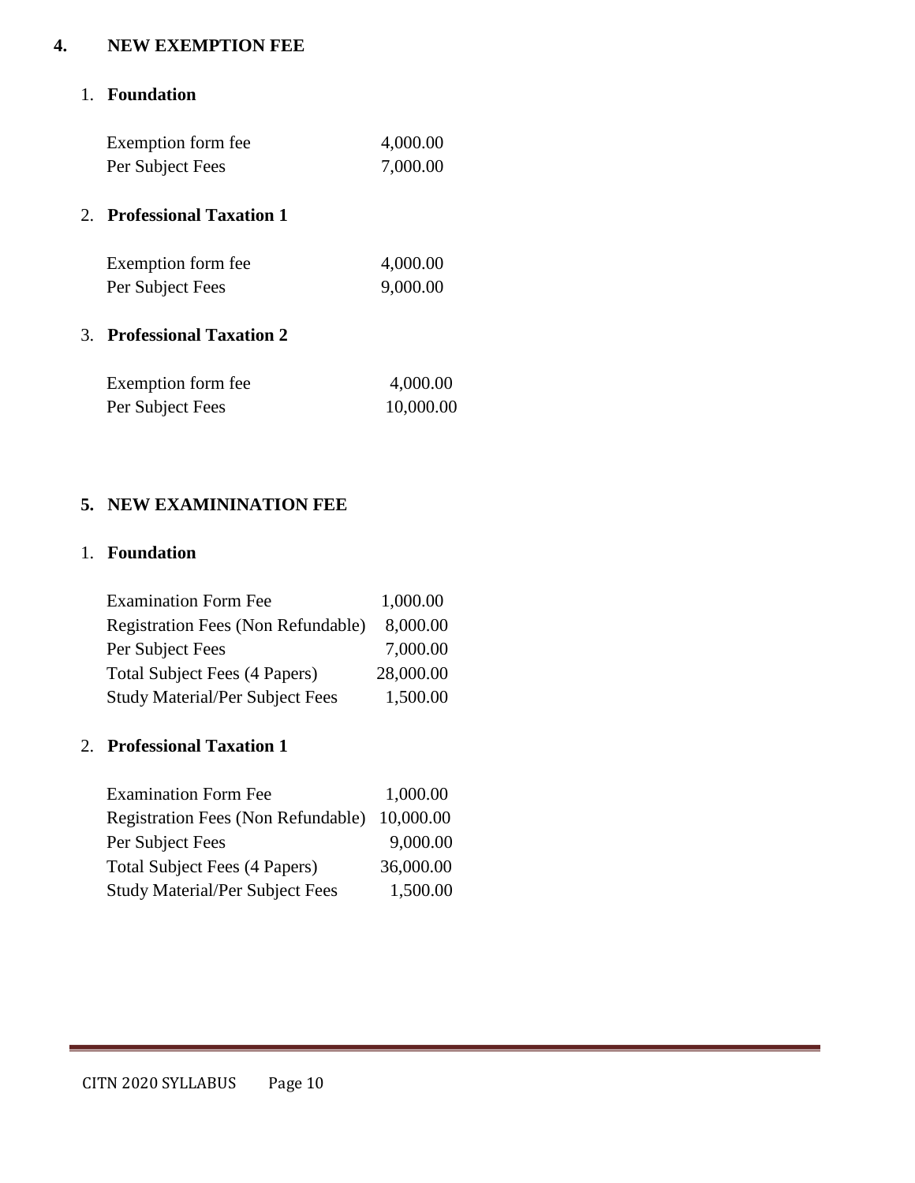## 4. NEW EXEMPTION FEE

1. **Foundation**

| | |
|---|---|
| Exemption form fee | 4,000.00 |
| Per Subject Fees | 7,000.00 |

2. **Professional Taxation 1**

| | |
|---|---|
| Exemption form fee | 4,000.00 |
| Per Subject Fees | 9,000.00 |

3. **Professional Taxation 2**

| | |
|---|---|
| Exemption form fee | 4,000.00 |
| Per Subject Fees | 10,000.00 |

## 5. NEW EXAMININATION FEE

1. **Foundation**

| | |
|---|---|
| Examination Form Fee | 1,000.00 |
| Registration Fees (Non Refundable) | 8,000.00 |
| Per Subject Fees | 7,000.00 |
| Total Subject Fees (4 Papers) | 28,000.00 |
| Study Material/Per Subject Fees | 1,500.00 |

2. **Professional Taxation 1**

| | |
|---|---|
| Examination Form Fee | 1,000.00 |
| Registration Fees (Non Refundable) | 10,000.00 |
| Per Subject Fees | 9,000.00 |
| Total Subject Fees (4 Papers) | 36,000.00 |
| Study Material/Per Subject Fees | 1,500.00 |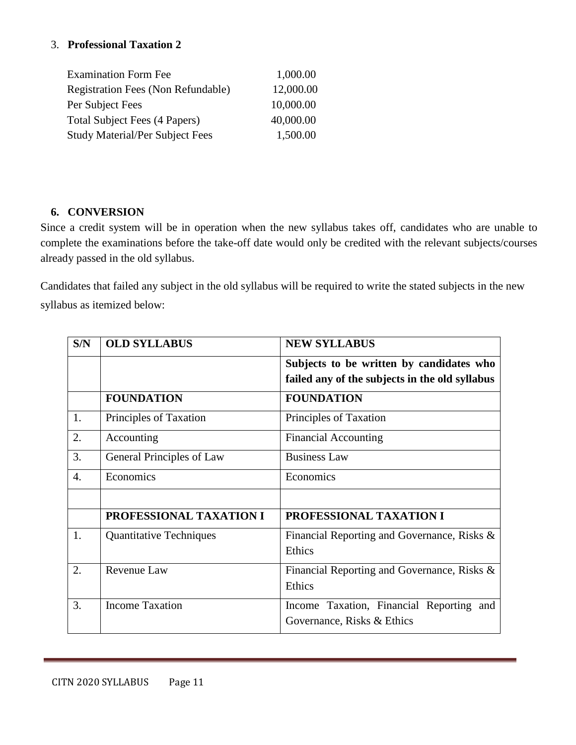3. **Professional Taxation 2**

| | |
|---|---|
| Examination Form Fee | 1,000.00 |
| Registration Fees (Non Refundable) | 12,000.00 |
| Per Subject Fees | 10,000.00 |
| Total Subject Fees (4 Papers) | 40,000.00 |
| Study Material/Per Subject Fees | 1,500.00 |

## 6. CONVERSION

Since a credit system will be in operation when the new syllabus takes off, candidates who are unable to complete the examinations before the take-off date would only be credited with the relevant subjects/courses already passed in the old syllabus.

Candidates that failed any subject in the old syllabus will be required to write the stated subjects in the new syllabus as itemized below:

| S/N | OLD SYLLABUS | NEW SYLLABUS |
|---|---|---|
| | | **Subjects to be written by candidates who failed any of the subjects in the old syllabus** |
| | **FOUNDATION** | **FOUNDATION** |
| 1. | Principles of Taxation | Principles of Taxation |
| 2. | Accounting | Financial Accounting |
| 3. | General Principles of Law | Business Law |
| 4. | Economics | Economics |
| | | |
| | **PROFESSIONAL TAXATION I** | **PROFESSIONAL TAXATION I** |
| 1. | Quantitative Techniques | Financial Reporting and Governance, Risks & Ethics |
| 2. | Revenue Law | Financial Reporting and Governance, Risks & Ethics |
| 3. | Income Taxation | Income Taxation, Financial Reporting and Governance, Risks & Ethics |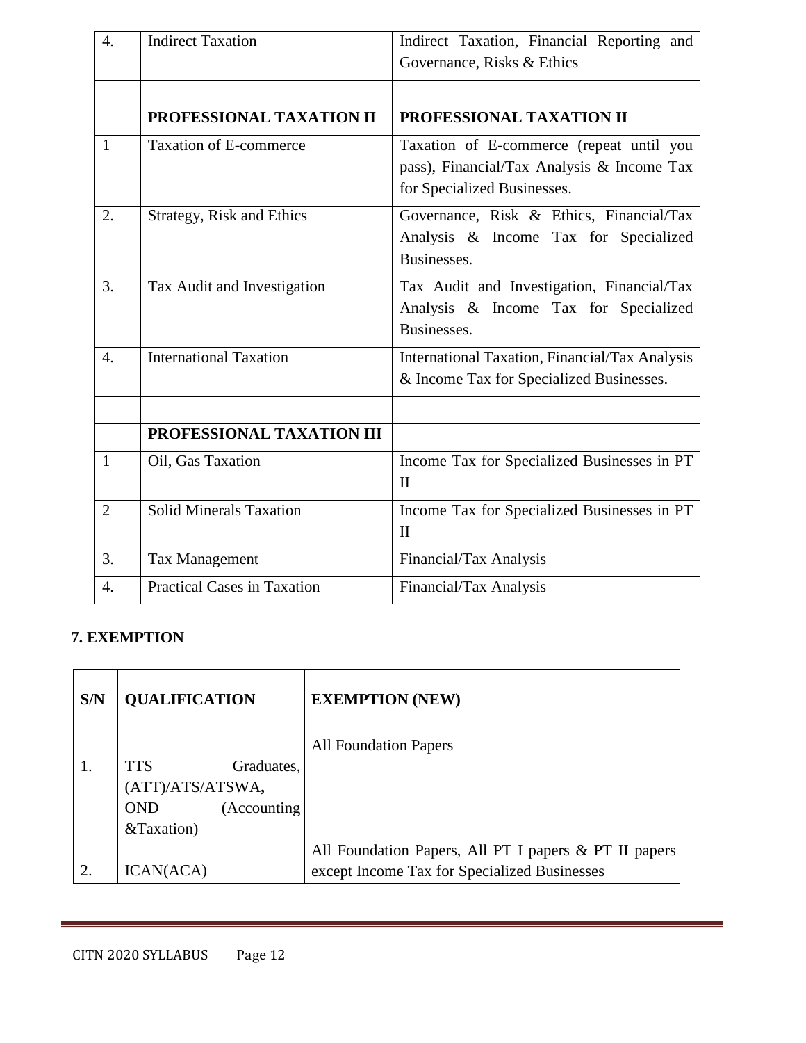| 4. | Indirect Taxation | Indirect Taxation, Financial Reporting and Governance, Risks & Ethics |
|---|---|---|
| | | |
| | **PROFESSIONAL TAXATION II** | **PROFESSIONAL TAXATION II** |
| 1 | Taxation of E-commerce | Taxation of E-commerce (repeat until you pass), Financial/Tax Analysis & Income Tax for Specialized Businesses. |
| 2. | Strategy, Risk and Ethics | Governance, Risk & Ethics, Financial/Tax Analysis & Income Tax for Specialized Businesses. |
| 3. | Tax Audit and Investigation | Tax Audit and Investigation, Financial/Tax Analysis & Income Tax for Specialized Businesses. |
| 4. | International Taxation | International Taxation, Financial/Tax Analysis & Income Tax for Specialized Businesses. |
| | | |
| | **PROFESSIONAL TAXATION III** | |
| 1 | Oil, Gas Taxation | Income Tax for Specialized Businesses in PT II |
| 2 | Solid Minerals Taxation | Income Tax for Specialized Businesses in PT II |
| 3. | Tax Management | Financial/Tax Analysis |
| 4. | Practical Cases in Taxation | Financial/Tax Analysis |

## 7. EXEMPTION

| S/N | QUALIFICATION | EXEMPTION (NEW) |
|---|---|---|
| 1. | TTS Graduates, (ATT)/ATS/ATSWA, OND (Accounting &Taxation) | All Foundation Papers |
| 2. | ICAN(ACA) | All Foundation Papers, All PT I papers & PT II papers except Income Tax for Specialized Businesses |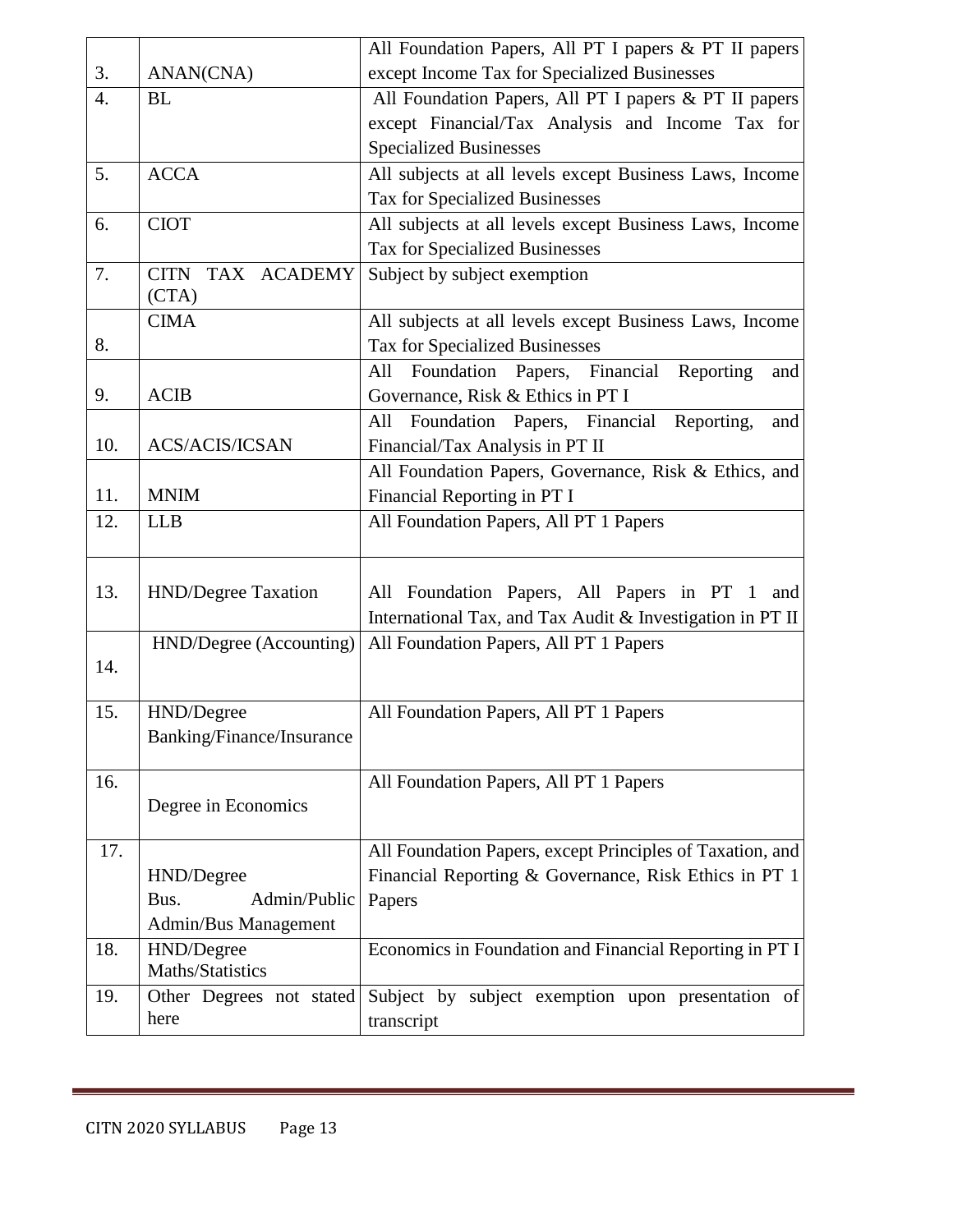| | | |
|---|---|---|
| 3. | ANAN(CNA) | All Foundation Papers, All PT I papers & PT II papers except Income Tax for Specialized Businesses |
| 4. | BL | All Foundation Papers, All PT I papers & PT II papers except Financial/Tax Analysis and Income Tax for Specialized Businesses |
| 5. | ACCA | All subjects at all levels except Business Laws, Income Tax for Specialized Businesses |
| 6. | CIOT | All subjects at all levels except Business Laws, Income Tax for Specialized Businesses |
| 7. | CITN TAX ACADEMY (CTA) | Subject by subject exemption |
| 8. | CIMA | All subjects at all levels except Business Laws, Income Tax for Specialized Businesses |
| 9. | ACIB | All Foundation Papers, Financial Reporting and Governance, Risk & Ethics in PT I |
| 10. | ACS/ACIS/ICSAN | All Foundation Papers, Financial Reporting, and Financial/Tax Analysis in PT II |
| 11. | MNIM | All Foundation Papers, Governance, Risk & Ethics, and Financial Reporting in PT I |
| 12. | LLB | All Foundation Papers, All PT 1 Papers |
| 13. | HND/Degree Taxation | All Foundation Papers, All Papers in PT 1 and International Tax, and Tax Audit & Investigation in PT II |
| 14. | HND/Degree (Accounting) | All Foundation Papers, All PT 1 Papers |
| 15. | HND/Degree Banking/Finance/Insurance | All Foundation Papers, All PT 1 Papers |
| 16. | Degree in Economics | All Foundation Papers, All PT 1 Papers |
| 17. | HND/Degree Bus. Admin/Public Admin/Bus Management | All Foundation Papers, except Principles of Taxation, and Financial Reporting & Governance, Risk Ethics in PT 1 Papers |
| 18. | HND/Degree Maths/Statistics | Economics in Foundation and Financial Reporting in PT I |
| 19. | Other Degrees not stated here | Subject by subject exemption upon presentation of transcript |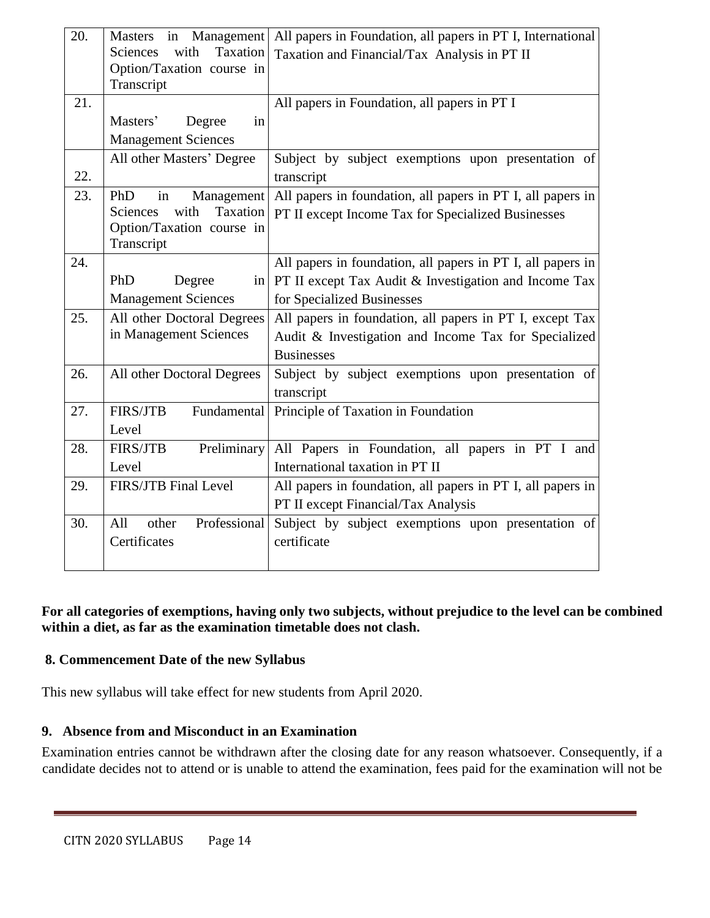| 20. | Masters in Management Sciences with Taxation Option/Taxation course in Transcript | All papers in Foundation, all papers in PT I, International Taxation and Financial/Tax Analysis in PT II |
|---|---|---|
| 21. | Masters' Degree in Management Sciences | All papers in Foundation, all papers in PT I |
| 22. | All other Masters' Degree | Subject by subject exemptions upon presentation of transcript |
| 23. | PhD in Management Sciences with Taxation Option/Taxation course in Transcript | All papers in foundation, all papers in PT I, all papers in PT II except Income Tax for Specialized Businesses |
| 24. | PhD Degree in Management Sciences | All papers in foundation, all papers in PT I, all papers in PT II except Tax Audit & Investigation and Income Tax for Specialized Businesses |
| 25. | All other Doctoral Degrees in Management Sciences | All papers in foundation, all papers in PT I, except Tax Audit & Investigation and Income Tax for Specialized Businesses |
| 26. | All other Doctoral Degrees | Subject by subject exemptions upon presentation of transcript |
| 27. | FIRS/JTB Fundamental Level | Principle of Taxation in Foundation |
| 28. | FIRS/JTB Preliminary Level | All Papers in Foundation, all papers in PT I and International taxation in PT II |
| 29. | FIRS/JTB Final Level | All papers in foundation, all papers in PT I, all papers in PT II except Financial/Tax Analysis |
| 30. | All other Professional Certificates | Subject by subject exemptions upon presentation of certificate |

**For all categories of exemptions, having only two subjects, without prejudice to the level can be combined within a diet, as far as the examination timetable does not clash.**

## 8. Commencement Date of the new Syllabus

This new syllabus will take effect for new students from April 2020.

## 9. Absence from and Misconduct in an Examination

Examination entries cannot be withdrawn after the closing date for any reason whatsoever. Consequently, if a candidate decides not to attend or is unable to attend the examination, fees paid for the examination will not be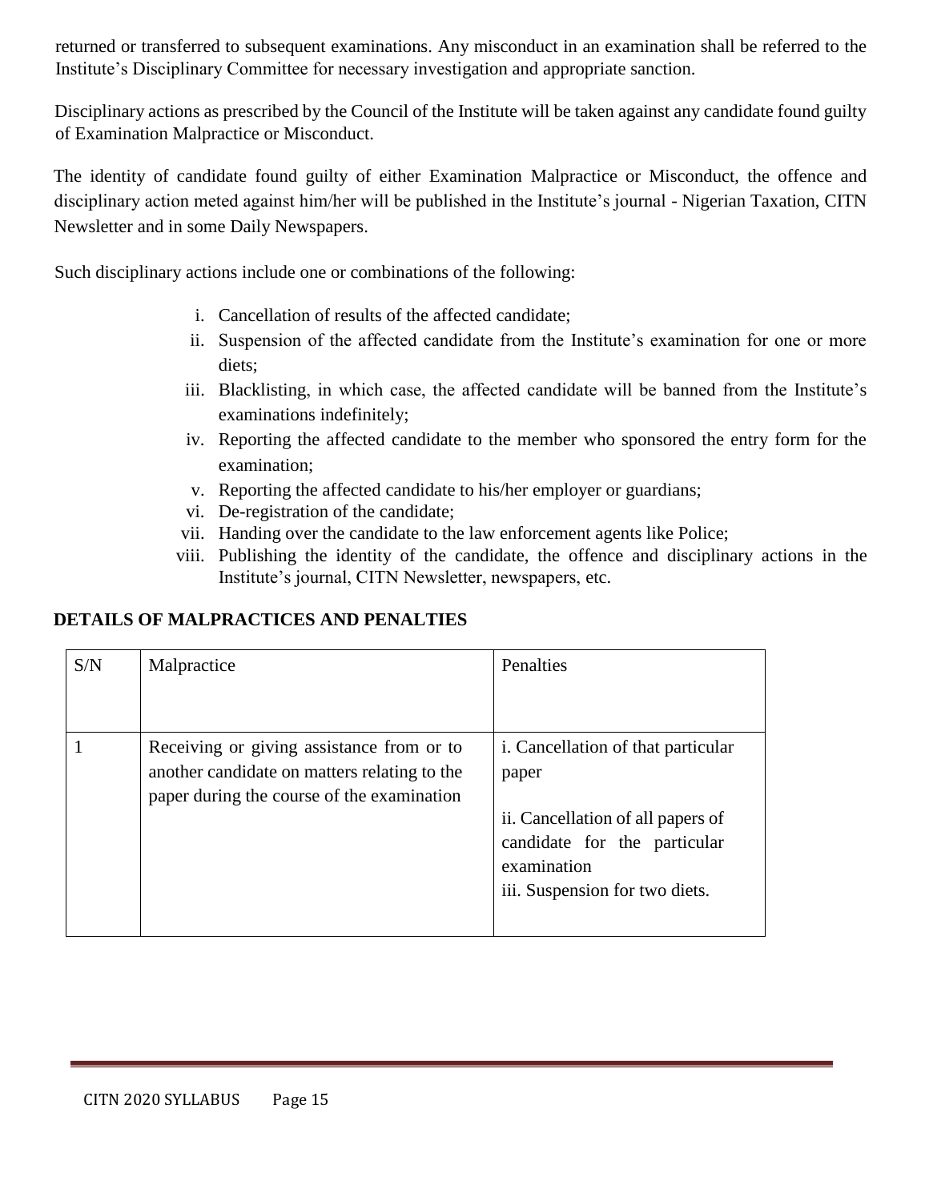returned or transferred to subsequent examinations. Any misconduct in an examination shall be referred to the Institute's Disciplinary Committee for necessary investigation and appropriate sanction.

Disciplinary actions as prescribed by the Council of the Institute will be taken against any candidate found guilty of Examination Malpractice or Misconduct.

The identity of candidate found guilty of either Examination Malpractice or Misconduct, the offence and disciplinary action meted against him/her will be published in the Institute's journal - Nigerian Taxation, CITN Newsletter and in some Daily Newspapers.

Such disciplinary actions include one or combinations of the following:

i. Cancellation of results of the affected candidate;
ii. Suspension of the affected candidate from the Institute's examination for one or more diets;
iii. Blacklisting, in which case, the affected candidate will be banned from the Institute's examinations indefinitely;
iv. Reporting the affected candidate to the member who sponsored the entry form for the examination;
v. Reporting the affected candidate to his/her employer or guardians;
vi. De-registration of the candidate;
vii. Handing over the candidate to the law enforcement agents like Police;
viii. Publishing the identity of the candidate, the offence and disciplinary actions in the Institute's journal, CITN Newsletter, newspapers, etc.

**DETAILS OF MALPRACTICES AND PENALTIES**

| S/N | Malpractice | Penalties |
|---|---|---|
| 1 | Receiving or giving assistance from or to another candidate on matters relating to the paper during the course of the examination | i. Cancellation of that particular paper<br><br>ii. Cancellation of all papers of candidate for the particular examination<br>iii. Suspension for two diets. |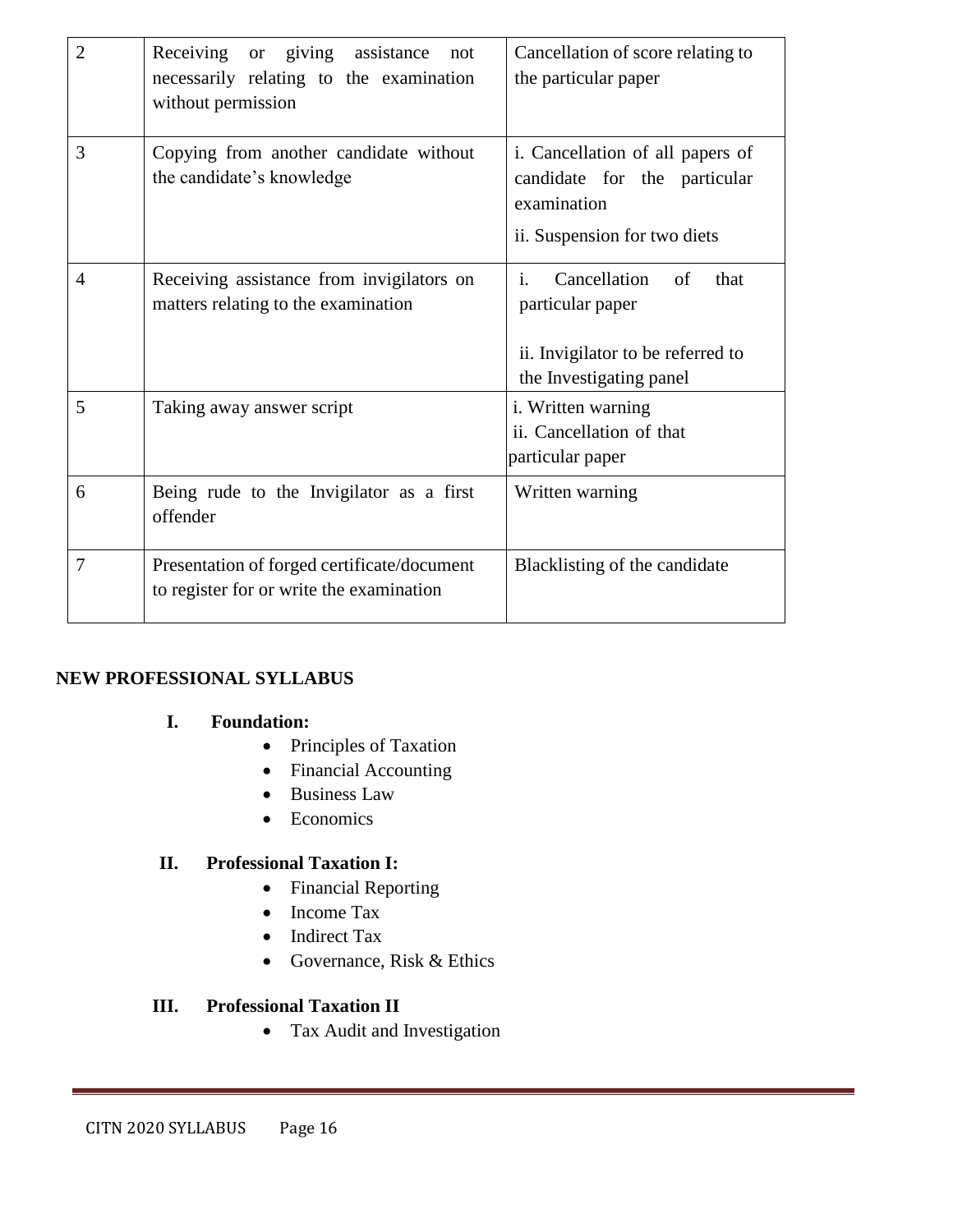| 2 | Receiving or giving assistance not necessarily relating to the examination without permission | Cancellation of score relating to the particular paper |
|---|---|---|
| 3 | Copying from another candidate without the candidate's knowledge | i. Cancellation of all papers of candidate for the particular examination<br>ii. Suspension for two diets |
| 4 | Receiving assistance from invigilators on matters relating to the examination | i. Cancellation of that particular paper<br>ii. Invigilator to be referred to the Investigating panel |
| 5 | Taking away answer script | i. Written warning<br>ii. Cancellation of that particular paper |
| 6 | Being rude to the Invigilator as a first offender | Written warning |
| 7 | Presentation of forged certificate/document to register for or write the examination | Blacklisting of the candidate |

**NEW PROFESSIONAL SYLLABUS**

**I. Foundation:**

- Principles of Taxation
- Financial Accounting
- Business Law
- Economics

**II. Professional Taxation I:**

- Financial Reporting
- Income Tax
- Indirect Tax
- Governance, Risk & Ethics

**III. Professional Taxation II**

- Tax Audit and Investigation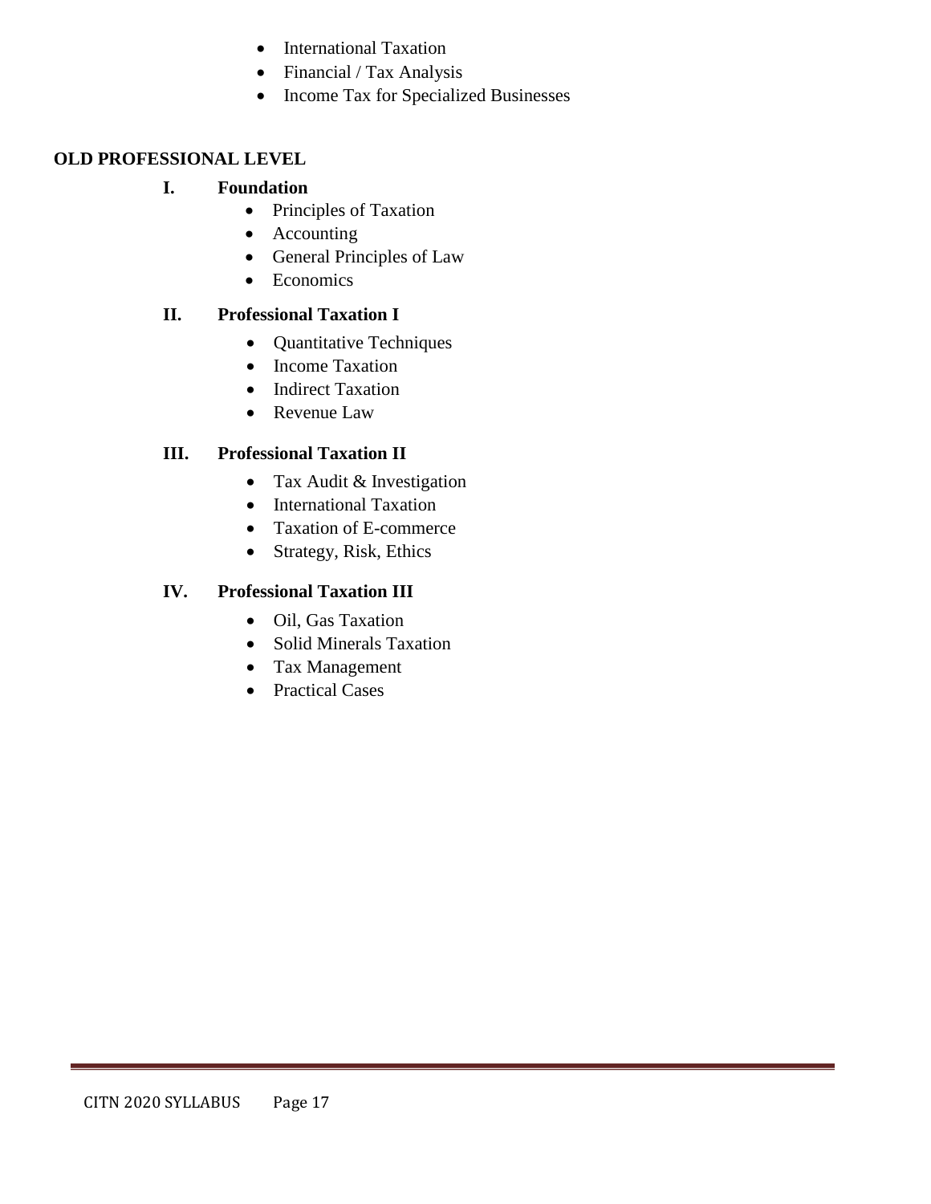- International Taxation
- Financial / Tax Analysis
- Income Tax for Specialized Businesses

**OLD PROFESSIONAL LEVEL**

**I. Foundation**

- Principles of Taxation
- Accounting
- General Principles of Law
- Economics

**II. Professional Taxation I**

- Quantitative Techniques
- Income Taxation
- Indirect Taxation
- Revenue Law

**III. Professional Taxation II**

- Tax Audit & Investigation
- International Taxation
- Taxation of E-commerce
- Strategy, Risk, Ethics

**IV. Professional Taxation III**

- Oil, Gas Taxation
- Solid Minerals Taxation
- Tax Management
- Practical Cases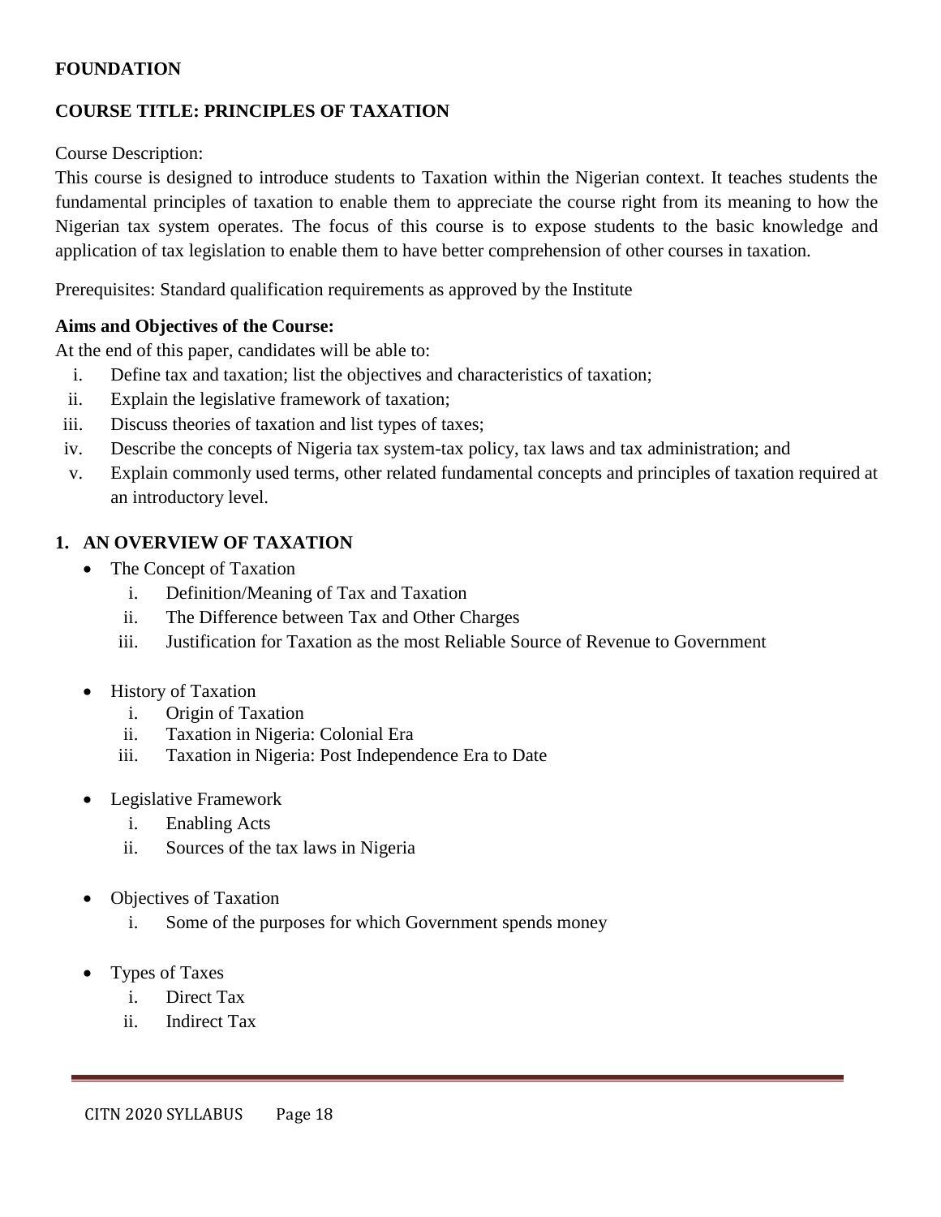**FOUNDATION**

**COURSE TITLE: PRINCIPLES OF TAXATION**

Course Description:
This course is designed to introduce students to Taxation within the Nigerian context. It teaches students the fundamental principles of taxation to enable them to appreciate the course right from its meaning to how the Nigerian tax system operates. The focus of this course is to expose students to the basic knowledge and application of tax legislation to enable them to have better comprehension of other courses in taxation.

Prerequisites: Standard qualification requirements as approved by the Institute

**Aims and Objectives of the Course:**
At the end of this paper, candidates will be able to:

i. Define tax and taxation; list the objectives and characteristics of taxation;
ii. Explain the legislative framework of taxation;
iii. Discuss theories of taxation and list types of taxes;
iv. Describe the concepts of Nigeria tax system-tax policy, tax laws and tax administration; and
v. Explain commonly used terms, other related fundamental concepts and principles of taxation required at an introductory level.

## 1. AN OVERVIEW OF TAXATION

- The Concept of Taxation
  i. Definition/Meaning of Tax and Taxation
  ii. The Difference between Tax and Other Charges
  iii. Justification for Taxation as the most Reliable Source of Revenue to Government

- History of Taxation
  i. Origin of Taxation
  ii. Taxation in Nigeria: Colonial Era
  iii. Taxation in Nigeria: Post Independence Era to Date

- Legislative Framework
  i. Enabling Acts
  ii. Sources of the tax laws in Nigeria

- Objectives of Taxation
  i. Some of the purposes for which Government spends money

- Types of Taxes
  i. Direct Tax
  ii. Indirect Tax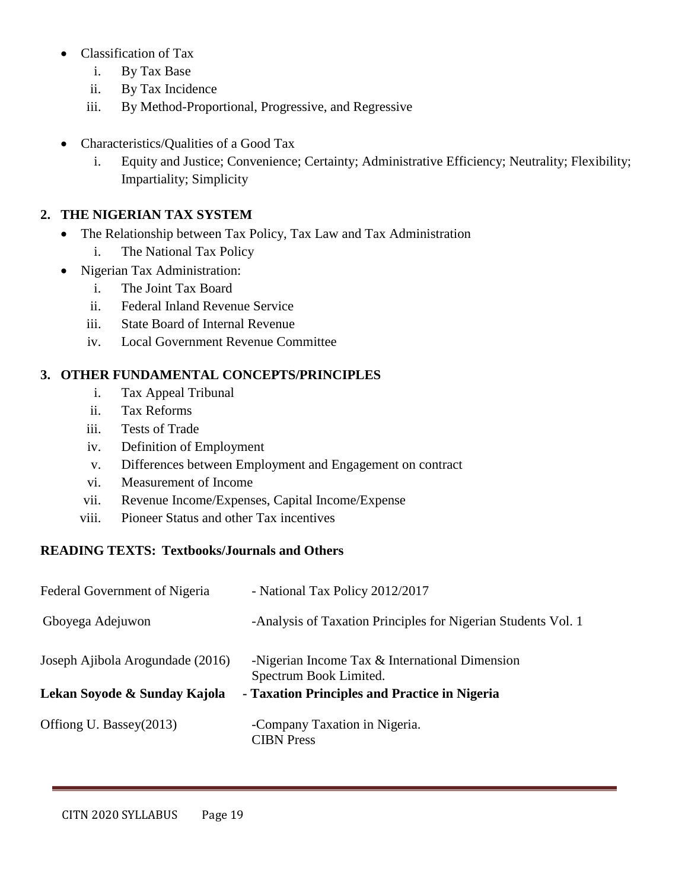- Classification of Tax
    i. By Tax Base
    ii. By Tax Incidence
    iii. By Method-Proportional, Progressive, and Regressive

- Characteristics/Qualities of a Good Tax
    i. Equity and Justice; Convenience; Certainty; Administrative Efficiency; Neutrality; Flexibility; Impartiality; Simplicity

## 2. THE NIGERIAN TAX SYSTEM

- The Relationship between Tax Policy, Tax Law and Tax Administration
    i. The National Tax Policy
- Nigerian Tax Administration:
    i. The Joint Tax Board
    ii. Federal Inland Revenue Service
    iii. State Board of Internal Revenue
    iv. Local Government Revenue Committee

## 3. OTHER FUNDAMENTAL CONCEPTS/PRINCIPLES

i. Tax Appeal Tribunal
ii. Tax Reforms
iii. Tests of Trade
iv. Definition of Employment
v. Differences between Employment and Engagement on contract
vi. Measurement of Income
vii. Revenue Income/Expenses, Capital Income/Expense
viii. Pioneer Status and other Tax incentives

**READING TEXTS: Textbooks/Journals and Others**

| | |
|---|---|
| Federal Government of Nigeria | - National Tax Policy 2012/2017 |
| Gboyega Adejuwon | -Analysis of Taxation Principles for Nigerian Students Vol. 1 |
| Joseph Ajibola Arogundade (2016) | -Nigerian Income Tax & International Dimension Spectrum Book Limited. |
| **Lekan Soyode & Sunday Kajola** | **- Taxation Principles and Practice in Nigeria** |
| Offiong U. Bassey(2013) | -Company Taxation in Nigeria. CIBN Press |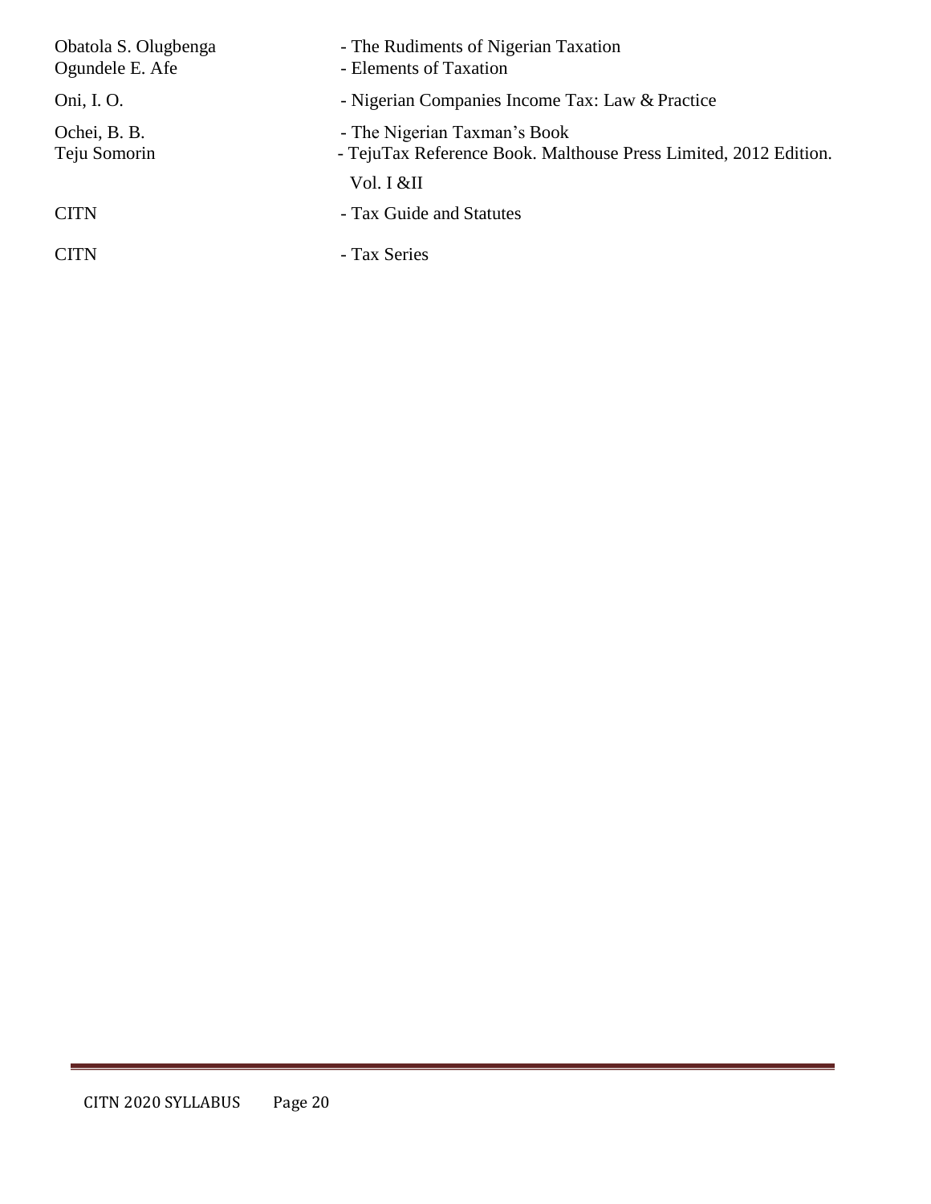| | |
|---|---|
| Obatola S. Olugbenga | - The Rudiments of Nigerian Taxation |
| Ogundele E. Afe | - Elements of Taxation |
| Oni, I. O. | - Nigerian Companies Income Tax: Law & Practice |
| Ochei, B. B. | - The Nigerian Taxman's Book |
| Teju Somorin | - TejuTax Reference Book. Malthouse Press Limited, 2012 Edition. Vol. I &II |
| CITN | - Tax Guide and Statutes |
| CITN | - Tax Series |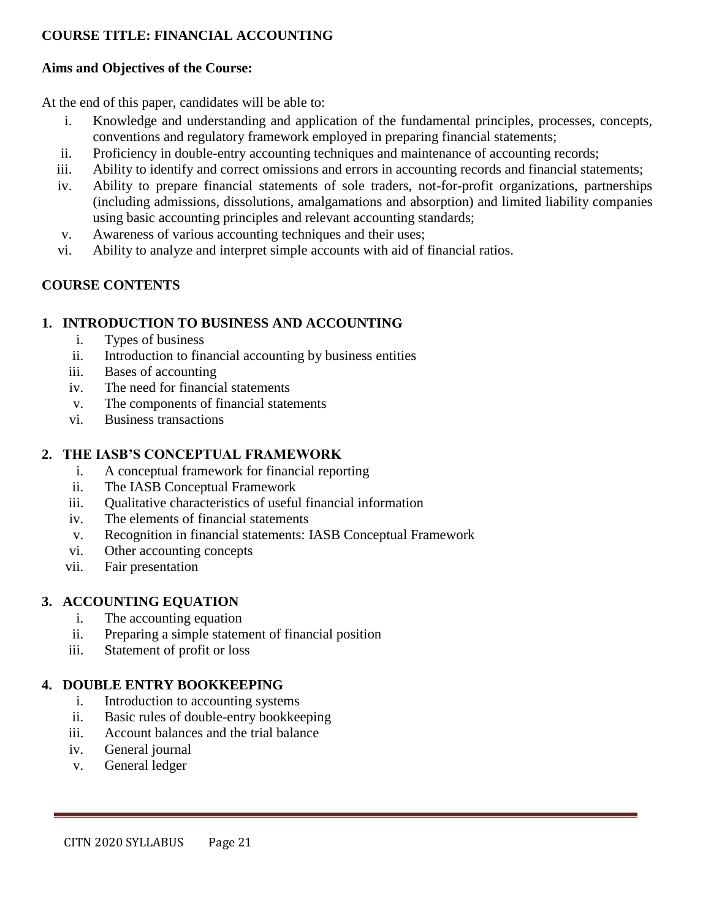**COURSE TITLE: FINANCIAL ACCOUNTING**

**Aims and Objectives of the Course:**

At the end of this paper, candidates will be able to:

i. Knowledge and understanding and application of the fundamental principles, processes, concepts, conventions and regulatory framework employed in preparing financial statements;
ii. Proficiency in double-entry accounting techniques and maintenance of accounting records;
iii. Ability to identify and correct omissions and errors in accounting records and financial statements;
iv. Ability to prepare financial statements of sole traders, not-for-profit organizations, partnerships (including admissions, dissolutions, amalgamations and absorption) and limited liability companies using basic accounting principles and relevant accounting standards;
v. Awareness of various accounting techniques and their uses;
vi. Ability to analyze and interpret simple accounts with aid of financial ratios.

**COURSE CONTENTS**

**1. INTRODUCTION TO BUSINESS AND ACCOUNTING**

i. Types of business
ii. Introduction to financial accounting by business entities
iii. Bases of accounting
iv. The need for financial statements
v. The components of financial statements
vi. Business transactions

**2. THE IASB'S CONCEPTUAL FRAMEWORK**

i. A conceptual framework for financial reporting
ii. The IASB Conceptual Framework
iii. Qualitative characteristics of useful financial information
iv. The elements of financial statements
v. Recognition in financial statements: IASB Conceptual Framework
vi. Other accounting concepts
vii. Fair presentation

**3. ACCOUNTING EQUATION**

i. The accounting equation
ii. Preparing a simple statement of financial position
iii. Statement of profit or loss

**4. DOUBLE ENTRY BOOKKEEPING**

i. Introduction to accounting systems
ii. Basic rules of double-entry bookkeeping
iii. Account balances and the trial balance
iv. General journal
v. General ledger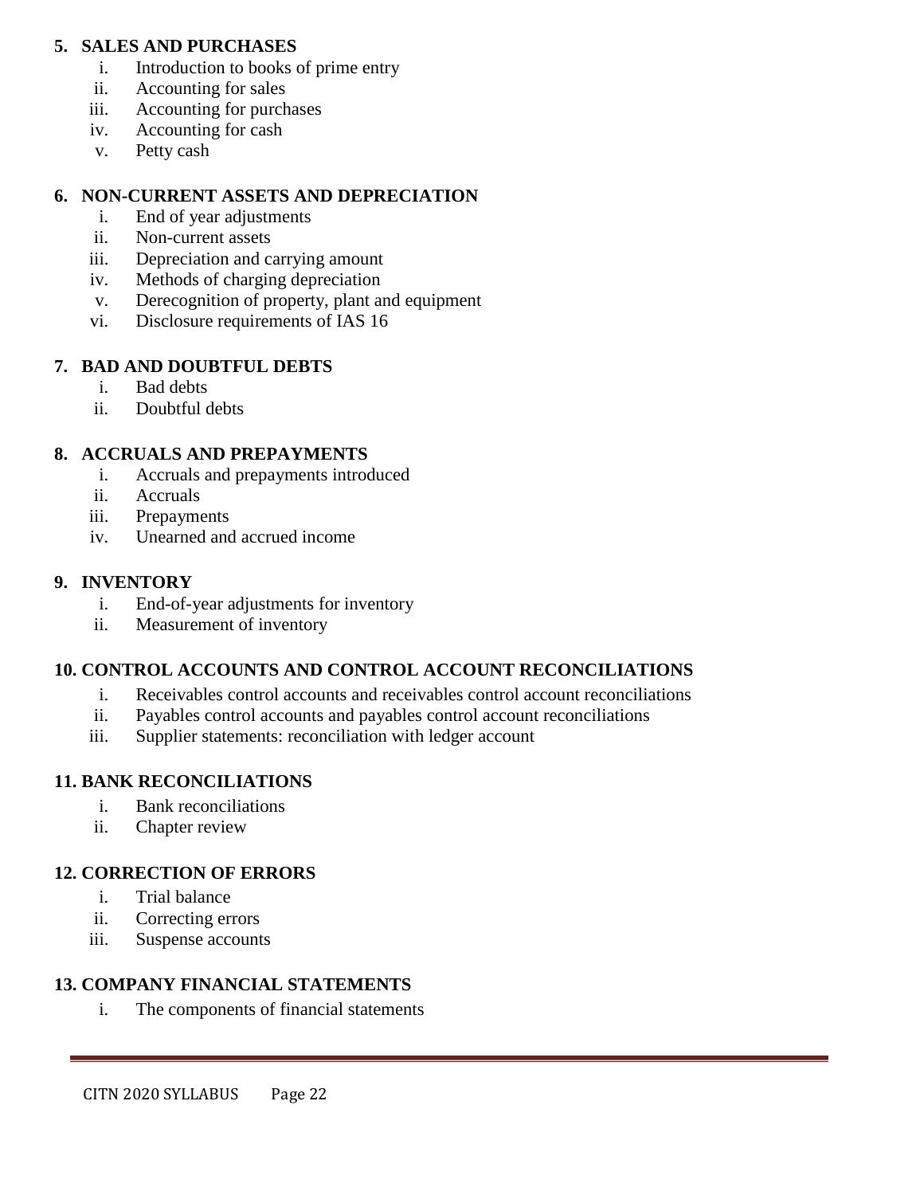**5. SALES AND PURCHASES**

i. Introduction to books of prime entry
ii. Accounting for sales
iii. Accounting for purchases
iv. Accounting for cash
v. Petty cash

**6. NON-CURRENT ASSETS AND DEPRECIATION**

i. End of year adjustments
ii. Non-current assets
iii. Depreciation and carrying amount
iv. Methods of charging depreciation
v. Derecognition of property, plant and equipment
vi. Disclosure requirements of IAS 16

**7. BAD AND DOUBTFUL DEBTS**

i. Bad debts
ii. Doubtful debts

**8. ACCRUALS AND PREPAYMENTS**

i. Accruals and prepayments introduced
ii. Accruals
iii. Prepayments
iv. Unearned and accrued income

**9. INVENTORY**

i. End-of-year adjustments for inventory
ii. Measurement of inventory

**10. CONTROL ACCOUNTS AND CONTROL ACCOUNT RECONCILIATIONS**

i. Receivables control accounts and receivables control account reconciliations
ii. Payables control accounts and payables control account reconciliations
iii. Supplier statements: reconciliation with ledger account

**11. BANK RECONCILIATIONS**

i. Bank reconciliations
ii. Chapter review

**12. CORRECTION OF ERRORS**

i. Trial balance
ii. Correcting errors
iii. Suspense accounts

**13. COMPANY FINANCIAL STATEMENTS**

i. The components of financial statements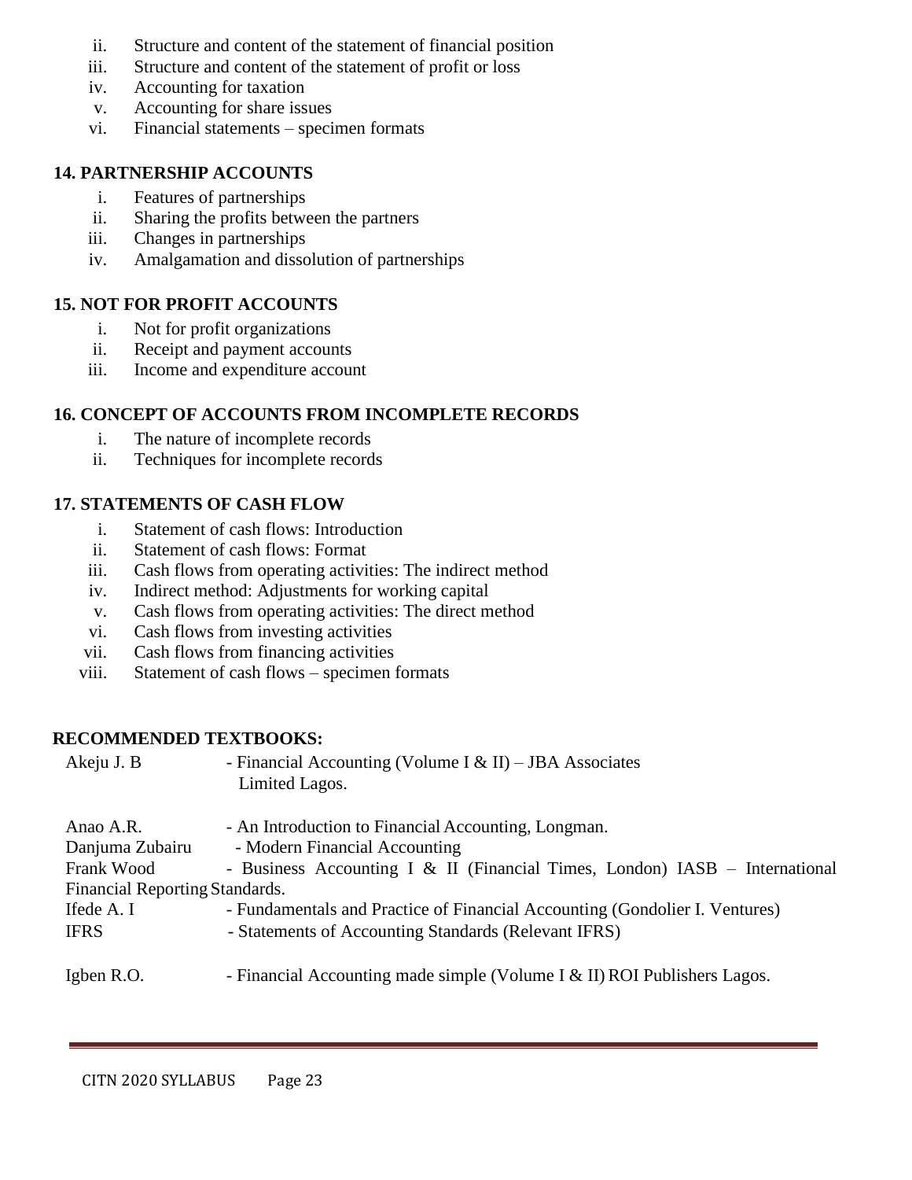ii. Structure and content of the statement of financial position
iii. Structure and content of the statement of profit or loss
iv. Accounting for taxation
v. Accounting for share issues
vi. Financial statements – specimen formats

### 14. PARTNERSHIP ACCOUNTS

i. Features of partnerships
ii. Sharing the profits between the partners
iii. Changes in partnerships
iv. Amalgamation and dissolution of partnerships

### 15. NOT FOR PROFIT ACCOUNTS

i. Not for profit organizations
ii. Receipt and payment accounts
iii. Income and expenditure account

### 16. CONCEPT OF ACCOUNTS FROM INCOMPLETE RECORDS

i. The nature of incomplete records
ii. Techniques for incomplete records

### 17. STATEMENTS OF CASH FLOW

i. Statement of cash flows: Introduction
ii. Statement of cash flows: Format
iii. Cash flows from operating activities: The indirect method
iv. Indirect method: Adjustments for working capital
v. Cash flows from operating activities: The direct method
vi. Cash flows from investing activities
vii. Cash flows from financing activities
viii. Statement of cash flows – specimen formats

### RECOMMENDED TEXTBOOKS:

Akeju J. B - Financial Accounting (Volume I & II) – JBA Associates Limited Lagos.

Anao A.R. - An Introduction to Financial Accounting, Longman.
Danjuma Zubairu - Modern Financial Accounting
Frank Wood - Business Accounting I & II (Financial Times, London) IASB – International Financial Reporting Standards.
Ifede A. I - Fundamentals and Practice of Financial Accounting (Gondolier I. Ventures)
IFRS - Statements of Accounting Standards (Relevant IFRS)

Igben R.O. - Financial Accounting made simple (Volume I & II) ROI Publishers Lagos.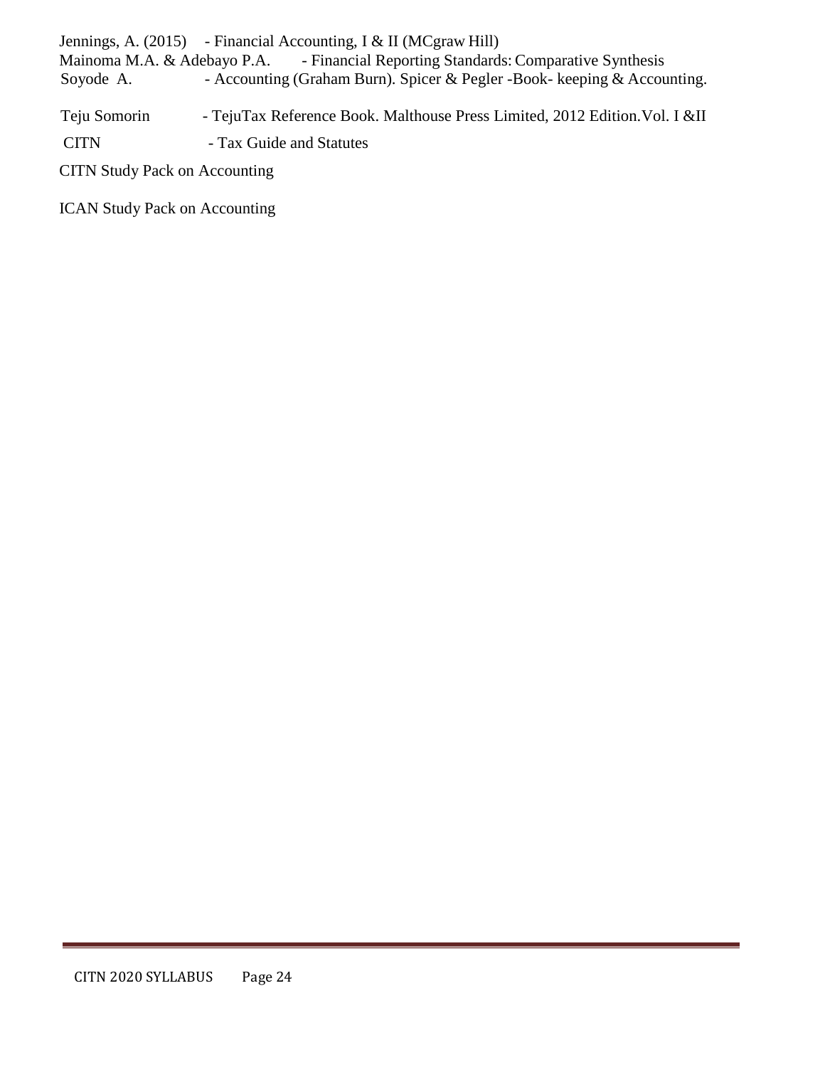Jennings, A. (2015) - Financial Accounting, I & II (MCgraw Hill)
Mainoma M.A. & Adebayo P.A. - Financial Reporting Standards: Comparative Synthesis
Soyode A. - Accounting (Graham Burn). Spicer & Pegler -Book- keeping & Accounting.

Teju Somorin - TejuTax Reference Book. Malthouse Press Limited, 2012 Edition. Vol. I &II

CITN - Tax Guide and Statutes

CITN Study Pack on Accounting

ICAN Study Pack on Accounting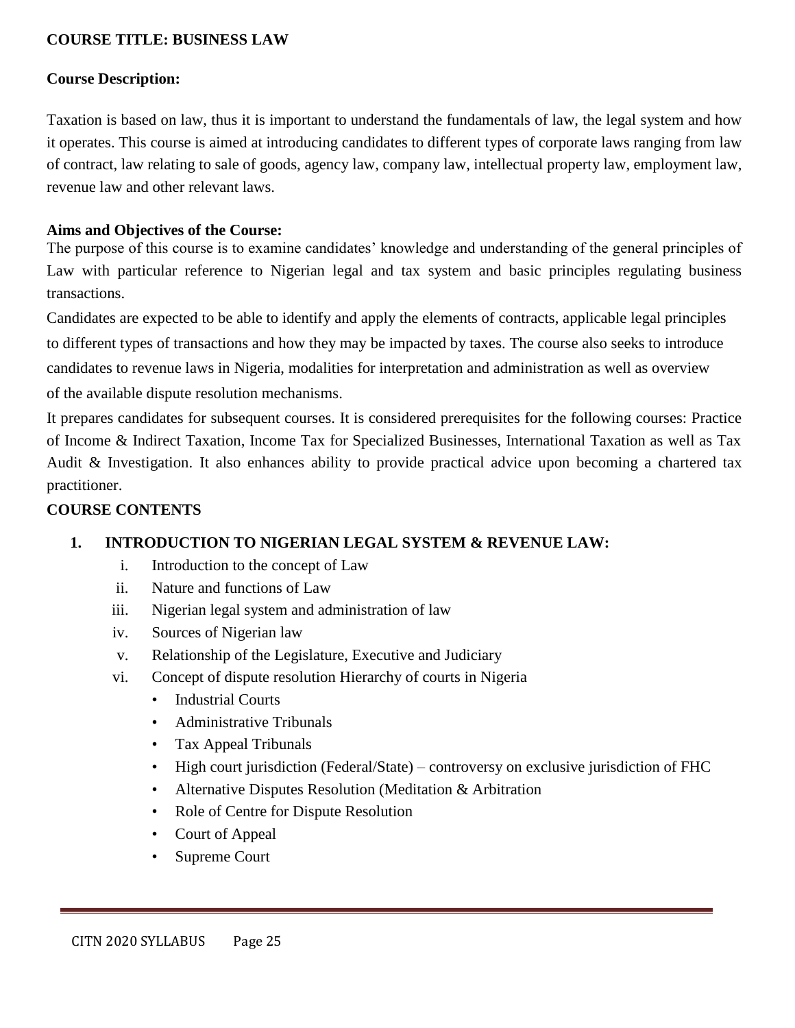**COURSE TITLE: BUSINESS LAW**

**Course Description:**

Taxation is based on law, thus it is important to understand the fundamentals of law, the legal system and how it operates. This course is aimed at introducing candidates to different types of corporate laws ranging from law of contract, law relating to sale of goods, agency law, company law, intellectual property law, employment law, revenue law and other relevant laws.

**Aims and Objectives of the Course:**

The purpose of this course is to examine candidates' knowledge and understanding of the general principles of Law with particular reference to Nigerian legal and tax system and basic principles regulating business transactions.

Candidates are expected to be able to identify and apply the elements of contracts, applicable legal principles to different types of transactions and how they may be impacted by taxes. The course also seeks to introduce candidates to revenue laws in Nigeria, modalities for interpretation and administration as well as overview of the available dispute resolution mechanisms.

It prepares candidates for subsequent courses. It is considered prerequisites for the following courses: Practice of Income & Indirect Taxation, Income Tax for Specialized Businesses, International Taxation as well as Tax Audit & Investigation. It also enhances ability to provide practical advice upon becoming a chartered tax practitioner.

**COURSE CONTENTS**

**1. INTRODUCTION TO NIGERIAN LEGAL SYSTEM & REVENUE LAW:**

i. Introduction to the concept of Law

ii. Nature and functions of Law

iii. Nigerian legal system and administration of law

iv. Sources of Nigerian law

v. Relationship of the Legislature, Executive and Judiciary

vi. Concept of dispute resolution Hierarchy of courts in Nigeria

- Industrial Courts
- Administrative Tribunals
- Tax Appeal Tribunals
- High court jurisdiction (Federal/State) – controversy on exclusive jurisdiction of FHC
- Alternative Disputes Resolution (Meditation & Arbitration
- Role of Centre for Dispute Resolution
- Court of Appeal
- Supreme Court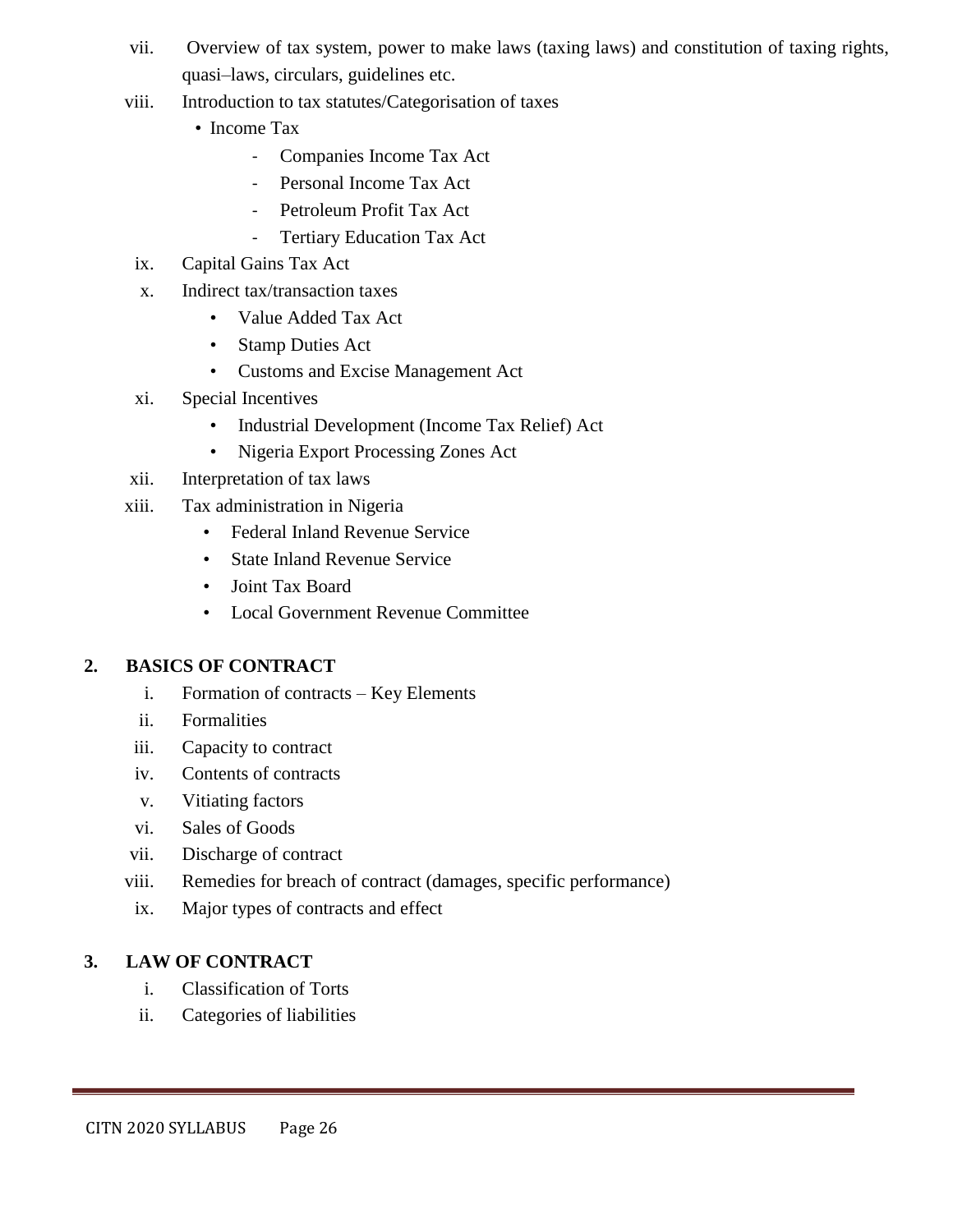vii. Overview of tax system, power to make laws (taxing laws) and constitution of taxing rights, quasi–laws, circulars, guidelines etc.

viii. Introduction to tax statutes/Categorisation of taxes
   - Income Tax
     - Companies Income Tax Act
     - Personal Income Tax Act
     - Petroleum Profit Tax Act
     - Tertiary Education Tax Act

ix. Capital Gains Tax Act

x. Indirect tax/transaction taxes
   - Value Added Tax Act
   - Stamp Duties Act
   - Customs and Excise Management Act

xi. Special Incentives
   - Industrial Development (Income Tax Relief) Act
   - Nigeria Export Processing Zones Act

xii. Interpretation of tax laws

xiii. Tax administration in Nigeria
   - Federal Inland Revenue Service
   - State Inland Revenue Service
   - Joint Tax Board
   - Local Government Revenue Committee

**2. BASICS OF CONTRACT**

i. Formation of contracts – Key Elements

ii. Formalities

iii. Capacity to contract

iv. Contents of contracts

v. Vitiating factors

vi. Sales of Goods

vii. Discharge of contract

viii. Remedies for breach of contract (damages, specific performance)

ix. Major types of contracts and effect

**3. LAW OF CONTRACT**

i. Classification of Torts

ii. Categories of liabilities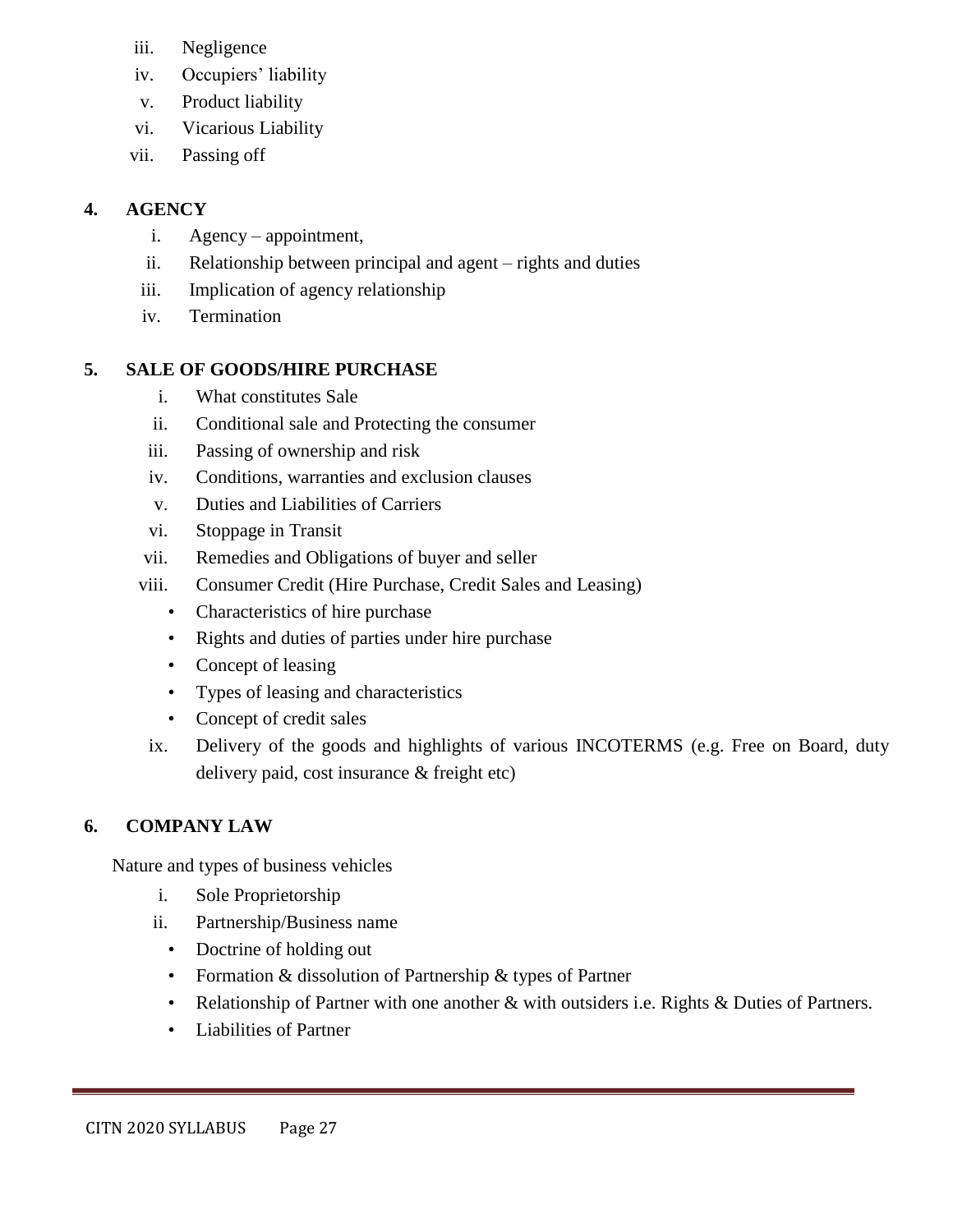iii. Negligence
iv. Occupiers' liability
v. Product liability
vi. Vicarious Liability
vii. Passing off

**4. AGENCY**

i. Agency – appointment,
ii. Relationship between principal and agent – rights and duties
iii. Implication of agency relationship
iv. Termination

**5. SALE OF GOODS/HIRE PURCHASE**

i. What constitutes Sale
ii. Conditional sale and Protecting the consumer
iii. Passing of ownership and risk
iv. Conditions, warranties and exclusion clauses
v. Duties and Liabilities of Carriers
vi. Stoppage in Transit
vii. Remedies and Obligations of buyer and seller
viii. Consumer Credit (Hire Purchase, Credit Sales and Leasing)
   - Characteristics of hire purchase
   - Rights and duties of parties under hire purchase
   - Concept of leasing
   - Types of leasing and characteristics
   - Concept of credit sales
ix. Delivery of the goods and highlights of various INCOTERMS (e.g. Free on Board, duty delivery paid, cost insurance & freight etc)

**6. COMPANY LAW**

Nature and types of business vehicles

i. Sole Proprietorship
ii. Partnership/Business name
   - Doctrine of holding out
   - Formation & dissolution of Partnership & types of Partner
   - Relationship of Partner with one another & with outsiders i.e. Rights & Duties of Partners.
   - Liabilities of Partner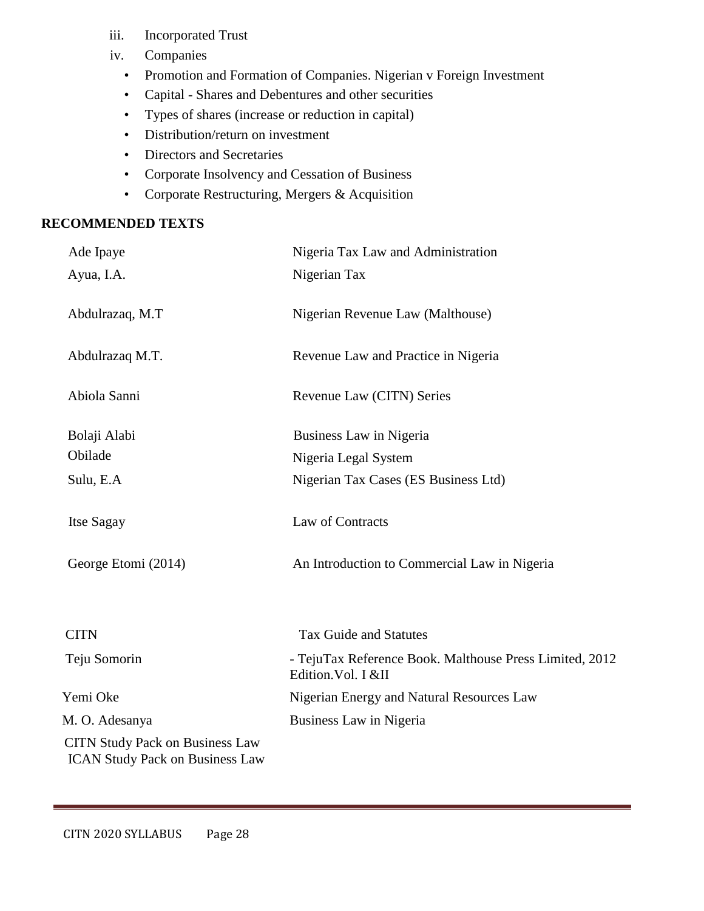iii. Incorporated Trust

iv. Companies

- Promotion and Formation of Companies. Nigerian v Foreign Investment
- Capital - Shares and Debentures and other securities
- Types of shares (increase or reduction in capital)
- Distribution/return on investment
- Directors and Secretaries
- Corporate Insolvency and Cessation of Business
- Corporate Restructuring, Mergers & Acquisition

**RECOMMENDED TEXTS**

| | |
|---|---|
| Ade Ipaye | Nigeria Tax Law and Administration |
| Ayua, I.A. | Nigerian Tax |
| Abdulrazaq, M.T | Nigerian Revenue Law (Malthouse) |
| Abdulrazaq M.T. | Revenue Law and Practice in Nigeria |
| Abiola Sanni | Revenue Law (CITN) Series |
| Bolaji Alabi | Business Law in Nigeria |
| Obilade | Nigeria Legal System |
| Sulu, E.A | Nigerian Tax Cases (ES Business Ltd) |
| Itse Sagay | Law of Contracts |
| George Etomi (2014) | An Introduction to Commercial Law in Nigeria |
| CITN | Tax Guide and Statutes |
| Teju Somorin | - TejuTax Reference Book. Malthouse Press Limited, 2012 Edition.Vol. I &II |
| Yemi Oke | Nigerian Energy and Natural Resources Law |
| M. O. Adesanya | Business Law in Nigeria |
| CITN Study Pack on Business Law | |
| ICAN Study Pack on Business Law | |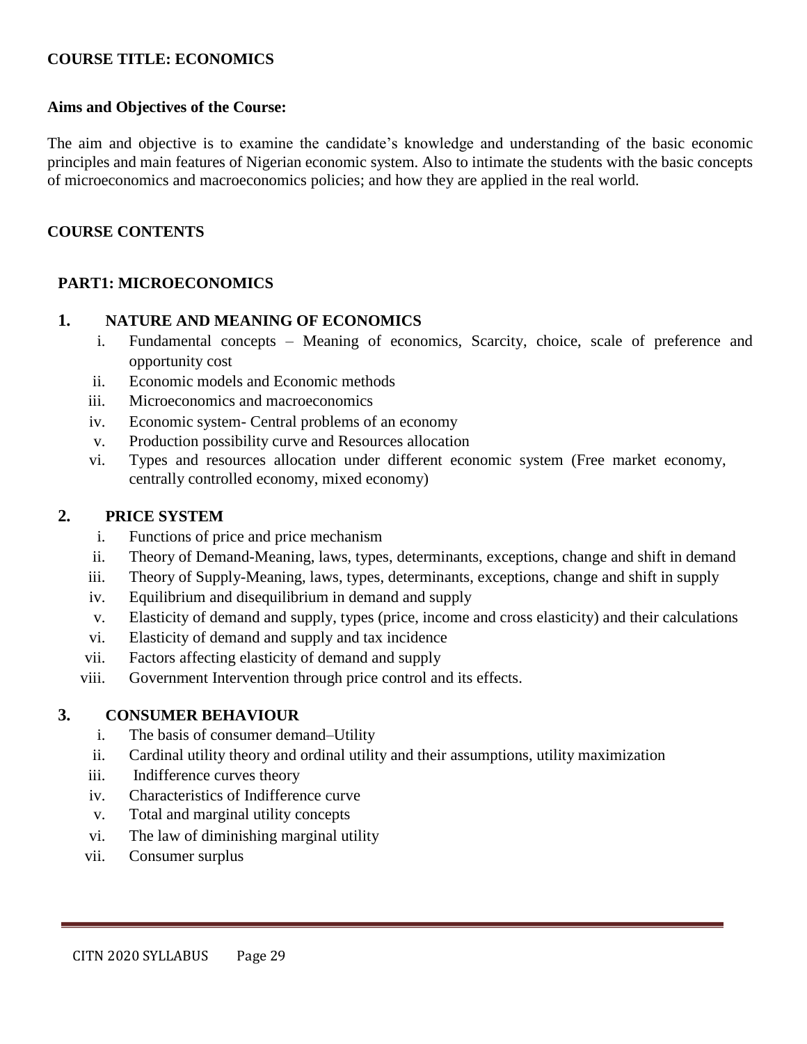**COURSE TITLE: ECONOMICS**

**Aims and Objectives of the Course:**

The aim and objective is to examine the candidate's knowledge and understanding of the basic economic principles and main features of Nigerian economic system. Also to intimate the students with the basic concepts of microeconomics and macroeconomics policies; and how they are applied in the real world.

**COURSE CONTENTS**

**PART1: MICROECONOMICS**

**1. NATURE AND MEANING OF ECONOMICS**

i. Fundamental concepts – Meaning of economics, Scarcity, choice, scale of preference and opportunity cost
ii. Economic models and Economic methods
iii. Microeconomics and macroeconomics
iv. Economic system- Central problems of an economy
v. Production possibility curve and Resources allocation
vi. Types and resources allocation under different economic system (Free market economy, centrally controlled economy, mixed economy)

**2. PRICE SYSTEM**

i. Functions of price and price mechanism
ii. Theory of Demand-Meaning, laws, types, determinants, exceptions, change and shift in demand
iii. Theory of Supply-Meaning, laws, types, determinants, exceptions, change and shift in supply
iv. Equilibrium and disequilibrium in demand and supply
v. Elasticity of demand and supply, types (price, income and cross elasticity) and their calculations
vi. Elasticity of demand and supply and tax incidence
vii. Factors affecting elasticity of demand and supply
viii. Government Intervention through price control and its effects.

**3. CONSUMER BEHAVIOUR**

i. The basis of consumer demand–Utility
ii. Cardinal utility theory and ordinal utility and their assumptions, utility maximization
iii. Indifference curves theory
iv. Characteristics of Indifference curve
v. Total and marginal utility concepts
vi. The law of diminishing marginal utility
vii. Consumer surplus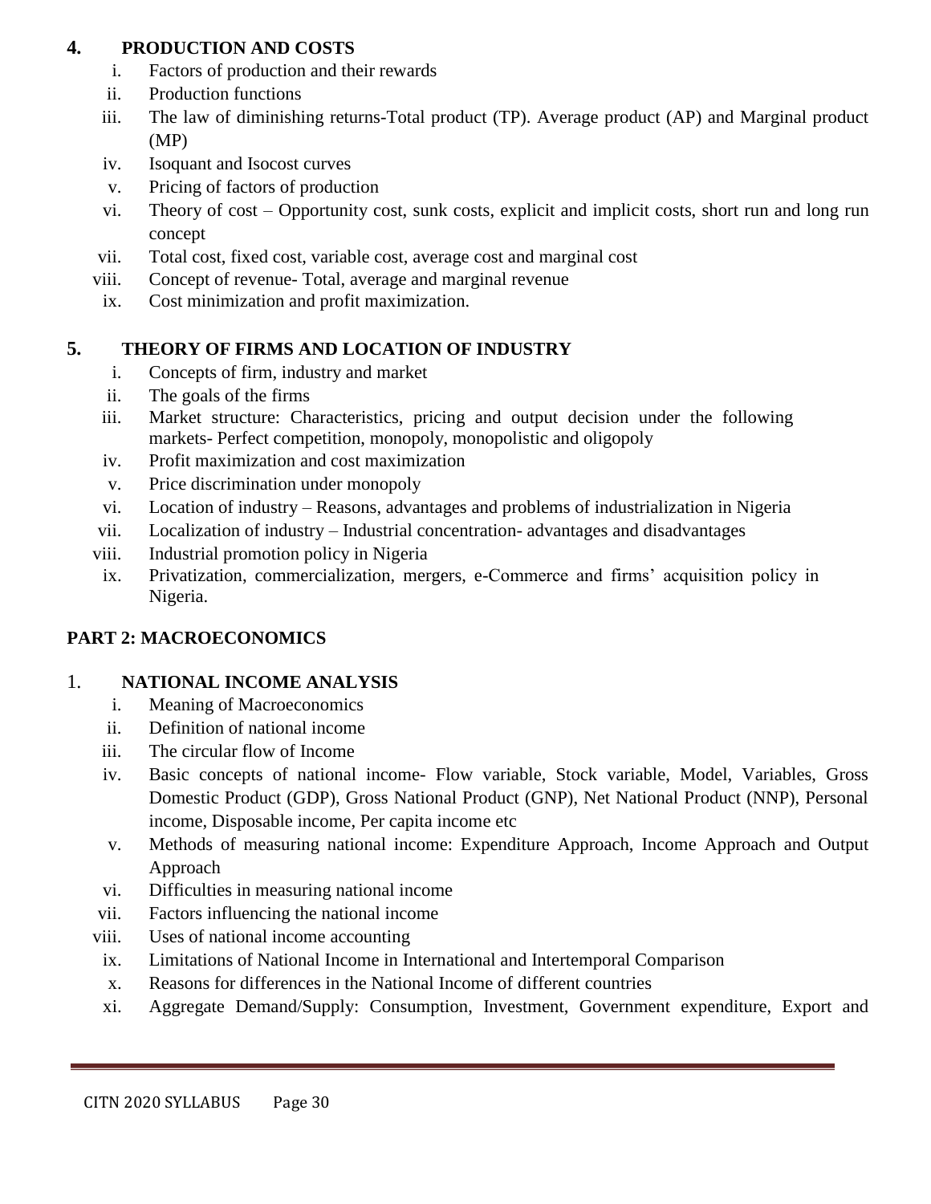## 4. PRODUCTION AND COSTS

i. Factors of production and their rewards
ii. Production functions
iii. The law of diminishing returns-Total product (TP). Average product (AP) and Marginal product (MP)
iv. Isoquant and Isocost curves
v. Pricing of factors of production
vi. Theory of cost – Opportunity cost, sunk costs, explicit and implicit costs, short run and long run concept
vii. Total cost, fixed cost, variable cost, average cost and marginal cost
viii. Concept of revenue- Total, average and marginal revenue
ix. Cost minimization and profit maximization.

## 5. THEORY OF FIRMS AND LOCATION OF INDUSTRY

i. Concepts of firm, industry and market
ii. The goals of the firms
iii. Market structure: Characteristics, pricing and output decision under the following markets- Perfect competition, monopoly, monopolistic and oligopoly
iv. Profit maximization and cost maximization
v. Price discrimination under monopoly
vi. Location of industry – Reasons, advantages and problems of industrialization in Nigeria
vii. Localization of industry – Industrial concentration- advantages and disadvantages
viii. Industrial promotion policy in Nigeria
ix. Privatization, commercialization, mergers, e-Commerce and firms' acquisition policy in Nigeria.

# PART 2: MACROECONOMICS

## 1. NATIONAL INCOME ANALYSIS

i. Meaning of Macroeconomics
ii. Definition of national income
iii. The circular flow of Income
iv. Basic concepts of national income- Flow variable, Stock variable, Model, Variables, Gross Domestic Product (GDP), Gross National Product (GNP), Net National Product (NNP), Personal income, Disposable income, Per capita income etc
v. Methods of measuring national income: Expenditure Approach, Income Approach and Output Approach
vi. Difficulties in measuring national income
vii. Factors influencing the national income
viii. Uses of national income accounting
ix. Limitations of National Income in International and Intertemporal Comparison
x. Reasons for differences in the National Income of different countries
xi. Aggregate Demand/Supply: Consumption, Investment, Government expenditure, Export and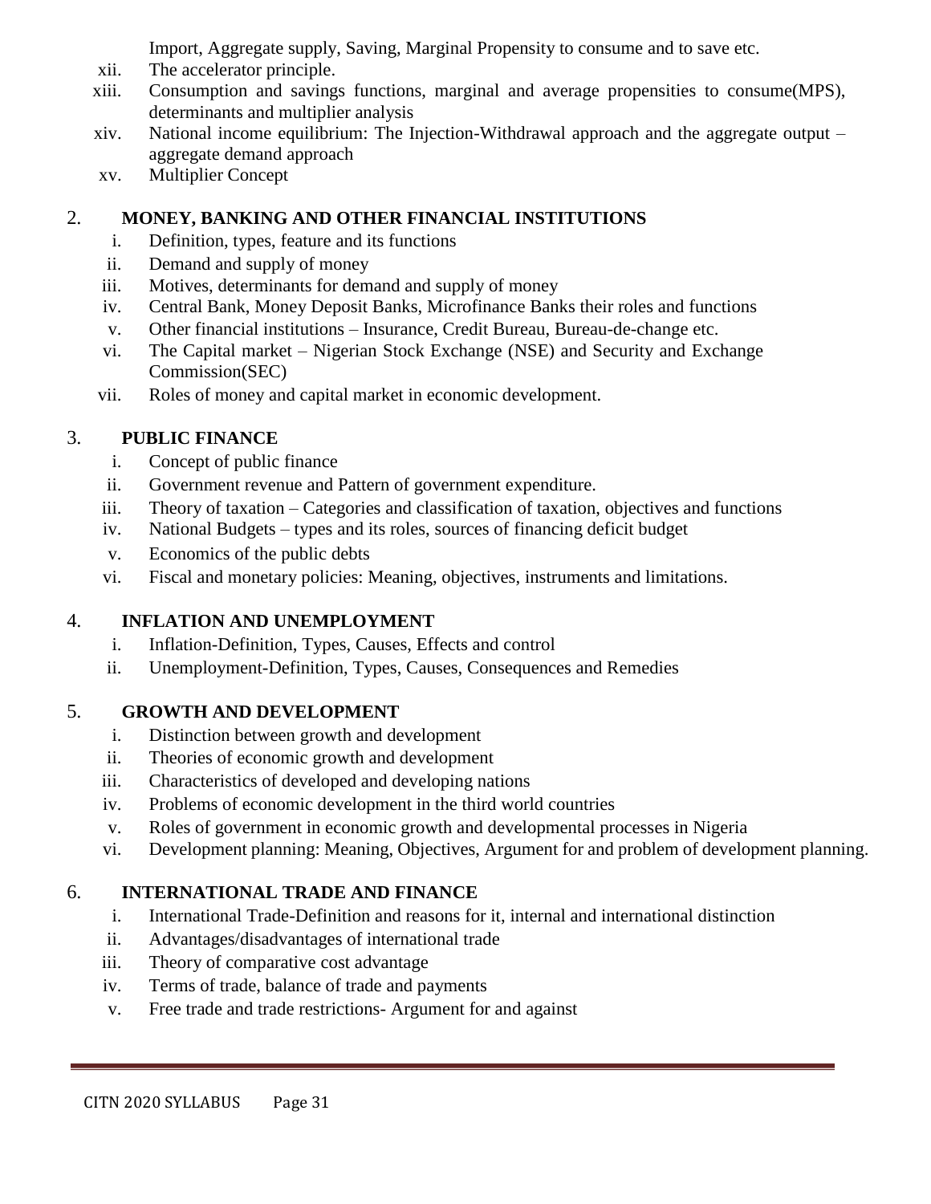Import, Aggregate supply, Saving, Marginal Propensity to consume and to save etc.

xii. The accelerator principle.

xiii. Consumption and savings functions, marginal and average propensities to consume(MPS), determinants and multiplier analysis

xiv. National income equilibrium: The Injection-Withdrawal approach and the aggregate output – aggregate demand approach

xv. Multiplier Concept

## 2. MONEY, BANKING AND OTHER FINANCIAL INSTITUTIONS

i. Definition, types, feature and its functions

ii. Demand and supply of money

iii. Motives, determinants for demand and supply of money

iv. Central Bank, Money Deposit Banks, Microfinance Banks their roles and functions

v. Other financial institutions – Insurance, Credit Bureau, Bureau-de-change etc.

vi. The Capital market – Nigerian Stock Exchange (NSE) and Security and Exchange Commission(SEC)

vii. Roles of money and capital market in economic development.

## 3. PUBLIC FINANCE

i. Concept of public finance

ii. Government revenue and Pattern of government expenditure.

iii. Theory of taxation – Categories and classification of taxation, objectives and functions

iv. National Budgets – types and its roles, sources of financing deficit budget

v. Economics of the public debts

vi. Fiscal and monetary policies: Meaning, objectives, instruments and limitations.

## 4. INFLATION AND UNEMPLOYMENT

i. Inflation-Definition, Types, Causes, Effects and control

ii. Unemployment-Definition, Types, Causes, Consequences and Remedies

## 5. GROWTH AND DEVELOPMENT

i. Distinction between growth and development

ii. Theories of economic growth and development

iii. Characteristics of developed and developing nations

iv. Problems of economic development in the third world countries

v. Roles of government in economic growth and developmental processes in Nigeria

vi. Development planning: Meaning, Objectives, Argument for and problem of development planning.

## 6. INTERNATIONAL TRADE AND FINANCE

i. International Trade-Definition and reasons for it, internal and international distinction

ii. Advantages/disadvantages of international trade

iii. Theory of comparative cost advantage

iv. Terms of trade, balance of trade and payments

v. Free trade and trade restrictions- Argument for and against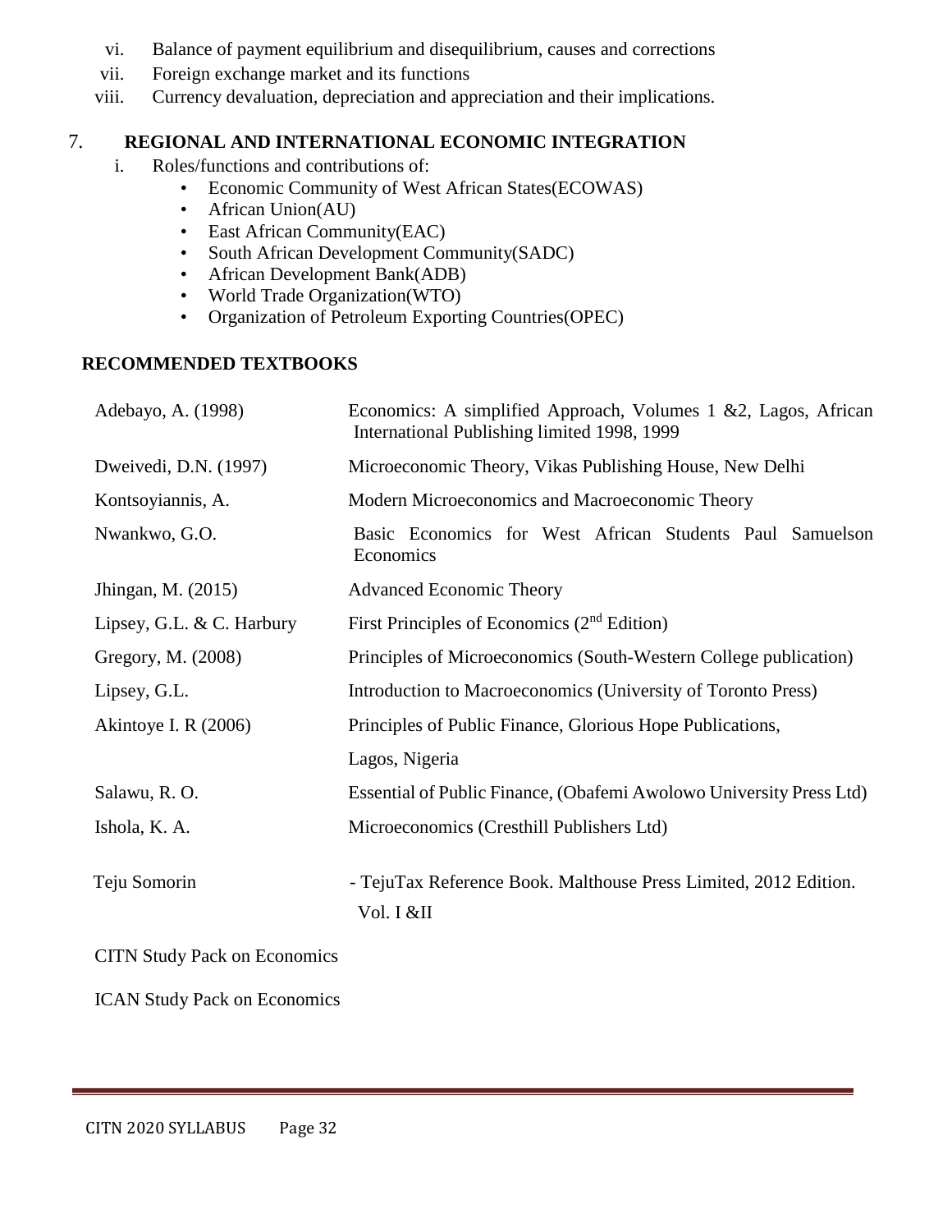vi. Balance of payment equilibrium and disequilibrium, causes and corrections
vii. Foreign exchange market and its functions
viii. Currency devaluation, depreciation and appreciation and their implications.

## 7. REGIONAL AND INTERNATIONAL ECONOMIC INTEGRATION

i. Roles/functions and contributions of:
   - Economic Community of West African States(ECOWAS)
   - African Union(AU)
   - East African Community(EAC)
   - South African Development Community(SADC)
   - African Development Bank(ADB)
   - World Trade Organization(WTO)
   - Organization of Petroleum Exporting Countries(OPEC)

## RECOMMENDED TEXTBOOKS

| | |
|---|---|
| Adebayo, A. (1998) | Economics: A simplified Approach, Volumes 1 &2, Lagos, African International Publishing limited 1998, 1999 |
| Dweivedi, D.N. (1997) | Microeconomic Theory, Vikas Publishing House, New Delhi |
| Kontsoyiannis, A. | Modern Microeconomics and Macroeconomic Theory |
| Nwankwo, G.O. | Basic Economics for West African Students Paul Samuelson Economics |
| Jhingan, M. (2015) | Advanced Economic Theory |
| Lipsey, G.L. & C. Harbury | First Principles of Economics (2nd Edition) |
| Gregory, M. (2008) | Principles of Microeconomics (South-Western College publication) |
| Lipsey, G.L. | Introduction to Macroeconomics (University of Toronto Press) |
| Akintoye I. R (2006) | Principles of Public Finance, Glorious Hope Publications, Lagos, Nigeria |
| Salawu, R. O. | Essential of Public Finance, (Obafemi Awolowo University Press Ltd) |
| Ishola, K. A. | Microeconomics (Cresthill Publishers Ltd) |
| Teju Somorin | - TejuTax Reference Book. Malthouse Press Limited, 2012 Edition. Vol. I &II |

CITN Study Pack on Economics

ICAN Study Pack on Economics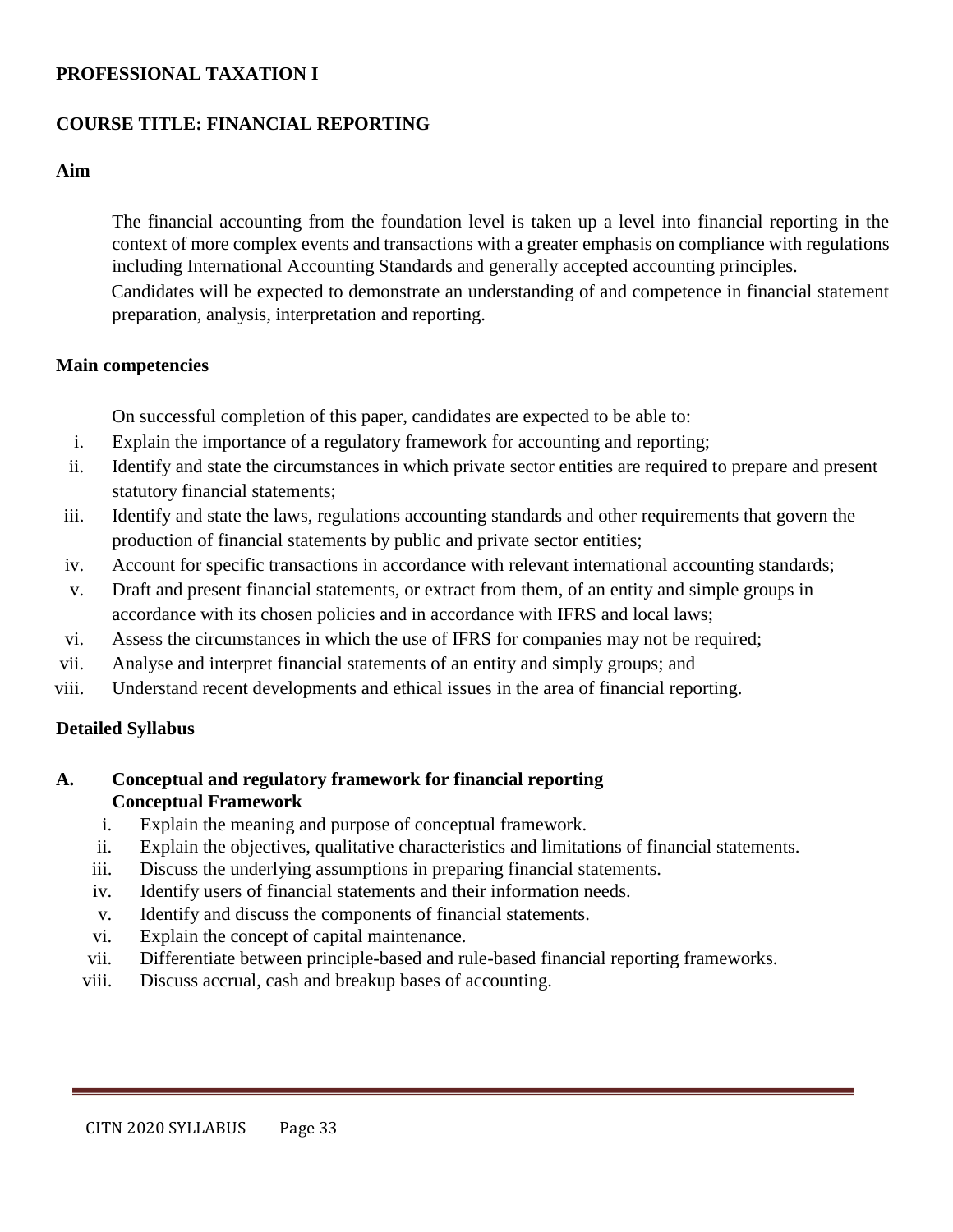**PROFESSIONAL TAXATION I**

**COURSE TITLE: FINANCIAL REPORTING**

**Aim**

The financial accounting from the foundation level is taken up a level into financial reporting in the context of more complex events and transactions with a greater emphasis on compliance with regulations including International Accounting Standards and generally accepted accounting principles.

Candidates will be expected to demonstrate an understanding of and competence in financial statement preparation, analysis, interpretation and reporting.

**Main competencies**

On successful completion of this paper, candidates are expected to be able to:

i. Explain the importance of a regulatory framework for accounting and reporting;
ii. Identify and state the circumstances in which private sector entities are required to prepare and present statutory financial statements;
iii. Identify and state the laws, regulations accounting standards and other requirements that govern the production of financial statements by public and private sector entities;
iv. Account for specific transactions in accordance with relevant international accounting standards;
v. Draft and present financial statements, or extract from them, of an entity and simple groups in accordance with its chosen policies and in accordance with IFRS and local laws;
vi. Assess the circumstances in which the use of IFRS for companies may not be required;
vii. Analyse and interpret financial statements of an entity and simply groups; and
viii. Understand recent developments and ethical issues in the area of financial reporting.

**Detailed Syllabus**

**A. Conceptual and regulatory framework for financial reporting**
**Conceptual Framework**

i. Explain the meaning and purpose of conceptual framework.
ii. Explain the objectives, qualitative characteristics and limitations of financial statements.
iii. Discuss the underlying assumptions in preparing financial statements.
iv. Identify users of financial statements and their information needs.
v. Identify and discuss the components of financial statements.
vi. Explain the concept of capital maintenance.
vii. Differentiate between principle-based and rule-based financial reporting frameworks.
viii. Discuss accrual, cash and breakup bases of accounting.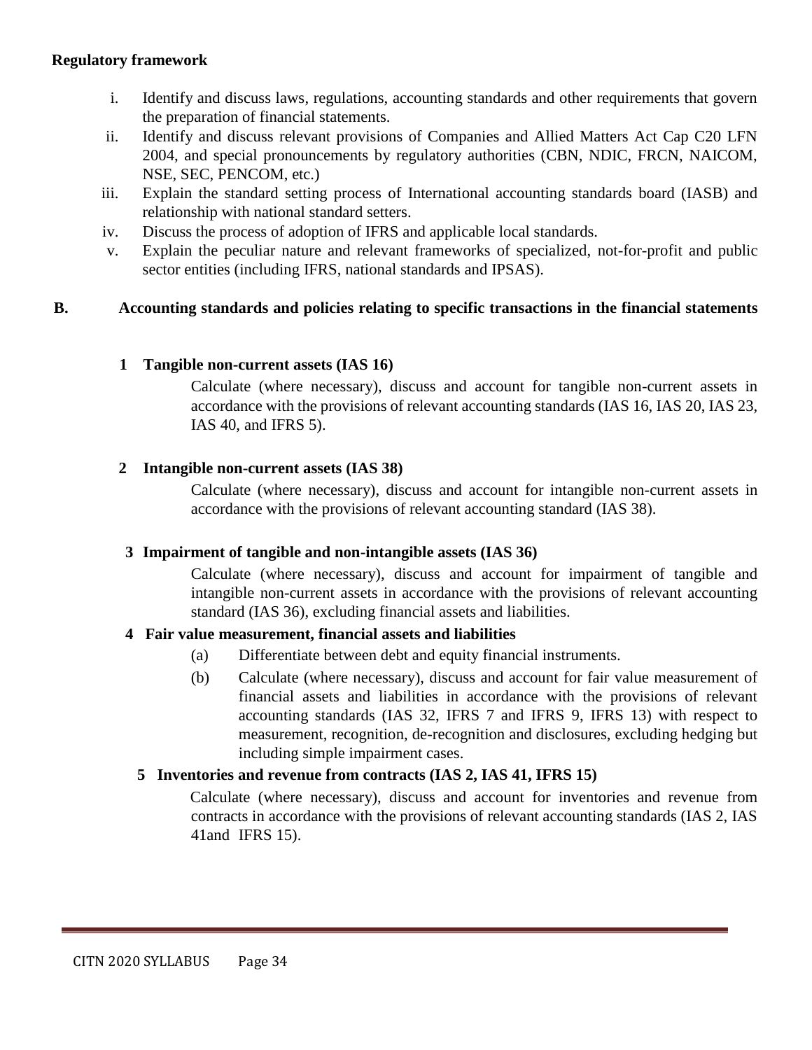**Regulatory framework**

i. Identify and discuss laws, regulations, accounting standards and other requirements that govern the preparation of financial statements.
ii. Identify and discuss relevant provisions of Companies and Allied Matters Act Cap C20 LFN 2004, and special pronouncements by regulatory authorities (CBN, NDIC, FRCN, NAICOM, NSE, SEC, PENCOM, etc.)
iii. Explain the standard setting process of International accounting standards board (IASB) and relationship with national standard setters.
iv. Discuss the process of adoption of IFRS and applicable local standards.
v. Explain the peculiar nature and relevant frameworks of specialized, not-for-profit and public sector entities (including IFRS, national standards and IPSAS).

**B. Accounting standards and policies relating to specific transactions in the financial statements**

**1 Tangible non-current assets (IAS 16)**

Calculate (where necessary), discuss and account for tangible non-current assets in accordance with the provisions of relevant accounting standards (IAS 16, IAS 20, IAS 23, IAS 40, and IFRS 5).

**2 Intangible non-current assets (IAS 38)**

Calculate (where necessary), discuss and account for intangible non-current assets in accordance with the provisions of relevant accounting standard (IAS 38).

**3 Impairment of tangible and non-intangible assets (IAS 36)**

Calculate (where necessary), discuss and account for impairment of tangible and intangible non-current assets in accordance with the provisions of relevant accounting standard (IAS 36), excluding financial assets and liabilities.

**4 Fair value measurement, financial assets and liabilities**

(a) Differentiate between debt and equity financial instruments.

(b) Calculate (where necessary), discuss and account for fair value measurement of financial assets and liabilities in accordance with the provisions of relevant accounting standards (IAS 32, IFRS 7 and IFRS 9, IFRS 13) with respect to measurement, recognition, de-recognition and disclosures, excluding hedging but including simple impairment cases.

**5 Inventories and revenue from contracts (IAS 2, IAS 41, IFRS 15)**

Calculate (where necessary), discuss and account for inventories and revenue from contracts in accordance with the provisions of relevant accounting standards (IAS 2, IAS 41and IFRS 15).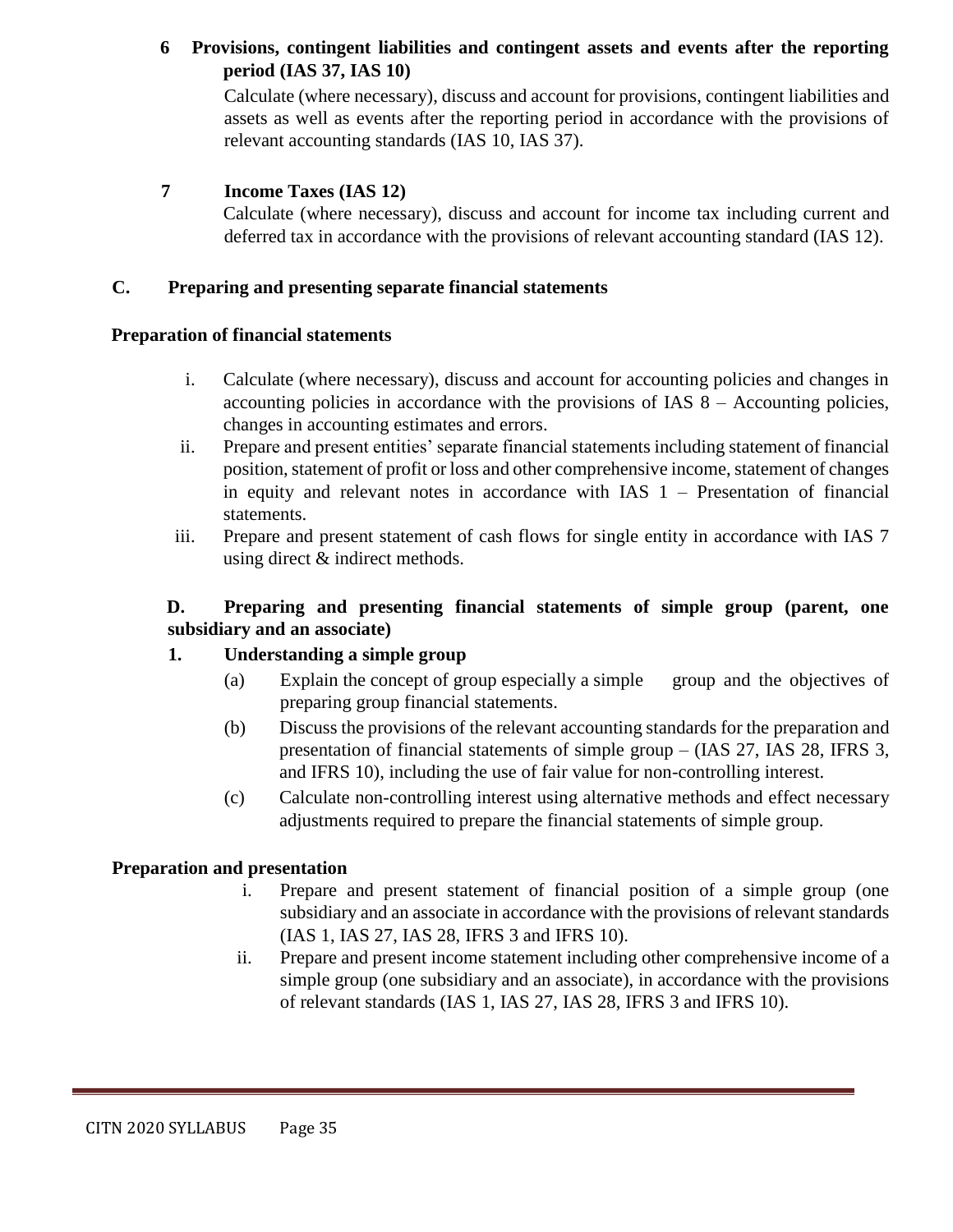**6 Provisions, contingent liabilities and contingent assets and events after the reporting period (IAS 37, IAS 10)**

Calculate (where necessary), discuss and account for provisions, contingent liabilities and assets as well as events after the reporting period in accordance with the provisions of relevant accounting standards (IAS 10, IAS 37).

**7 Income Taxes (IAS 12)**

Calculate (where necessary), discuss and account for income tax including current and deferred tax in accordance with the provisions of relevant accounting standard (IAS 12).

## C. Preparing and presenting separate financial statements

**Preparation of financial statements**

i. Calculate (where necessary), discuss and account for accounting policies and changes in accounting policies in accordance with the provisions of IAS 8 – Accounting policies, changes in accounting estimates and errors.

ii. Prepare and present entities' separate financial statements including statement of financial position, statement of profit or loss and other comprehensive income, statement of changes in equity and relevant notes in accordance with IAS 1 – Presentation of financial statements.

iii. Prepare and present statement of cash flows for single entity in accordance with IAS 7 using direct & indirect methods.

## D. Preparing and presenting financial statements of simple group (parent, one subsidiary and an associate)

**1. Understanding a simple group**

(a) Explain the concept of group especially a simple group and the objectives of preparing group financial statements.

(b) Discuss the provisions of the relevant accounting standards for the preparation and presentation of financial statements of simple group – (IAS 27, IAS 28, IFRS 3, and IFRS 10), including the use of fair value for non-controlling interest.

(c) Calculate non-controlling interest using alternative methods and effect necessary adjustments required to prepare the financial statements of simple group.

**Preparation and presentation**

i. Prepare and present statement of financial position of a simple group (one subsidiary and an associate in accordance with the provisions of relevant standards (IAS 1, IAS 27, IAS 28, IFRS 3 and IFRS 10).

ii. Prepare and present income statement including other comprehensive income of a simple group (one subsidiary and an associate), in accordance with the provisions of relevant standards (IAS 1, IAS 27, IAS 28, IFRS 3 and IFRS 10).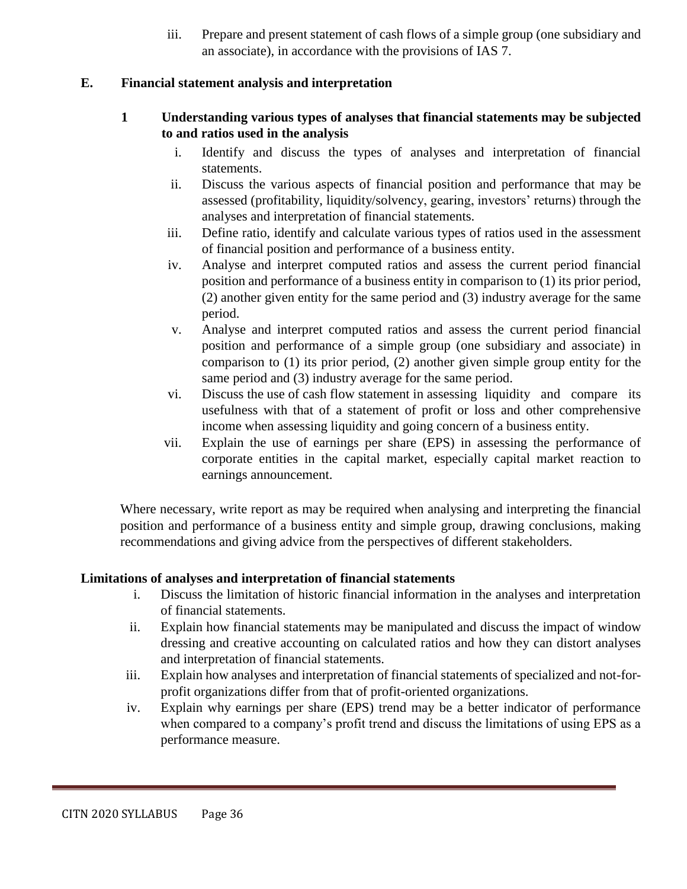iii. Prepare and present statement of cash flows of a simple group (one subsidiary and an associate), in accordance with the provisions of IAS 7.

## E. Financial statement analysis and interpretation

### 1 Understanding various types of analyses that financial statements may be subjected to and ratios used in the analysis

i. Identify and discuss the types of analyses and interpretation of financial statements.

ii. Discuss the various aspects of financial position and performance that may be assessed (profitability, liquidity/solvency, gearing, investors' returns) through the analyses and interpretation of financial statements.

iii. Define ratio, identify and calculate various types of ratios used in the assessment of financial position and performance of a business entity.

iv. Analyse and interpret computed ratios and assess the current period financial position and performance of a business entity in comparison to (1) its prior period, (2) another given entity for the same period and (3) industry average for the same period.

v. Analyse and interpret computed ratios and assess the current period financial position and performance of a simple group (one subsidiary and associate) in comparison to (1) its prior period, (2) another given simple group entity for the same period and (3) industry average for the same period.

vi. Discuss the use of cash flow statement in assessing liquidity and compare its usefulness with that of a statement of profit or loss and other comprehensive income when assessing liquidity and going concern of a business entity.

vii. Explain the use of earnings per share (EPS) in assessing the performance of corporate entities in the capital market, especially capital market reaction to earnings announcement.

Where necessary, write report as may be required when analysing and interpreting the financial position and performance of a business entity and simple group, drawing conclusions, making recommendations and giving advice from the perspectives of different stakeholders.

### Limitations of analyses and interpretation of financial statements

i. Discuss the limitation of historic financial information in the analyses and interpretation of financial statements.

ii. Explain how financial statements may be manipulated and discuss the impact of window dressing and creative accounting on calculated ratios and how they can distort analyses and interpretation of financial statements.

iii. Explain how analyses and interpretation of financial statements of specialized and not-for-profit organizations differ from that of profit-oriented organizations.

iv. Explain why earnings per share (EPS) trend may be a better indicator of performance when compared to a company's profit trend and discuss the limitations of using EPS as a performance measure.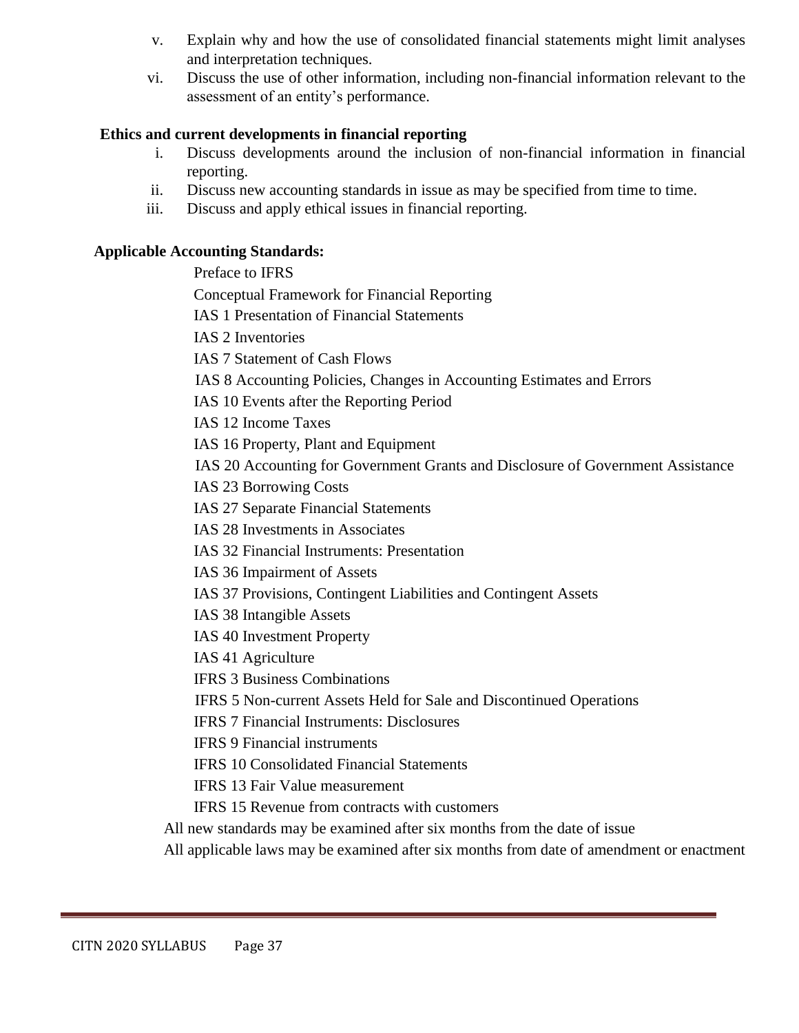v. Explain why and how the use of consolidated financial statements might limit analyses and interpretation techniques.

vi. Discuss the use of other information, including non-financial information relevant to the assessment of an entity's performance.

**Ethics and current developments in financial reporting**

i. Discuss developments around the inclusion of non-financial information in financial reporting.

ii. Discuss new accounting standards in issue as may be specified from time to time.

iii. Discuss and apply ethical issues in financial reporting.

**Applicable Accounting Standards:**

Preface to IFRS

Conceptual Framework for Financial Reporting

IAS 1 Presentation of Financial Statements

IAS 2 Inventories

IAS 7 Statement of Cash Flows

IAS 8 Accounting Policies, Changes in Accounting Estimates and Errors

IAS 10 Events after the Reporting Period

IAS 12 Income Taxes

IAS 16 Property, Plant and Equipment

IAS 20 Accounting for Government Grants and Disclosure of Government Assistance

IAS 23 Borrowing Costs

IAS 27 Separate Financial Statements

IAS 28 Investments in Associates

IAS 32 Financial Instruments: Presentation

IAS 36 Impairment of Assets

IAS 37 Provisions, Contingent Liabilities and Contingent Assets

IAS 38 Intangible Assets

IAS 40 Investment Property

IAS 41 Agriculture

IFRS 3 Business Combinations

IFRS 5 Non-current Assets Held for Sale and Discontinued Operations

IFRS 7 Financial Instruments: Disclosures

IFRS 9 Financial instruments

IFRS 10 Consolidated Financial Statements

IFRS 13 Fair Value measurement

IFRS 15 Revenue from contracts with customers

All new standards may be examined after six months from the date of issue

All applicable laws may be examined after six months from date of amendment or enactment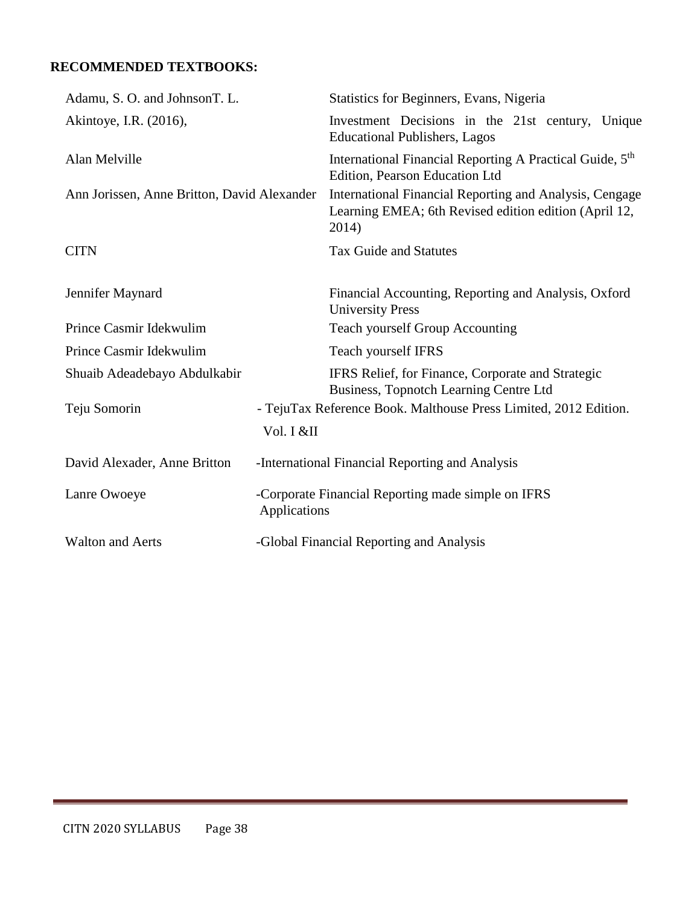**RECOMMENDED TEXTBOOKS:**

| | |
|---|---|
| Adamu, S. O. and JohnsonT. L. | Statistics for Beginners, Evans, Nigeria |
| Akintoye, I.R. (2016), | Investment Decisions in the 21st century, Unique Educational Publishers, Lagos |
| Alan Melville | International Financial Reporting A Practical Guide, 5th Edition, Pearson Education Ltd |
| Ann Jorissen, Anne Britton, David Alexander | International Financial Reporting and Analysis, Cengage Learning EMEA; 6th Revised edition edition (April 12, 2014) |
| CITN | Tax Guide and Statutes |
| Jennifer Maynard | Financial Accounting, Reporting and Analysis, Oxford University Press |
| Prince Casmir Idekwulim | Teach yourself Group Accounting |
| Prince Casmir Idekwulim | Teach yourself IFRS |
| Shuaib Adeadebayo Abdulkabir | IFRS Relief, for Finance, Corporate and Strategic Business, Topnotch Learning Centre Ltd |
| Teju Somorin | - TejuTax Reference Book. Malthouse Press Limited, 2012 Edition. Vol. I &II |
| David Alexader, Anne Britton | -International Financial Reporting and Analysis |
| Lanre Owoeye | -Corporate Financial Reporting made simple on IFRS Applications |
| Walton and Aerts | -Global Financial Reporting and Analysis |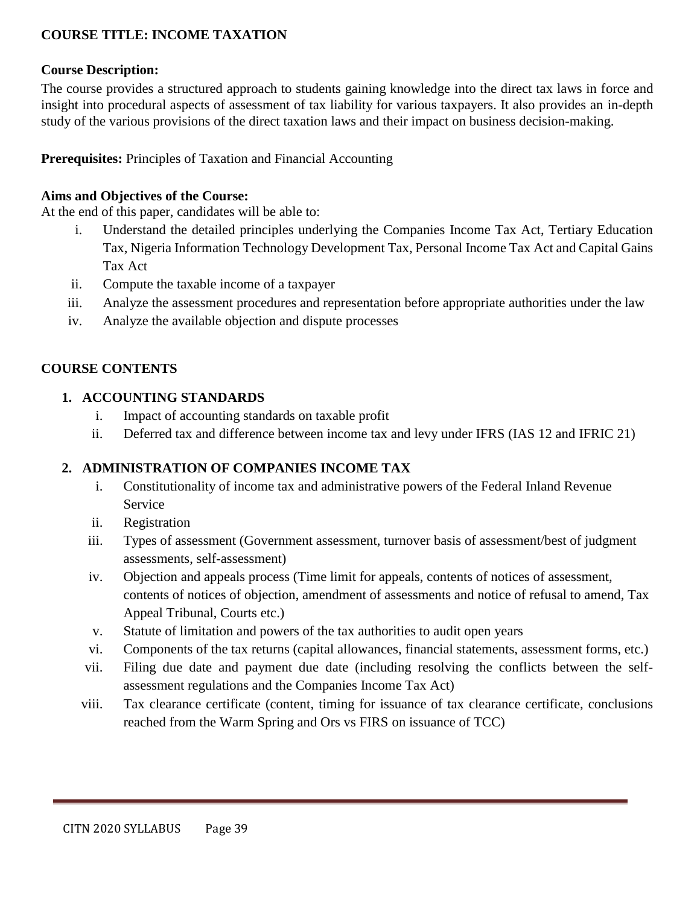**COURSE TITLE: INCOME TAXATION**

**Course Description:**

The course provides a structured approach to students gaining knowledge into the direct tax laws in force and insight into procedural aspects of assessment of tax liability for various taxpayers. It also provides an in-depth study of the various provisions of the direct taxation laws and their impact on business decision-making.

**Prerequisites:** Principles of Taxation and Financial Accounting

**Aims and Objectives of the Course:**

At the end of this paper, candidates will be able to:

i. Understand the detailed principles underlying the Companies Income Tax Act, Tertiary Education Tax, Nigeria Information Technology Development Tax, Personal Income Tax Act and Capital Gains Tax Act
ii. Compute the taxable income of a taxpayer
iii. Analyze the assessment procedures and representation before appropriate authorities under the law
iv. Analyze the available objection and dispute processes

**COURSE CONTENTS**

**1. ACCOUNTING STANDARDS**

i. Impact of accounting standards on taxable profit
ii. Deferred tax and difference between income tax and levy under IFRS (IAS 12 and IFRIC 21)

**2. ADMINISTRATION OF COMPANIES INCOME TAX**

i. Constitutionality of income tax and administrative powers of the Federal Inland Revenue Service
ii. Registration
iii. Types of assessment (Government assessment, turnover basis of assessment/best of judgment assessments, self-assessment)
iv. Objection and appeals process (Time limit for appeals, contents of notices of assessment, contents of notices of objection, amendment of assessments and notice of refusal to amend, Tax Appeal Tribunal, Courts etc.)
v. Statute of limitation and powers of the tax authorities to audit open years
vi. Components of the tax returns (capital allowances, financial statements, assessment forms, etc.)
vii. Filing due date and payment due date (including resolving the conflicts between the self-assessment regulations and the Companies Income Tax Act)
viii. Tax clearance certificate (content, timing for issuance of tax clearance certificate, conclusions reached from the Warm Spring and Ors vs FIRS on issuance of TCC)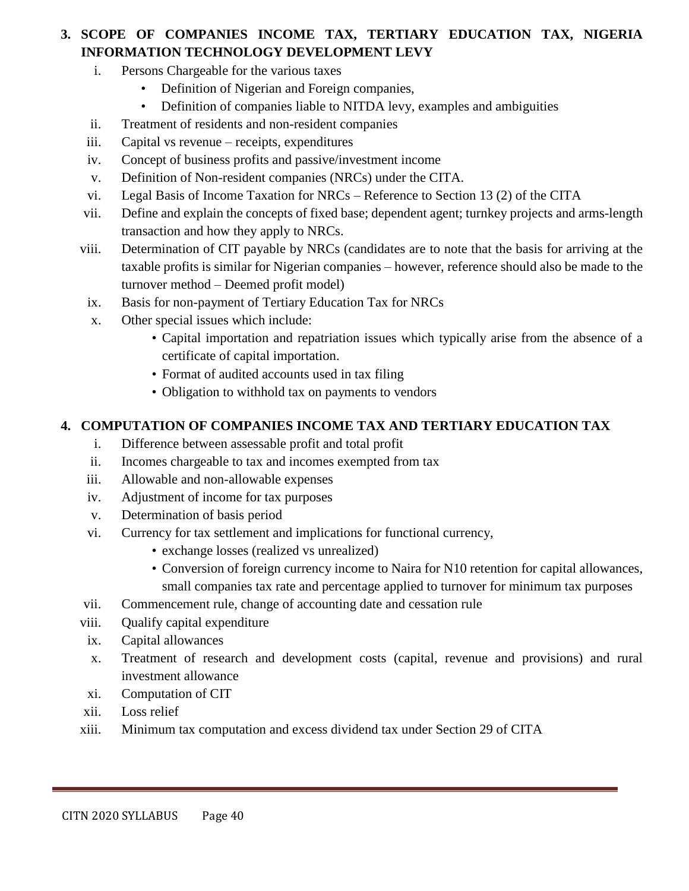3. **SCOPE OF COMPANIES INCOME TAX, TERTIARY EDUCATION TAX, NIGERIA INFORMATION TECHNOLOGY DEVELOPMENT LEVY**

   i. Persons Chargeable for the various taxes
      - Definition of Nigerian and Foreign companies,
      - Definition of companies liable to NITDA levy, examples and ambiguities

   ii. Treatment of residents and non-resident companies

   iii. Capital vs revenue – receipts, expenditures

   iv. Concept of business profits and passive/investment income

   v. Definition of Non-resident companies (NRCs) under the CITA.

   vi. Legal Basis of Income Taxation for NRCs – Reference to Section 13 (2) of the CITA

   vii. Define and explain the concepts of fixed base; dependent agent; turnkey projects and arms-length transaction and how they apply to NRCs.

   viii. Determination of CIT payable by NRCs (candidates are to note that the basis for arriving at the taxable profits is similar for Nigerian companies – however, reference should also be made to the turnover method – Deemed profit model)

   ix. Basis for non-payment of Tertiary Education Tax for NRCs

   x. Other special issues which include:
      - Capital importation and repatriation issues which typically arise from the absence of a certificate of capital importation.
      - Format of audited accounts used in tax filing
      - Obligation to withhold tax on payments to vendors

4. **COMPUTATION OF COMPANIES INCOME TAX AND TERTIARY EDUCATION TAX**

   i. Difference between assessable profit and total profit

   ii. Incomes chargeable to tax and incomes exempted from tax

   iii. Allowable and non-allowable expenses

   iv. Adjustment of income for tax purposes

   v. Determination of basis period

   vi. Currency for tax settlement and implications for functional currency,
      - exchange losses (realized vs unrealized)
      - Conversion of foreign currency income to Naira for N10 retention for capital allowances, small companies tax rate and percentage applied to turnover for minimum tax purposes

   vii. Commencement rule, change of accounting date and cessation rule

   viii. Qualify capital expenditure

   ix. Capital allowances

   x. Treatment of research and development costs (capital, revenue and provisions) and rural investment allowance

   xi. Computation of CIT

   xii. Loss relief

   xiii. Minimum tax computation and excess dividend tax under Section 29 of CITA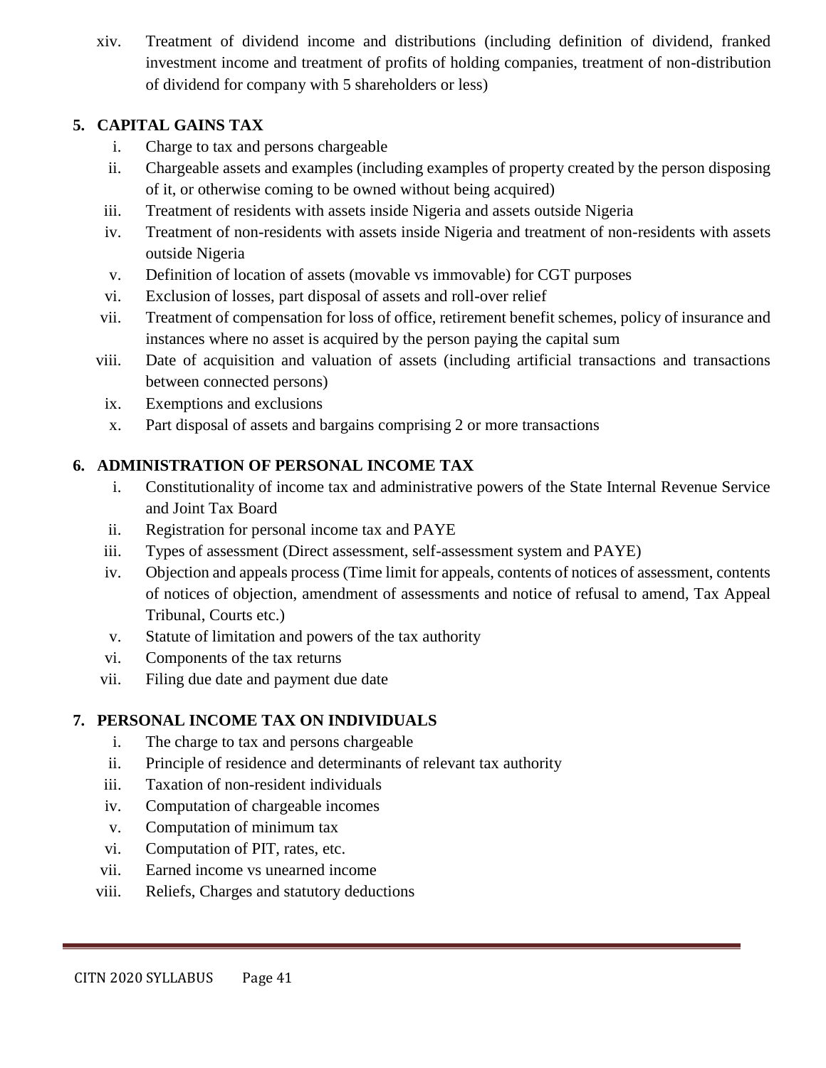xiv. Treatment of dividend income and distributions (including definition of dividend, franked investment income and treatment of profits of holding companies, treatment of non-distribution of dividend for company with 5 shareholders or less)

## 5. CAPITAL GAINS TAX

i. Charge to tax and persons chargeable
ii. Chargeable assets and examples (including examples of property created by the person disposing of it, or otherwise coming to be owned without being acquired)
iii. Treatment of residents with assets inside Nigeria and assets outside Nigeria
iv. Treatment of non-residents with assets inside Nigeria and treatment of non-residents with assets outside Nigeria
v. Definition of location of assets (movable vs immovable) for CGT purposes
vi. Exclusion of losses, part disposal of assets and roll-over relief
vii. Treatment of compensation for loss of office, retirement benefit schemes, policy of insurance and instances where no asset is acquired by the person paying the capital sum
viii. Date of acquisition and valuation of assets (including artificial transactions and transactions between connected persons)
ix. Exemptions and exclusions
x. Part disposal of assets and bargains comprising 2 or more transactions

## 6. ADMINISTRATION OF PERSONAL INCOME TAX

i. Constitutionality of income tax and administrative powers of the State Internal Revenue Service and Joint Tax Board
ii. Registration for personal income tax and PAYE
iii. Types of assessment (Direct assessment, self-assessment system and PAYE)
iv. Objection and appeals process (Time limit for appeals, contents of notices of assessment, contents of notices of objection, amendment of assessments and notice of refusal to amend, Tax Appeal Tribunal, Courts etc.)
v. Statute of limitation and powers of the tax authority
vi. Components of the tax returns
vii. Filing due date and payment due date

## 7. PERSONAL INCOME TAX ON INDIVIDUALS

i. The charge to tax and persons chargeable
ii. Principle of residence and determinants of relevant tax authority
iii. Taxation of non-resident individuals
iv. Computation of chargeable incomes
v. Computation of minimum tax
vi. Computation of PIT, rates, etc.
vii. Earned income vs unearned income
viii. Reliefs, Charges and statutory deductions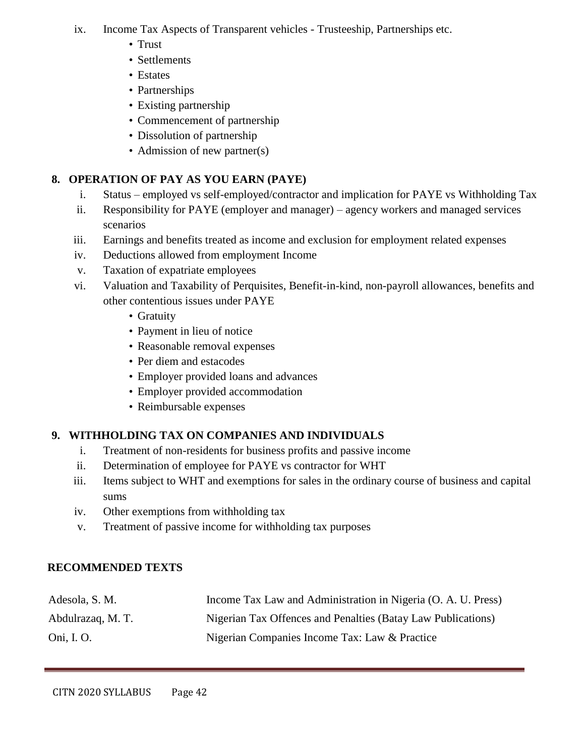ix. Income Tax Aspects of Transparent vehicles - Trusteeship, Partnerships etc.
   - Trust
   - Settlements
   - Estates
   - Partnerships
   - Existing partnership
   - Commencement of partnership
   - Dissolution of partnership
   - Admission of new partner(s)

## 8. OPERATION OF PAY AS YOU EARN (PAYE)

i. Status – employed vs self-employed/contractor and implication for PAYE vs Withholding Tax
ii. Responsibility for PAYE (employer and manager) – agency workers and managed services scenarios
iii. Earnings and benefits treated as income and exclusion for employment related expenses
iv. Deductions allowed from employment Income
v. Taxation of expatriate employees
vi. Valuation and Taxability of Perquisites, Benefit-in-kind, non-payroll allowances, benefits and other contentious issues under PAYE
   - Gratuity
   - Payment in lieu of notice
   - Reasonable removal expenses
   - Per diem and estacodes
   - Employer provided loans and advances
   - Employer provided accommodation
   - Reimbursable expenses

## 9. WITHHOLDING TAX ON COMPANIES AND INDIVIDUALS

i. Treatment of non-residents for business profits and passive income
ii. Determination of employee for PAYE vs contractor for WHT
iii. Items subject to WHT and exemptions for sales in the ordinary course of business and capital sums
iv. Other exemptions from withholding tax
v. Treatment of passive income for withholding tax purposes

## RECOMMENDED TEXTS

| | |
|---|---|
| Adesola, S. M. | Income Tax Law and Administration in Nigeria (O. A. U. Press) |
| Abdulrazaq, M. T. | Nigerian Tax Offences and Penalties (Batay Law Publications) |
| Oni, I. O. | Nigerian Companies Income Tax: Law & Practice |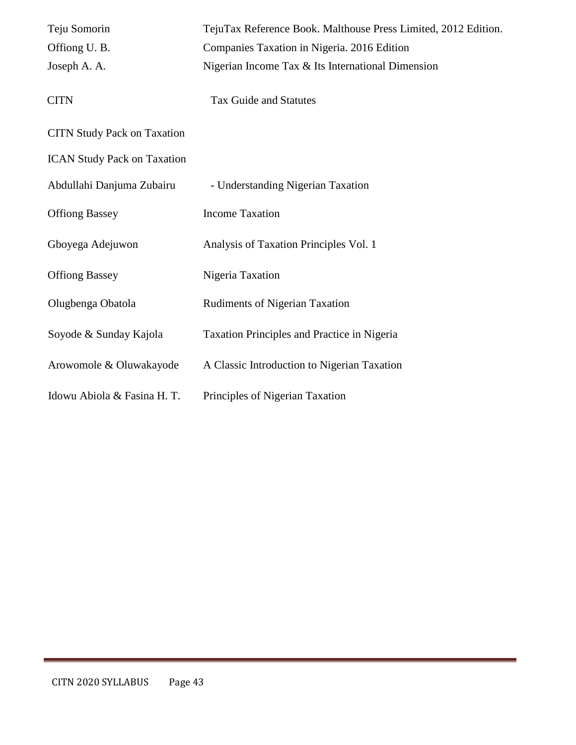| | |
|---|---|
| Teju Somorin | TejuTax Reference Book. Malthouse Press Limited, 2012 Edition. |
| Offiong U. B. | Companies Taxation in Nigeria. 2016 Edition |
| Joseph A. A. | Nigerian Income Tax & Its International Dimension |
| CITN | Tax Guide and Statutes |
| CITN Study Pack on Taxation | |
| ICAN Study Pack on Taxation | |
| Abdullahi Danjuma Zubairu | - Understanding Nigerian Taxation |
| Offiong Bassey | Income Taxation |
| Gboyega Adejuwon | Analysis of Taxation Principles Vol. 1 |
| Offiong Bassey | Nigeria Taxation |
| Olugbenga Obatola | Rudiments of Nigerian Taxation |
| Soyode & Sunday Kajola | Taxation Principles and Practice in Nigeria |
| Arowomole & Oluwakayode | A Classic Introduction to Nigerian Taxation |
| Idowu Abiola & Fasina H. T. | Principles of Nigerian Taxation |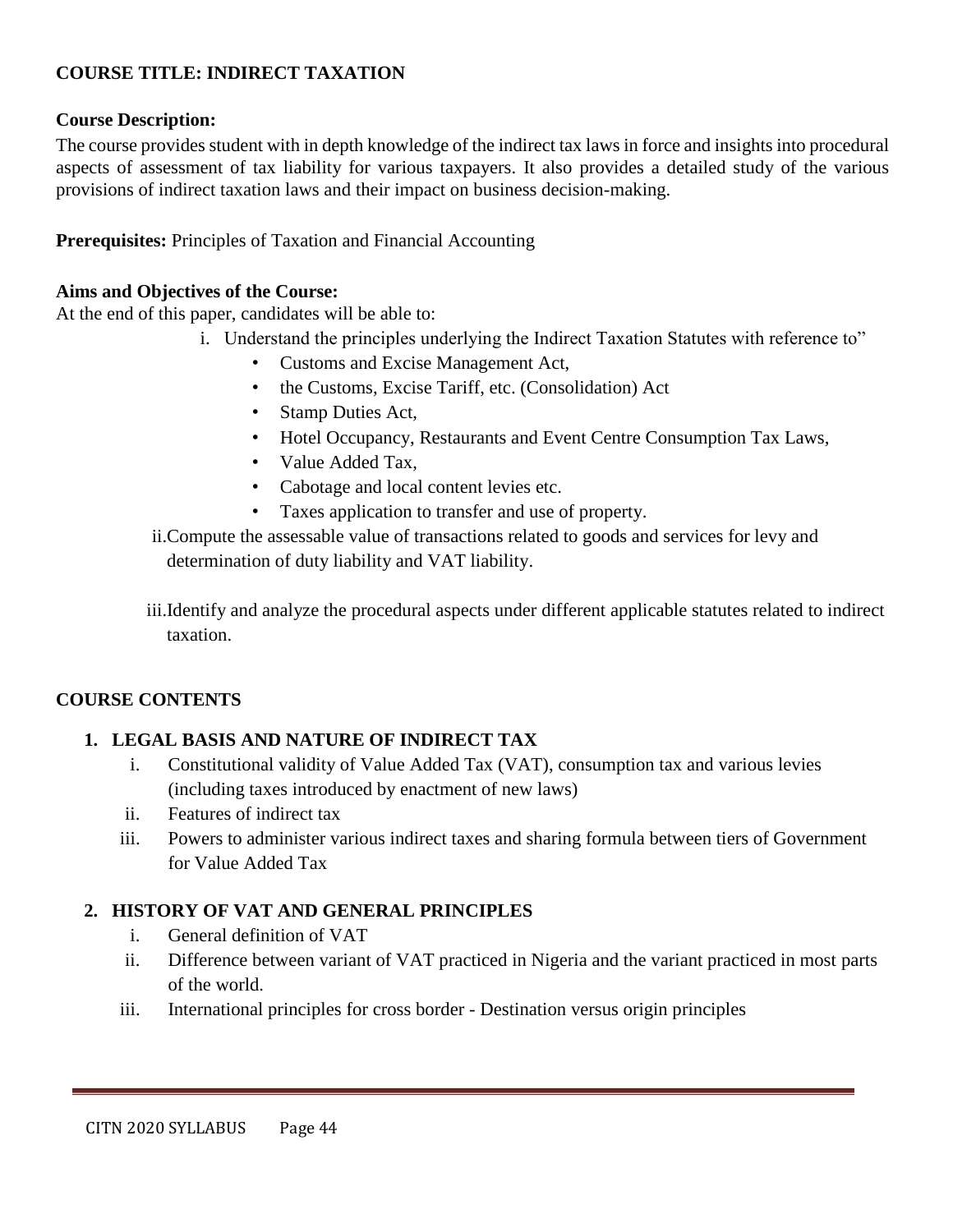**COURSE TITLE: INDIRECT TAXATION**

**Course Description:**

The course provides student with in depth knowledge of the indirect tax laws in force and insights into procedural aspects of assessment of tax liability for various taxpayers. It also provides a detailed study of the various provisions of indirect taxation laws and their impact on business decision-making.

**Prerequisites:** Principles of Taxation and Financial Accounting

**Aims and Objectives of the Course:**

At the end of this paper, candidates will be able to:

i. Understand the principles underlying the Indirect Taxation Statutes with reference to"
   - Customs and Excise Management Act,
   - the Customs, Excise Tariff, etc. (Consolidation) Act
   - Stamp Duties Act,
   - Hotel Occupancy, Restaurants and Event Centre Consumption Tax Laws,
   - Value Added Tax,
   - Cabotage and local content levies etc.
   - Taxes application to transfer and use of property.

ii. Compute the assessable value of transactions related to goods and services for levy and determination of duty liability and VAT liability.

iii. Identify and analyze the procedural aspects under different applicable statutes related to indirect taxation.

**COURSE CONTENTS**

**1. LEGAL BASIS AND NATURE OF INDIRECT TAX**

i. Constitutional validity of Value Added Tax (VAT), consumption tax and various levies (including taxes introduced by enactment of new laws)

ii. Features of indirect tax

iii. Powers to administer various indirect taxes and sharing formula between tiers of Government for Value Added Tax

**2. HISTORY OF VAT AND GENERAL PRINCIPLES**

i. General definition of VAT

ii. Difference between variant of VAT practiced in Nigeria and the variant practiced in most parts of the world.

iii. International principles for cross border - Destination versus origin principles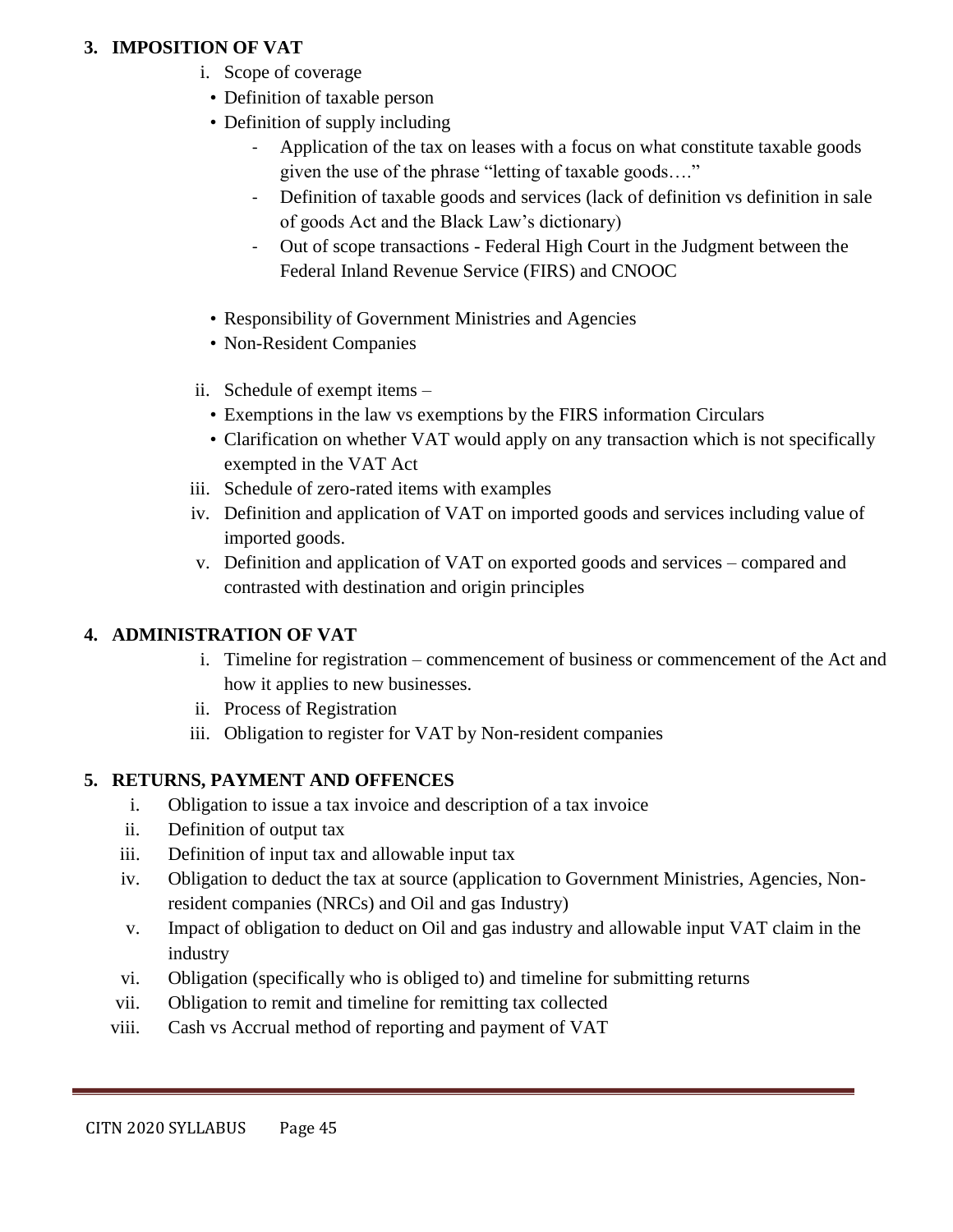**3. IMPOSITION OF VAT**

i. Scope of coverage
   - Definition of taxable person
   - Definition of supply including
     - Application of the tax on leases with a focus on what constitute taxable goods given the use of the phrase "letting of taxable goods…."
     - Definition of taxable goods and services (lack of definition vs definition in sale of goods Act and the Black Law's dictionary)
     - Out of scope transactions - Federal High Court in the Judgment between the Federal Inland Revenue Service (FIRS) and CNOOC
   - Responsibility of Government Ministries and Agencies
   - Non-Resident Companies

ii. Schedule of exempt items –
   - Exemptions in the law vs exemptions by the FIRS information Circulars
   - Clarification on whether VAT would apply on any transaction which is not specifically exempted in the VAT Act

iii. Schedule of zero-rated items with examples

iv. Definition and application of VAT on imported goods and services including value of imported goods.

v. Definition and application of VAT on exported goods and services – compared and contrasted with destination and origin principles

**4. ADMINISTRATION OF VAT**

i. Timeline for registration – commencement of business or commencement of the Act and how it applies to new businesses.

ii. Process of Registration

iii. Obligation to register for VAT by Non-resident companies

**5. RETURNS, PAYMENT AND OFFENCES**

i. Obligation to issue a tax invoice and description of a tax invoice

ii. Definition of output tax

iii. Definition of input tax and allowable input tax

iv. Obligation to deduct the tax at source (application to Government Ministries, Agencies, Non-resident companies (NRCs) and Oil and gas Industry)

v. Impact of obligation to deduct on Oil and gas industry and allowable input VAT claim in the industry

vi. Obligation (specifically who is obliged to) and timeline for submitting returns

vii. Obligation to remit and timeline for remitting tax collected

viii. Cash vs Accrual method of reporting and payment of VAT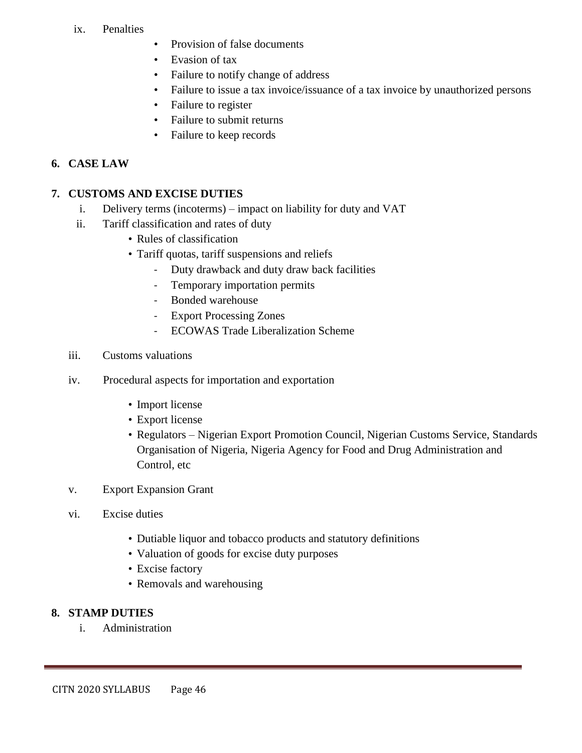ix. Penalties
   - Provision of false documents
   - Evasion of tax
   - Failure to notify change of address
   - Failure to issue a tax invoice/issuance of a tax invoice by unauthorized persons
   - Failure to register
   - Failure to submit returns
   - Failure to keep records

**6. CASE LAW**

**7. CUSTOMS AND EXCISE DUTIES**

i. Delivery terms (incoterms) – impact on liability for duty and VAT

ii. Tariff classification and rates of duty
   - Rules of classification
   - Tariff quotas, tariff suspensions and reliefs
     - Duty drawback and duty draw back facilities
     - Temporary importation permits
     - Bonded warehouse
     - Export Processing Zones
     - ECOWAS Trade Liberalization Scheme

iii. Customs valuations

iv. Procedural aspects for importation and exportation
   - Import license
   - Export license
   - Regulators – Nigerian Export Promotion Council, Nigerian Customs Service, Standards Organisation of Nigeria, Nigeria Agency for Food and Drug Administration and Control, etc

v. Export Expansion Grant

vi. Excise duties
   - Dutiable liquor and tobacco products and statutory definitions
   - Valuation of goods for excise duty purposes
   - Excise factory
   - Removals and warehousing

**8. STAMP DUTIES**

i. Administration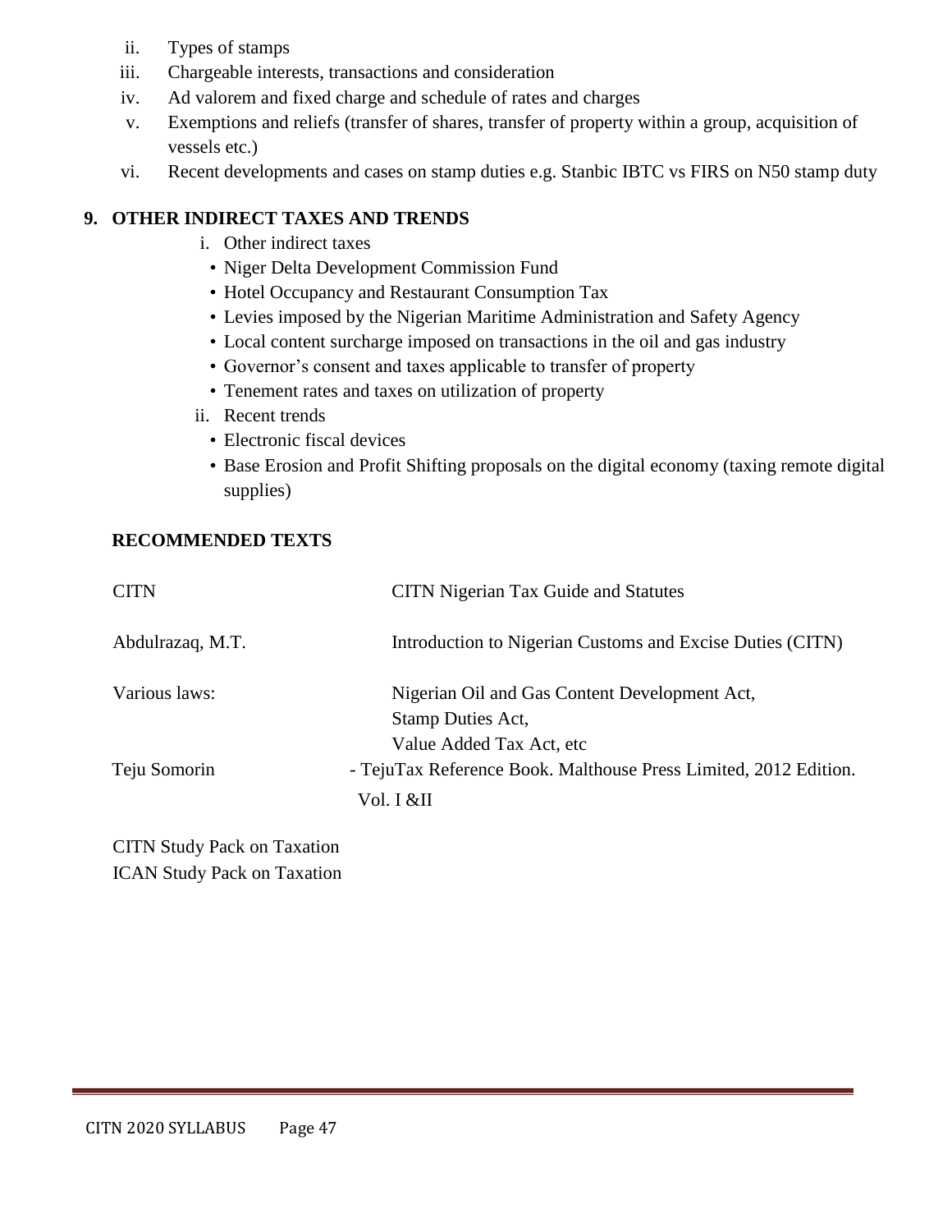ii. Types of stamps

iii. Chargeable interests, transactions and consideration

iv. Ad valorem and fixed charge and schedule of rates and charges

v. Exemptions and reliefs (transfer of shares, transfer of property within a group, acquisition of vessels etc.)

vi. Recent developments and cases on stamp duties e.g. Stanbic IBTC vs FIRS on N50 stamp duty

## 9. OTHER INDIRECT TAXES AND TRENDS

i. Other indirect taxes
- Niger Delta Development Commission Fund
- Hotel Occupancy and Restaurant Consumption Tax
- Levies imposed by the Nigerian Maritime Administration and Safety Agency
- Local content surcharge imposed on transactions in the oil and gas industry
- Governor's consent and taxes applicable to transfer of property
- Tenement rates and taxes on utilization of property

ii. Recent trends
- Electronic fiscal devices
- Base Erosion and Profit Shifting proposals on the digital economy (taxing remote digital supplies)

### RECOMMENDED TEXTS

| | |
|---|---|
| CITN | CITN Nigerian Tax Guide and Statutes |
| Abdulrazaq, M.T. | Introduction to Nigerian Customs and Excise Duties (CITN) |
| Various laws: | Nigerian Oil and Gas Content Development Act,<br>Stamp Duties Act,<br>Value Added Tax Act, etc |
| Teju Somorin | - TejuTax Reference Book. Malthouse Press Limited, 2012 Edition. Vol. I &II |

CITN Study Pack on Taxation
ICAN Study Pack on Taxation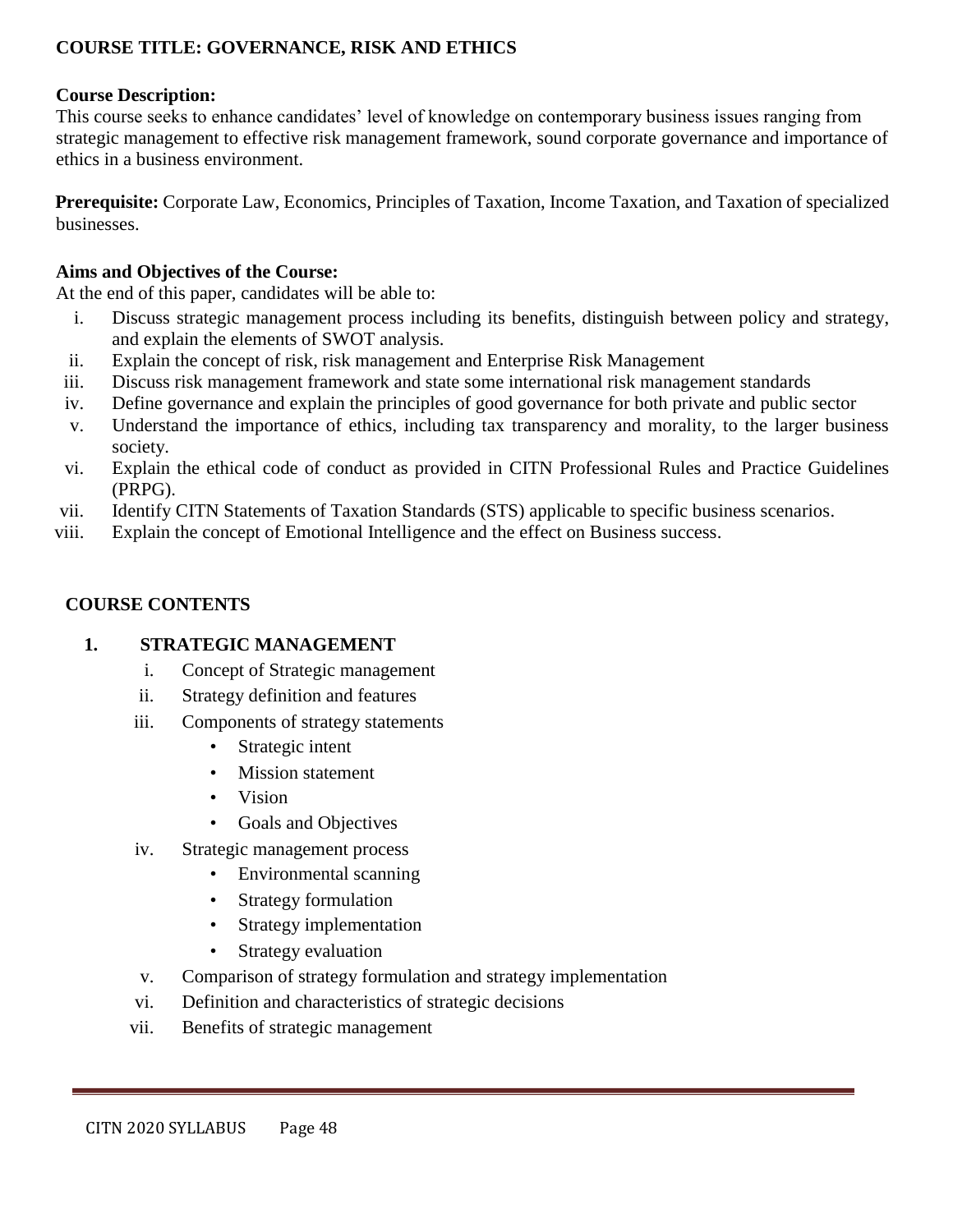**COURSE TITLE: GOVERNANCE, RISK AND ETHICS**

**Course Description:**
This course seeks to enhance candidates' level of knowledge on contemporary business issues ranging from strategic management to effective risk management framework, sound corporate governance and importance of ethics in a business environment.

**Prerequisite:** Corporate Law, Economics, Principles of Taxation, Income Taxation, and Taxation of specialized businesses.

**Aims and Objectives of the Course:**
At the end of this paper, candidates will be able to:

i. Discuss strategic management process including its benefits, distinguish between policy and strategy, and explain the elements of SWOT analysis.
ii. Explain the concept of risk, risk management and Enterprise Risk Management
iii. Discuss risk management framework and state some international risk management standards
iv. Define governance and explain the principles of good governance for both private and public sector
v. Understand the importance of ethics, including tax transparency and morality, to the larger business society.
vi. Explain the ethical code of conduct as provided in CITN Professional Rules and Practice Guidelines (PRPG).
vii. Identify CITN Statements of Taxation Standards (STS) applicable to specific business scenarios.
viii. Explain the concept of Emotional Intelligence and the effect on Business success.

**COURSE CONTENTS**

**1. STRATEGIC MANAGEMENT**

i. Concept of Strategic management
ii. Strategy definition and features
iii. Components of strategy statements
   - Strategic intent
   - Mission statement
   - Vision
   - Goals and Objectives
iv. Strategic management process
   - Environmental scanning
   - Strategy formulation
   - Strategy implementation
   - Strategy evaluation
v. Comparison of strategy formulation and strategy implementation
vi. Definition and characteristics of strategic decisions
vii. Benefits of strategic management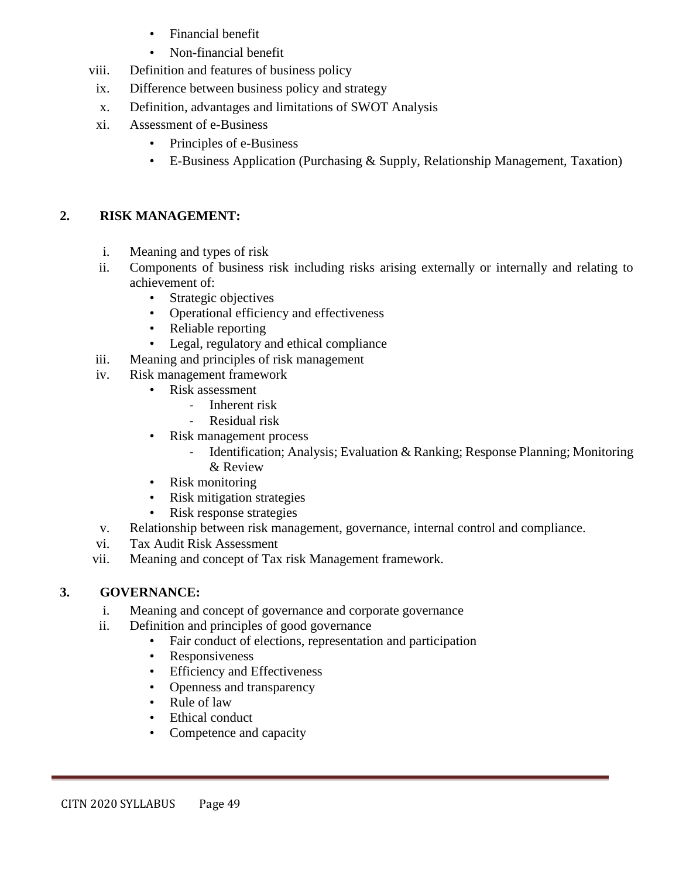- Financial benefit
- Non-financial benefit

viii. Definition and features of business policy

ix. Difference between business policy and strategy

x. Definition, advantages and limitations of SWOT Analysis

xi. Assessment of e-Business
   - Principles of e-Business
   - E-Business Application (Purchasing & Supply, Relationship Management, Taxation)

## 2. RISK MANAGEMENT:

i. Meaning and types of risk

ii. Components of business risk including risks arising externally or internally and relating to achievement of:
   - Strategic objectives
   - Operational efficiency and effectiveness
   - Reliable reporting
   - Legal, regulatory and ethical compliance

iii. Meaning and principles of risk management

iv. Risk management framework
   - Risk assessment
     - Inherent risk
     - Residual risk
   - Risk management process
     - Identification; Analysis; Evaluation & Ranking; Response Planning; Monitoring & Review
   - Risk monitoring
   - Risk mitigation strategies
   - Risk response strategies

v. Relationship between risk management, governance, internal control and compliance.

vi. Tax Audit Risk Assessment

vii. Meaning and concept of Tax risk Management framework.

## 3. GOVERNANCE:

i. Meaning and concept of governance and corporate governance

ii. Definition and principles of good governance
   - Fair conduct of elections, representation and participation
   - Responsiveness
   - Efficiency and Effectiveness
   - Openness and transparency
   - Rule of law
   - Ethical conduct
   - Competence and capacity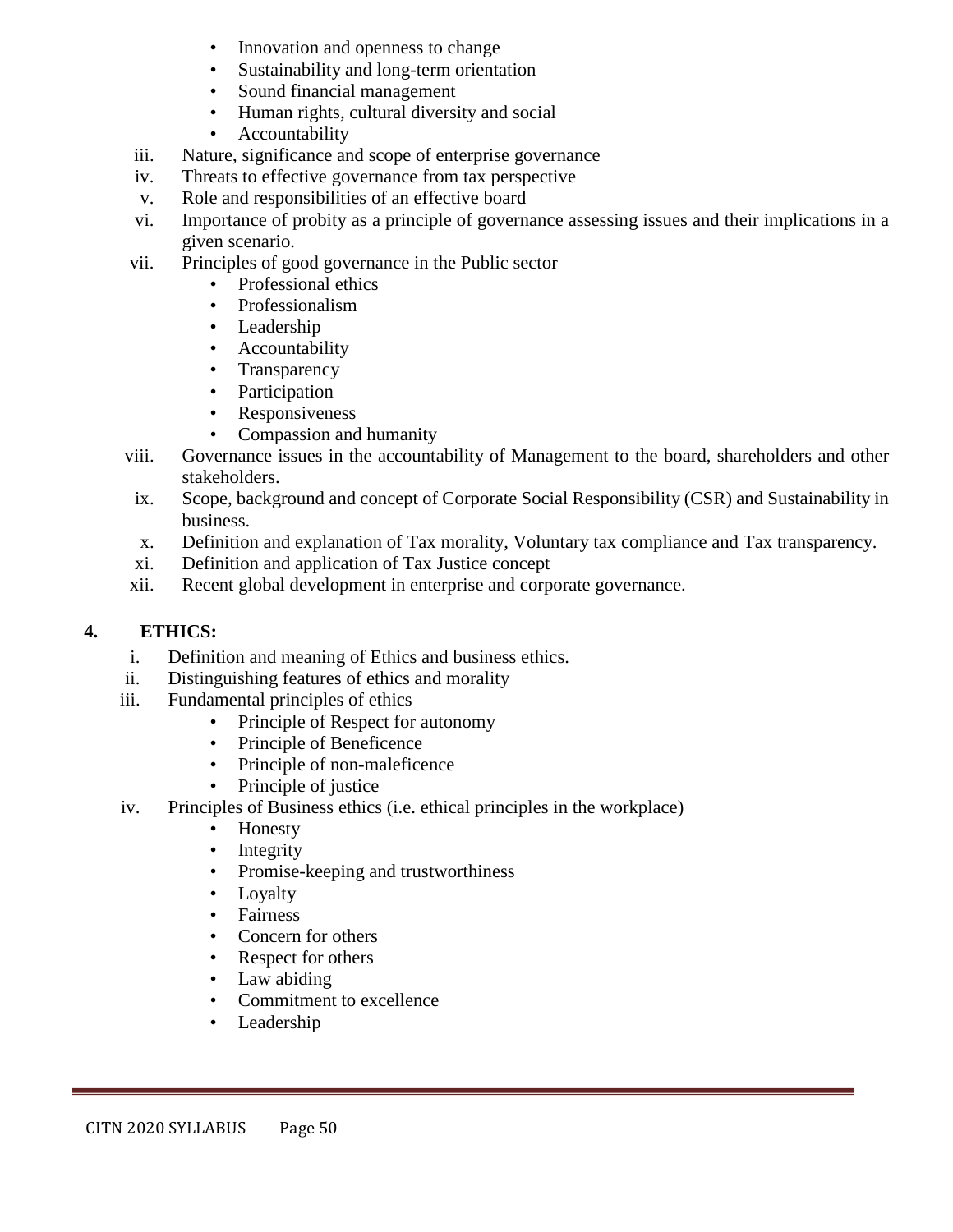- Innovation and openness to change
- Sustainability and long-term orientation
- Sound financial management
- Human rights, cultural diversity and social
- Accountability

iii. Nature, significance and scope of enterprise governance

iv. Threats to effective governance from tax perspective

v. Role and responsibilities of an effective board

vi. Importance of probity as a principle of governance assessing issues and their implications in a given scenario.

vii. Principles of good governance in the Public sector
- Professional ethics
- Professionalism
- Leadership
- Accountability
- Transparency
- Participation
- Responsiveness
- Compassion and humanity

viii. Governance issues in the accountability of Management to the board, shareholders and other stakeholders.

ix. Scope, background and concept of Corporate Social Responsibility (CSR) and Sustainability in business.

x. Definition and explanation of Tax morality, Voluntary tax compliance and Tax transparency.

xi. Definition and application of Tax Justice concept

xii. Recent global development in enterprise and corporate governance.

## 4. ETHICS:

i. Definition and meaning of Ethics and business ethics.

ii. Distinguishing features of ethics and morality

iii. Fundamental principles of ethics
- Principle of Respect for autonomy
- Principle of Beneficence
- Principle of non-maleficence
- Principle of justice

iv. Principles of Business ethics (i.e. ethical principles in the workplace)
- Honesty
- Integrity
- Promise-keeping and trustworthiness
- Loyalty
- Fairness
- Concern for others
- Respect for others
- Law abiding
- Commitment to excellence
- Leadership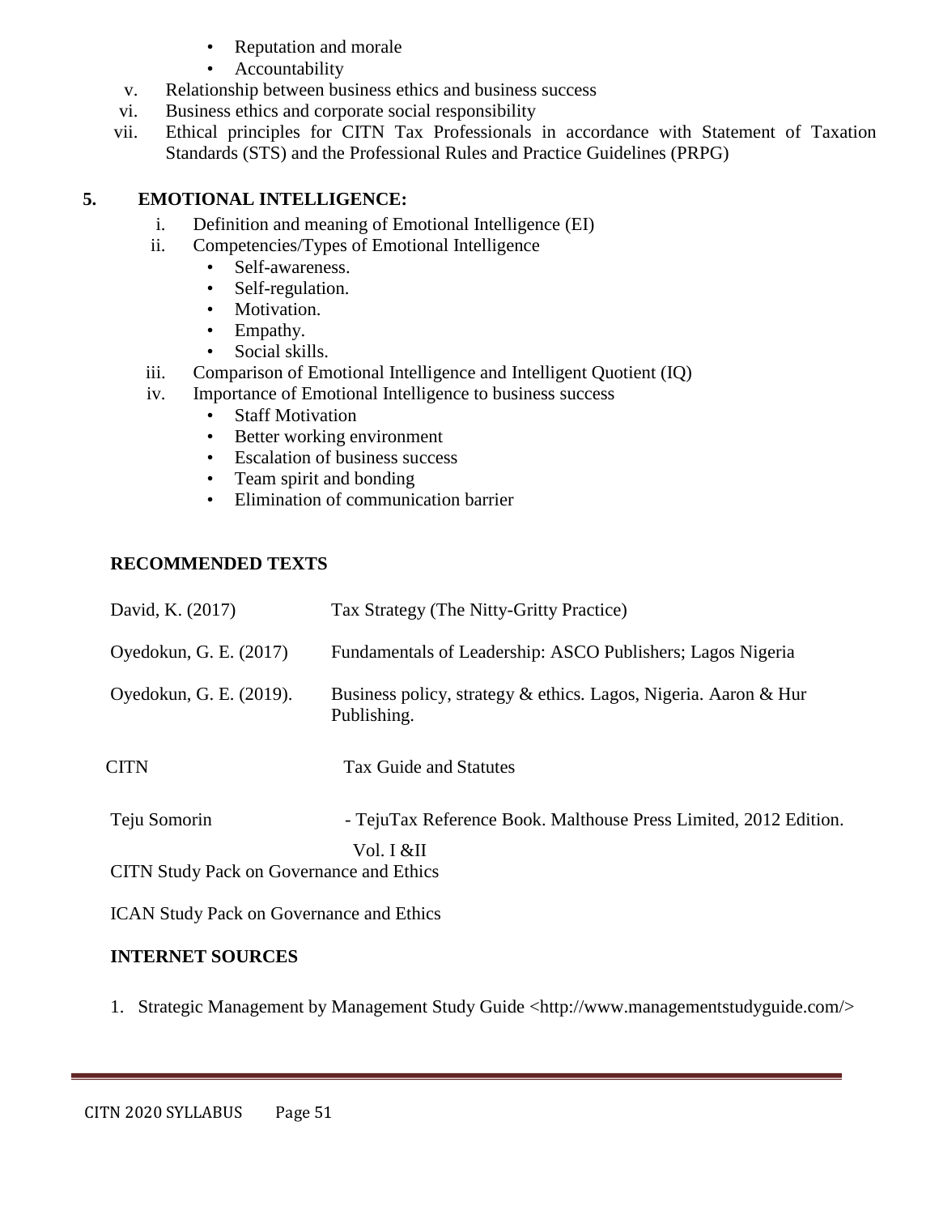- Reputation and morale
- Accountability

v. Relationship between business ethics and business success

vi. Business ethics and corporate social responsibility

vii. Ethical principles for CITN Tax Professionals in accordance with Statement of Taxation Standards (STS) and the Professional Rules and Practice Guidelines (PRPG)

## 5. EMOTIONAL INTELLIGENCE:

i. Definition and meaning of Emotional Intelligence (EI)

ii. Competencies/Types of Emotional Intelligence
- Self-awareness.
- Self-regulation.
- Motivation.
- Empathy.
- Social skills.

iii. Comparison of Emotional Intelligence and Intelligent Quotient (IQ)

iv. Importance of Emotional Intelligence to business success
- Staff Motivation
- Better working environment
- Escalation of business success
- Team spirit and bonding
- Elimination of communication barrier

### RECOMMENDED TEXTS

| | |
|---|---|
| David, K. (2017) | Tax Strategy (The Nitty-Gritty Practice) |
| Oyedokun, G. E. (2017) | Fundamentals of Leadership: ASCO Publishers; Lagos Nigeria |
| Oyedokun, G. E. (2019). | Business policy, strategy & ethics. Lagos, Nigeria. Aaron & Hur Publishing. |
| CITN | Tax Guide and Statutes |
| Teju Somorin | - TejuTax Reference Book. Malthouse Press Limited, 2012 Edition. Vol. I &II |

CITN Study Pack on Governance and Ethics

ICAN Study Pack on Governance and Ethics

### INTERNET SOURCES

1. Strategic Management by Management Study Guide <http://www.managementstudyguide.com/>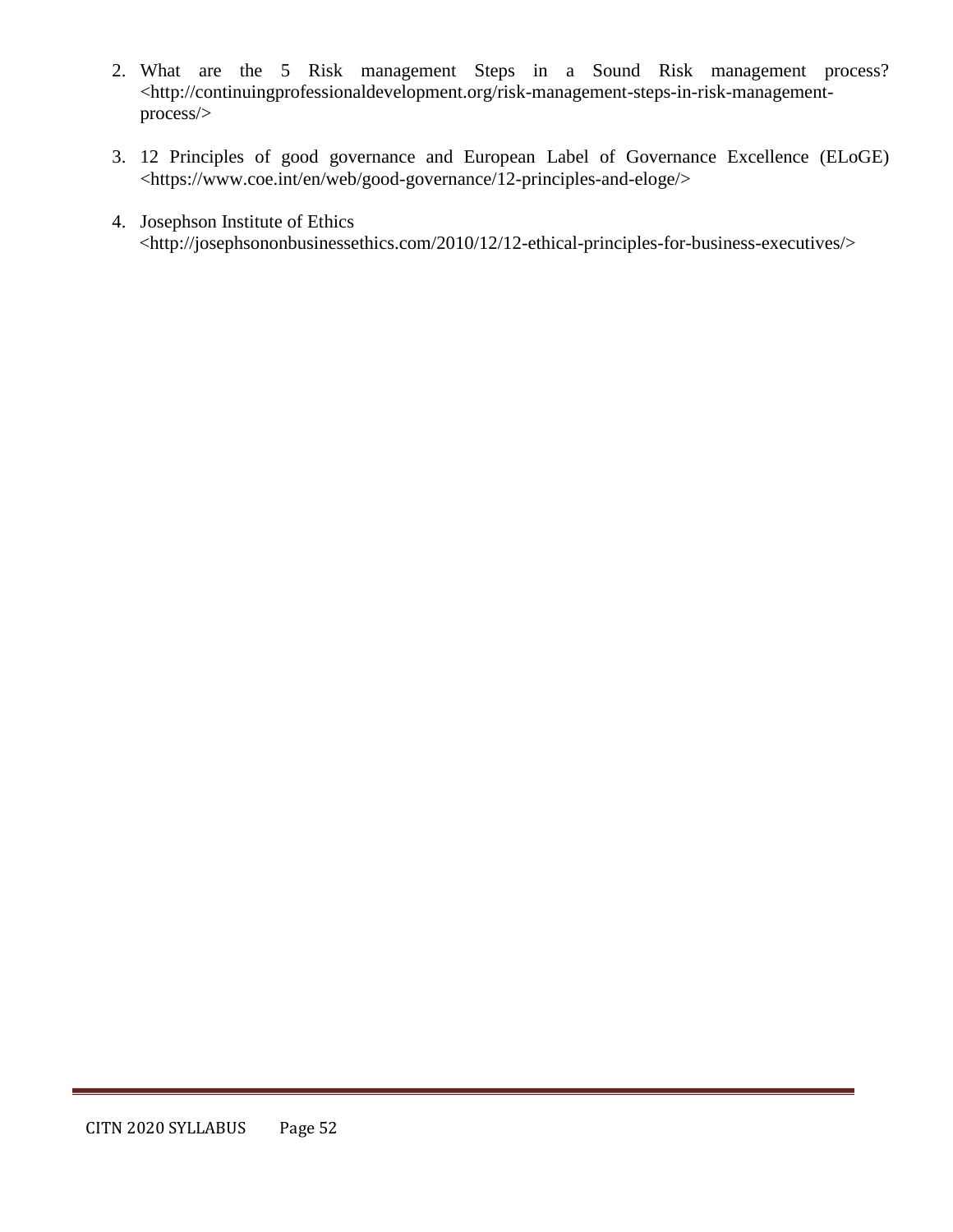2. What are the 5 Risk management Steps in a Sound Risk management process? <http://continuingprofessionaldevelopment.org/risk-management-steps-in-risk-management-process/>

3. 12 Principles of good governance and European Label of Governance Excellence (ELoGE) <https://www.coe.int/en/web/good-governance/12-principles-and-eloge/>

4. Josephson Institute of Ethics <http://josephsononbusinessethics.com/2010/12/12-ethical-principles-for-business-executives/>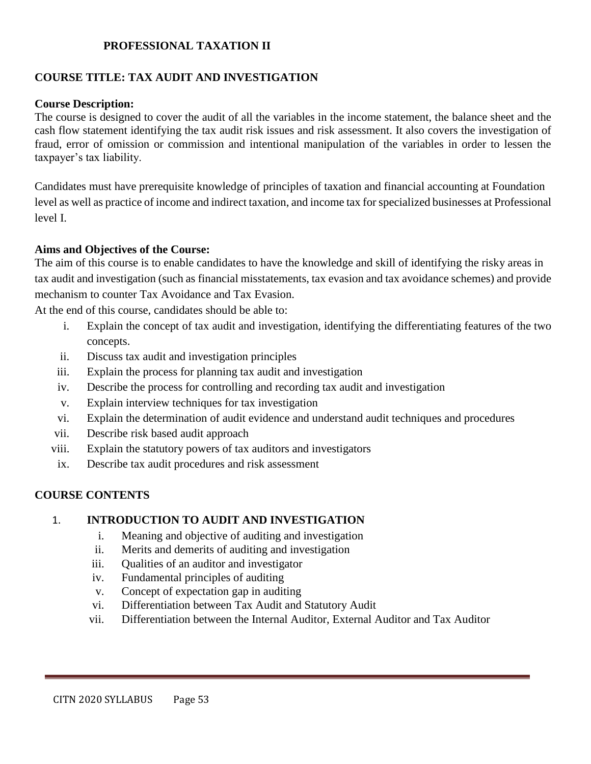# PROFESSIONAL TAXATION II

## COURSE TITLE: TAX AUDIT AND INVESTIGATION

**Course Description:**
The course is designed to cover the audit of all the variables in the income statement, the balance sheet and the cash flow statement identifying the tax audit risk issues and risk assessment. It also covers the investigation of fraud, error of omission or commission and intentional manipulation of the variables in order to lessen the taxpayer's tax liability.

Candidates must have prerequisite knowledge of principles of taxation and financial accounting at Foundation level as well as practice of income and indirect taxation, and income tax for specialized businesses at Professional level I.

**Aims and Objectives of the Course:**
The aim of this course is to enable candidates to have the knowledge and skill of identifying the risky areas in tax audit and investigation (such as financial misstatements, tax evasion and tax avoidance schemes) and provide mechanism to counter Tax Avoidance and Tax Evasion.
At the end of this course, candidates should be able to:

i. Explain the concept of tax audit and investigation, identifying the differentiating features of the two concepts.
ii. Discuss tax audit and investigation principles
iii. Explain the process for planning tax audit and investigation
iv. Describe the process for controlling and recording tax audit and investigation
v. Explain interview techniques for tax investigation
vi. Explain the determination of audit evidence and understand audit techniques and procedures
vii. Describe risk based audit approach
viii. Explain the statutory powers of tax auditors and investigators
ix. Describe tax audit procedures and risk assessment

## COURSE CONTENTS

### 1. INTRODUCTION TO AUDIT AND INVESTIGATION

i. Meaning and objective of auditing and investigation
ii. Merits and demerits of auditing and investigation
iii. Qualities of an auditor and investigator
iv. Fundamental principles of auditing
v. Concept of expectation gap in auditing
vi. Differentiation between Tax Audit and Statutory Audit
vii. Differentiation between the Internal Auditor, External Auditor and Tax Auditor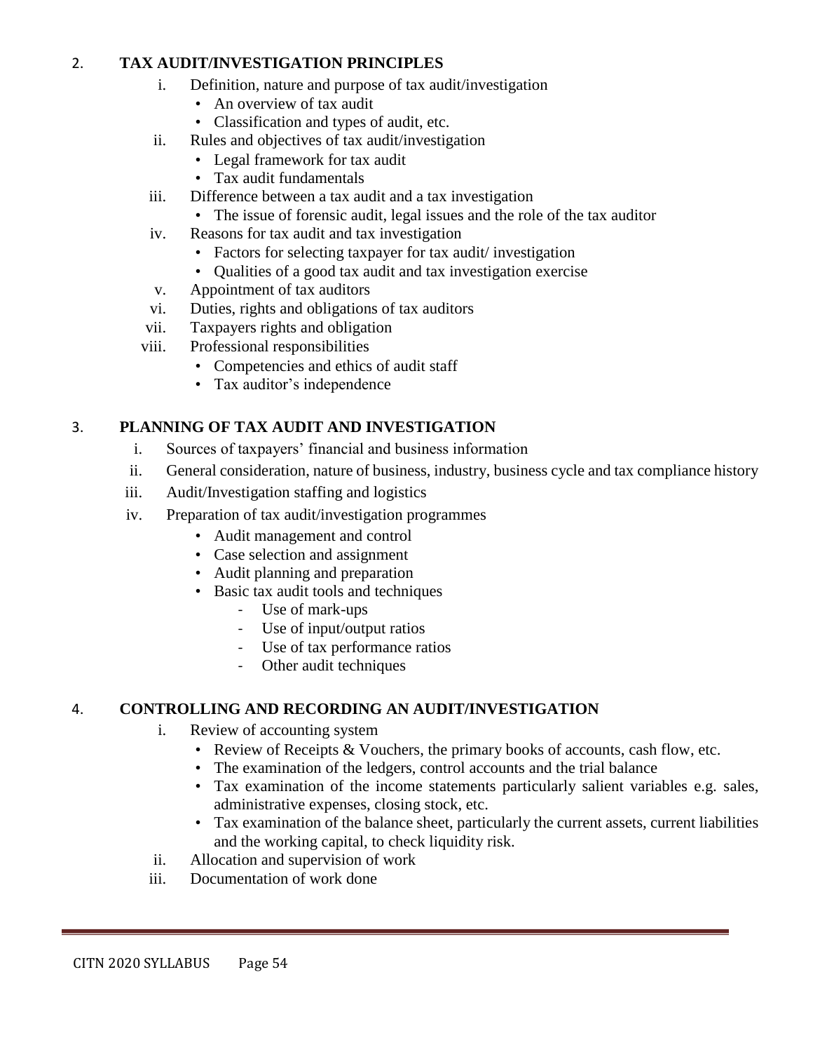## 2. TAX AUDIT/INVESTIGATION PRINCIPLES

i. Definition, nature and purpose of tax audit/investigation
   - An overview of tax audit
   - Classification and types of audit, etc.

ii. Rules and objectives of tax audit/investigation
   - Legal framework for tax audit
   - Tax audit fundamentals

iii. Difference between a tax audit and a tax investigation
   - The issue of forensic audit, legal issues and the role of the tax auditor

iv. Reasons for tax audit and tax investigation
   - Factors for selecting taxpayer for tax audit/ investigation
   - Qualities of a good tax audit and tax investigation exercise

v. Appointment of tax auditors

vi. Duties, rights and obligations of tax auditors

vii. Taxpayers rights and obligation

viii. Professional responsibilities
   - Competencies and ethics of audit staff
   - Tax auditor's independence

## 3. PLANNING OF TAX AUDIT AND INVESTIGATION

i. Sources of taxpayers' financial and business information

ii. General consideration, nature of business, industry, business cycle and tax compliance history

iii. Audit/Investigation staffing and logistics

iv. Preparation of tax audit/investigation programmes
   - Audit management and control
   - Case selection and assignment
   - Audit planning and preparation
   - Basic tax audit tools and techniques
     - Use of mark-ups
     - Use of input/output ratios
     - Use of tax performance ratios
     - Other audit techniques

## 4. CONTROLLING AND RECORDING AN AUDIT/INVESTIGATION

i. Review of accounting system
   - Review of Receipts & Vouchers, the primary books of accounts, cash flow, etc.
   - The examination of the ledgers, control accounts and the trial balance
   - Tax examination of the income statements particularly salient variables e.g. sales, administrative expenses, closing stock, etc.
   - Tax examination of the balance sheet, particularly the current assets, current liabilities and the working capital, to check liquidity risk.

ii. Allocation and supervision of work

iii. Documentation of work done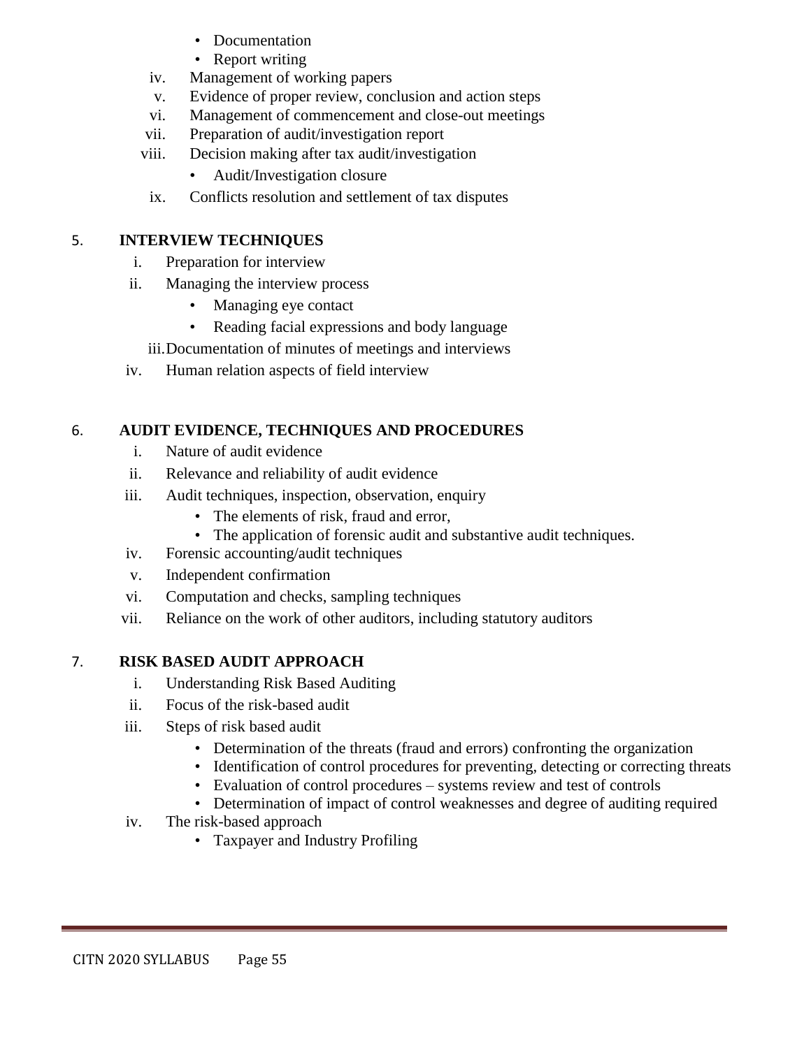- Documentation
- Report writing

iv. Management of working papers

v. Evidence of proper review, conclusion and action steps

vi. Management of commencement and close-out meetings

vii. Preparation of audit/investigation report

viii. Decision making after tax audit/investigation
   - Audit/Investigation closure

ix. Conflicts resolution and settlement of tax disputes

## 5. INTERVIEW TECHNIQUES

i. Preparation for interview

ii. Managing the interview process
   - Managing eye contact
   - Reading facial expressions and body language

iii. Documentation of minutes of meetings and interviews

iv. Human relation aspects of field interview

## 6. AUDIT EVIDENCE, TECHNIQUES AND PROCEDURES

i. Nature of audit evidence

ii. Relevance and reliability of audit evidence

iii. Audit techniques, inspection, observation, enquiry
   - The elements of risk, fraud and error,
   - The application of forensic audit and substantive audit techniques.

iv. Forensic accounting/audit techniques

v. Independent confirmation

vi. Computation and checks, sampling techniques

vii. Reliance on the work of other auditors, including statutory auditors

## 7. RISK BASED AUDIT APPROACH

i. Understanding Risk Based Auditing

ii. Focus of the risk-based audit

iii. Steps of risk based audit
   - Determination of the threats (fraud and errors) confronting the organization
   - Identification of control procedures for preventing, detecting or correcting threats
   - Evaluation of control procedures – systems review and test of controls
   - Determination of impact of control weaknesses and degree of auditing required

iv. The risk-based approach
   - Taxpayer and Industry Profiling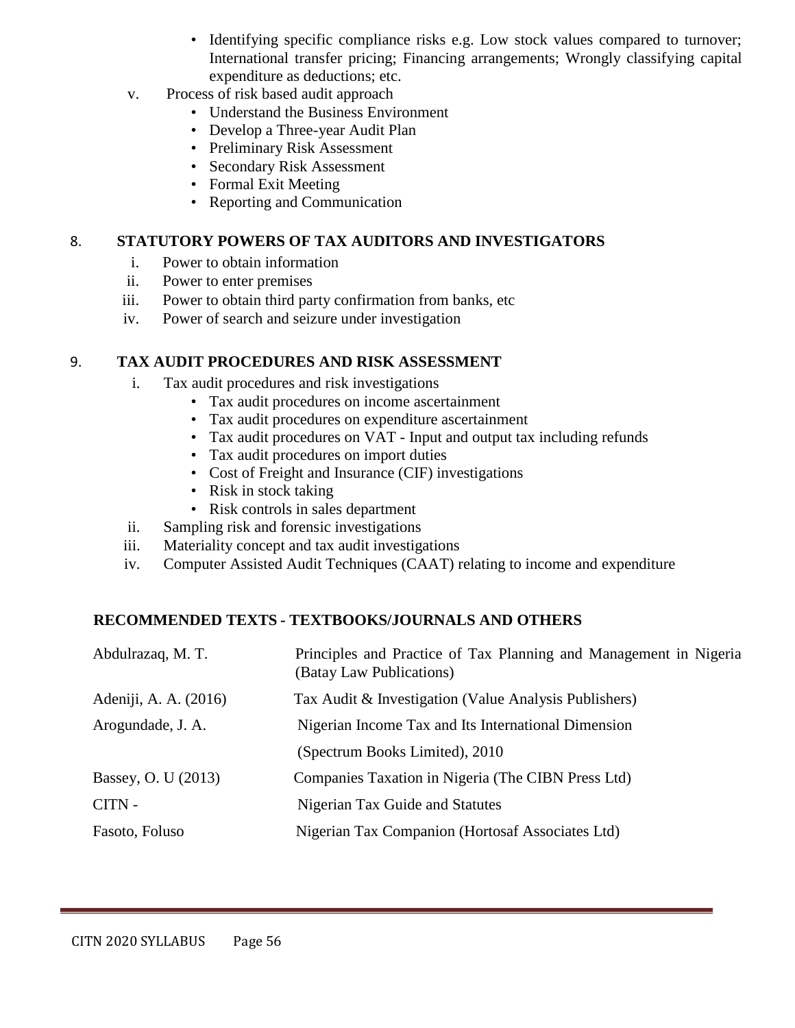- Identifying specific compliance risks e.g. Low stock values compared to turnover; International transfer pricing; Financing arrangements; Wrongly classifying capital expenditure as deductions; etc.

v. Process of risk based audit approach
   - Understand the Business Environment
   - Develop a Three-year Audit Plan
   - Preliminary Risk Assessment
   - Secondary Risk Assessment
   - Formal Exit Meeting
   - Reporting and Communication

## 8. STATUTORY POWERS OF TAX AUDITORS AND INVESTIGATORS

i. Power to obtain information
ii. Power to enter premises
iii. Power to obtain third party confirmation from banks, etc
iv. Power of search and seizure under investigation

## 9. TAX AUDIT PROCEDURES AND RISK ASSESSMENT

i. Tax audit procedures and risk investigations
   - Tax audit procedures on income ascertainment
   - Tax audit procedures on expenditure ascertainment
   - Tax audit procedures on VAT - Input and output tax including refunds
   - Tax audit procedures on import duties
   - Cost of Freight and Insurance (CIF) investigations
   - Risk in stock taking
   - Risk controls in sales department

ii. Sampling risk and forensic investigations
iii. Materiality concept and tax audit investigations
iv. Computer Assisted Audit Techniques (CAAT) relating to income and expenditure

## RECOMMENDED TEXTS - TEXTBOOKS/JOURNALS AND OTHERS

| | |
|---|---|
| Abdulrazaq, M. T. | Principles and Practice of Tax Planning and Management in Nigeria (Batay Law Publications) |
| Adeniji, A. A. (2016) | Tax Audit & Investigation (Value Analysis Publishers) |
| Arogundade, J. A. | Nigerian Income Tax and Its International Dimension (Spectrum Books Limited), 2010 |
| Bassey, O. U (2013) | Companies Taxation in Nigeria (The CIBN Press Ltd) |
| CITN - | Nigerian Tax Guide and Statutes |
| Fasoto, Foluso | Nigerian Tax Companion (Hortosaf Associates Ltd) |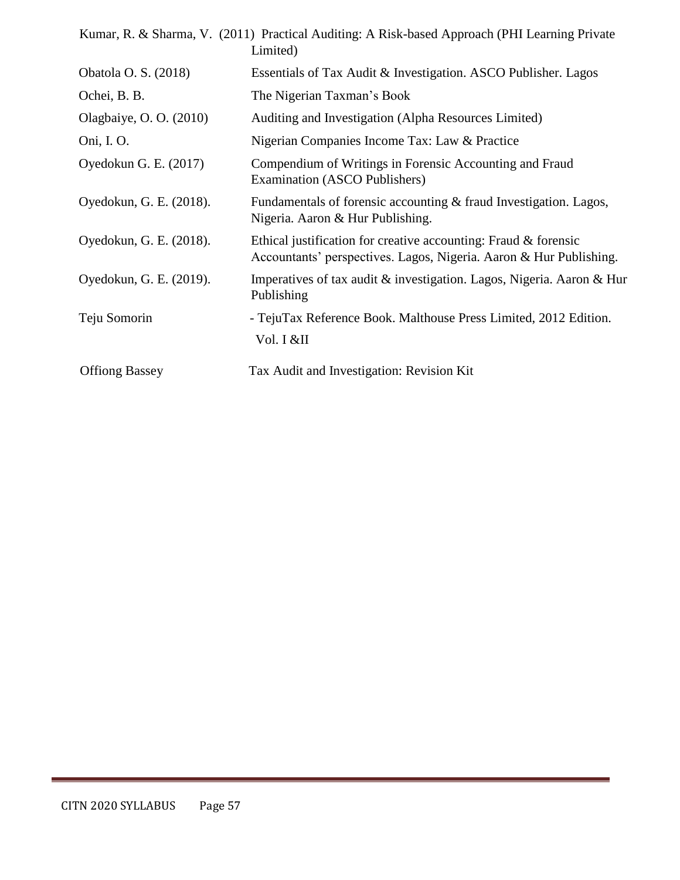| | |
|---|---|
| Kumar, R. & Sharma, V. (2011) | Practical Auditing: A Risk-based Approach (PHI Learning Private Limited) |
| Obatola O. S. (2018) | Essentials of Tax Audit & Investigation. ASCO Publisher. Lagos |
| Ochei, B. B. | The Nigerian Taxman's Book |
| Olagbaiye, O. O. (2010) | Auditing and Investigation (Alpha Resources Limited) |
| Oni, I. O. | Nigerian Companies Income Tax: Law & Practice |
| Oyedokun G. E. (2017) | Compendium of Writings in Forensic Accounting and Fraud Examination (ASCO Publishers) |
| Oyedokun, G. E. (2018). | Fundamentals of forensic accounting & fraud Investigation. Lagos, Nigeria. Aaron & Hur Publishing. |
| Oyedokun, G. E. (2018). | Ethical justification for creative accounting: Fraud & forensic Accountants' perspectives. Lagos, Nigeria. Aaron & Hur Publishing. |
| Oyedokun, G. E. (2019). | Imperatives of tax audit & investigation. Lagos, Nigeria. Aaron & Hur Publishing |
| Teju Somorin | - TejuTax Reference Book. Malthouse Press Limited, 2012 Edition. Vol. I &II |
| Offiong Bassey | Tax Audit and Investigation: Revision Kit |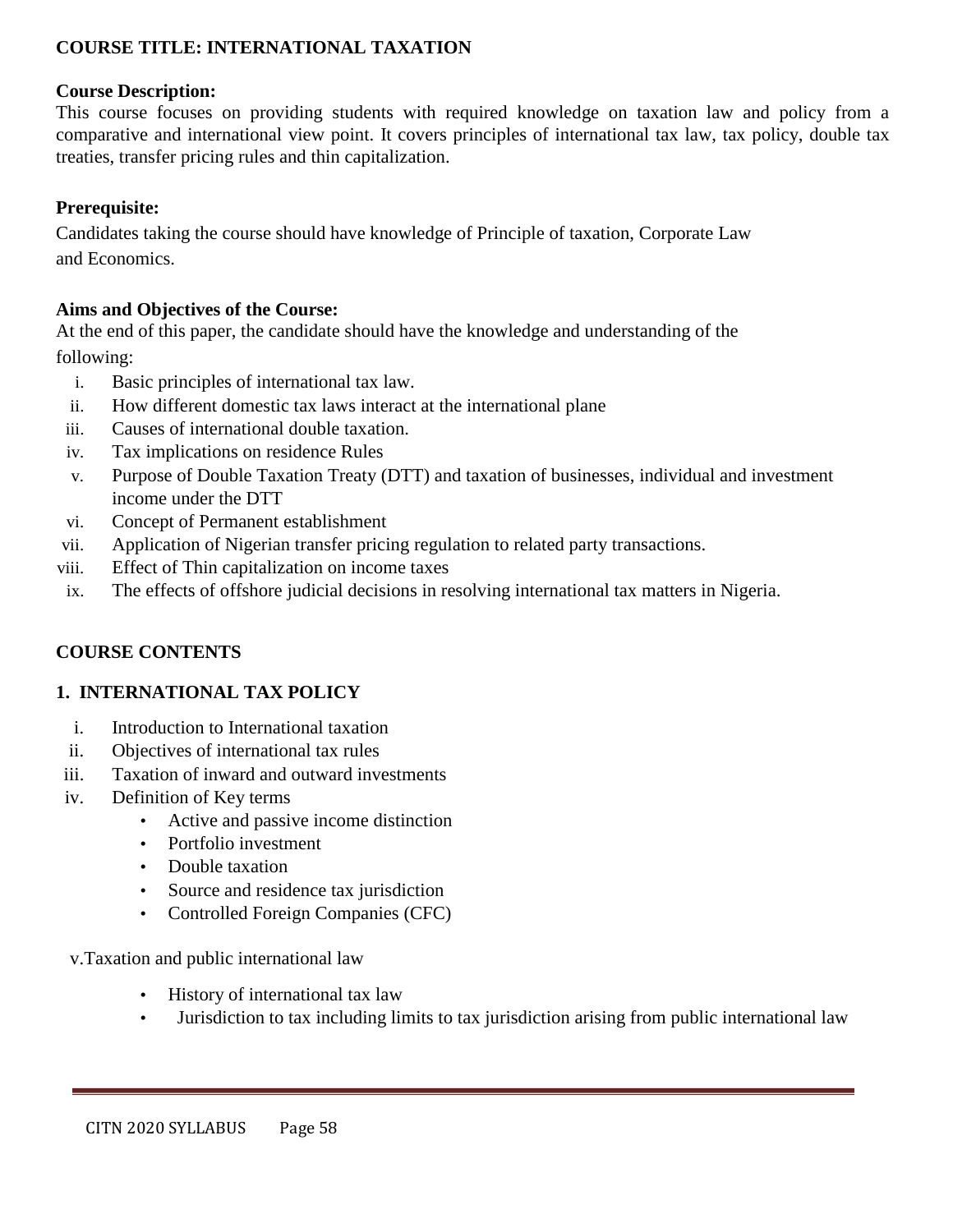**COURSE TITLE: INTERNATIONAL TAXATION**

**Course Description:**
This course focuses on providing students with required knowledge on taxation law and policy from a comparative and international view point. It covers principles of international tax law, tax policy, double tax treaties, transfer pricing rules and thin capitalization.

**Prerequisite:**
Candidates taking the course should have knowledge of Principle of taxation, Corporate Law and Economics.

**Aims and Objectives of the Course:**
At the end of this paper, the candidate should have the knowledge and understanding of the following:

i. Basic principles of international tax law.
ii. How different domestic tax laws interact at the international plane
iii. Causes of international double taxation.
iv. Tax implications on residence Rules
v. Purpose of Double Taxation Treaty (DTT) and taxation of businesses, individual and investment income under the DTT
vi. Concept of Permanent establishment
vii. Application of Nigerian transfer pricing regulation to related party transactions.
viii. Effect of Thin capitalization on income taxes
ix. The effects of offshore judicial decisions in resolving international tax matters in Nigeria.

**COURSE CONTENTS**

**1. INTERNATIONAL TAX POLICY**

i. Introduction to International taxation
ii. Objectives of international tax rules
iii. Taxation of inward and outward investments
iv. Definition of Key terms
   - Active and passive income distinction
   - Portfolio investment
   - Double taxation
   - Source and residence tax jurisdiction
   - Controlled Foreign Companies (CFC)

v. Taxation and public international law
   - History of international tax law
   - Jurisdiction to tax including limits to tax jurisdiction arising from public international law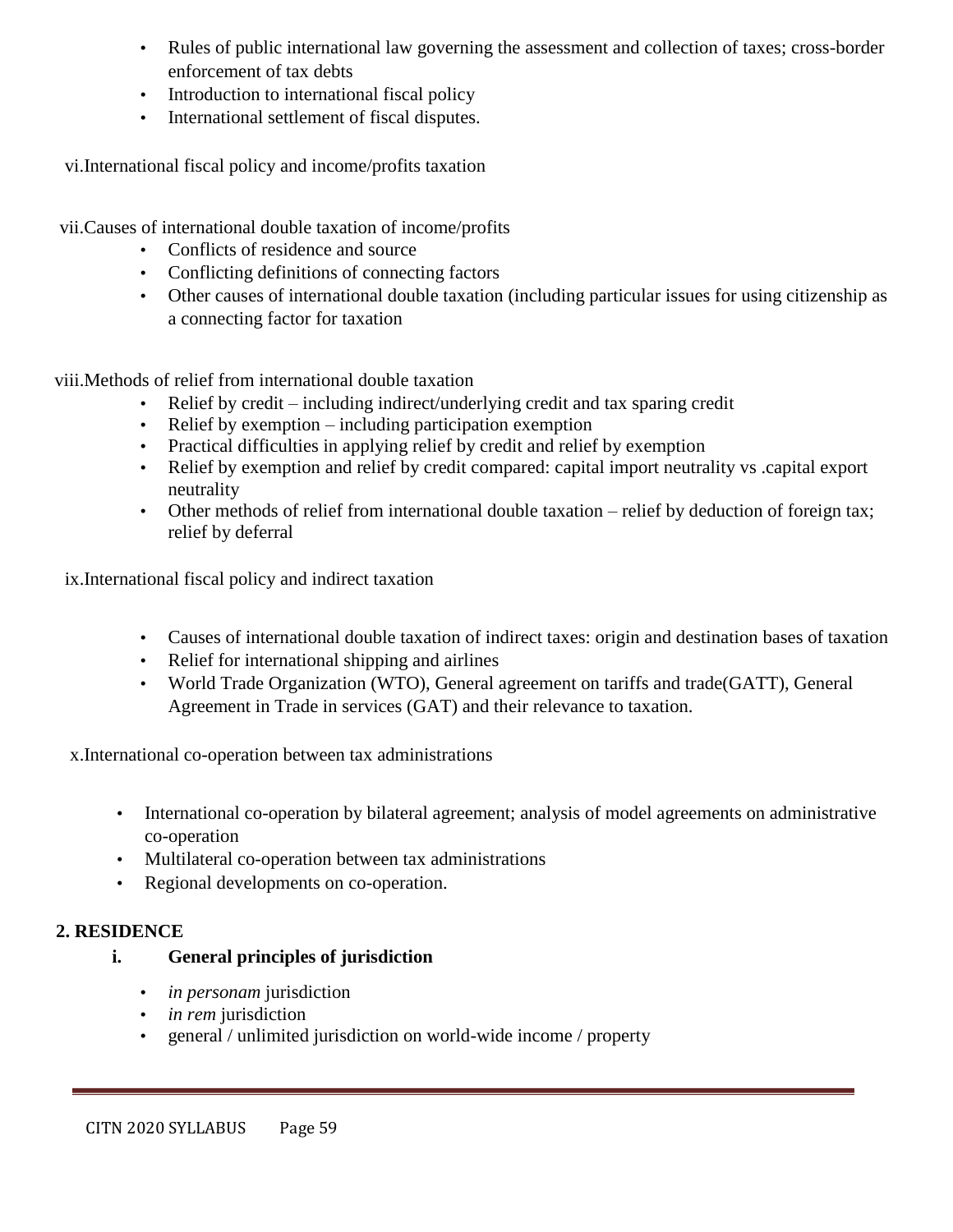- Rules of public international law governing the assessment and collection of taxes; cross-border enforcement of tax debts
- Introduction to international fiscal policy
- International settlement of fiscal disputes.

vi. International fiscal policy and income/profits taxation

vii. Causes of international double taxation of income/profits

- Conflicts of residence and source
- Conflicting definitions of connecting factors
- Other causes of international double taxation (including particular issues for using citizenship as a connecting factor for taxation

viii. Methods of relief from international double taxation

- Relief by credit – including indirect/underlying credit and tax sparing credit
- Relief by exemption – including participation exemption
- Practical difficulties in applying relief by credit and relief by exemption
- Relief by exemption and relief by credit compared: capital import neutrality vs .capital export neutrality
- Other methods of relief from international double taxation – relief by deduction of foreign tax; relief by deferral

ix. International fiscal policy and indirect taxation

- Causes of international double taxation of indirect taxes: origin and destination bases of taxation
- Relief for international shipping and airlines
- World Trade Organization (WTO), General agreement on tariffs and trade(GATT), General Agreement in Trade in services (GAT) and their relevance to taxation.

x. International co-operation between tax administrations

- International co-operation by bilateral agreement; analysis of model agreements on administrative co-operation
- Multilateral co-operation between tax administrations
- Regional developments on co-operation.

**2. RESIDENCE**

**i. General principles of jurisdiction**

- *in personam* jurisdiction
- *in rem* jurisdiction
- general / unlimited jurisdiction on world-wide income / property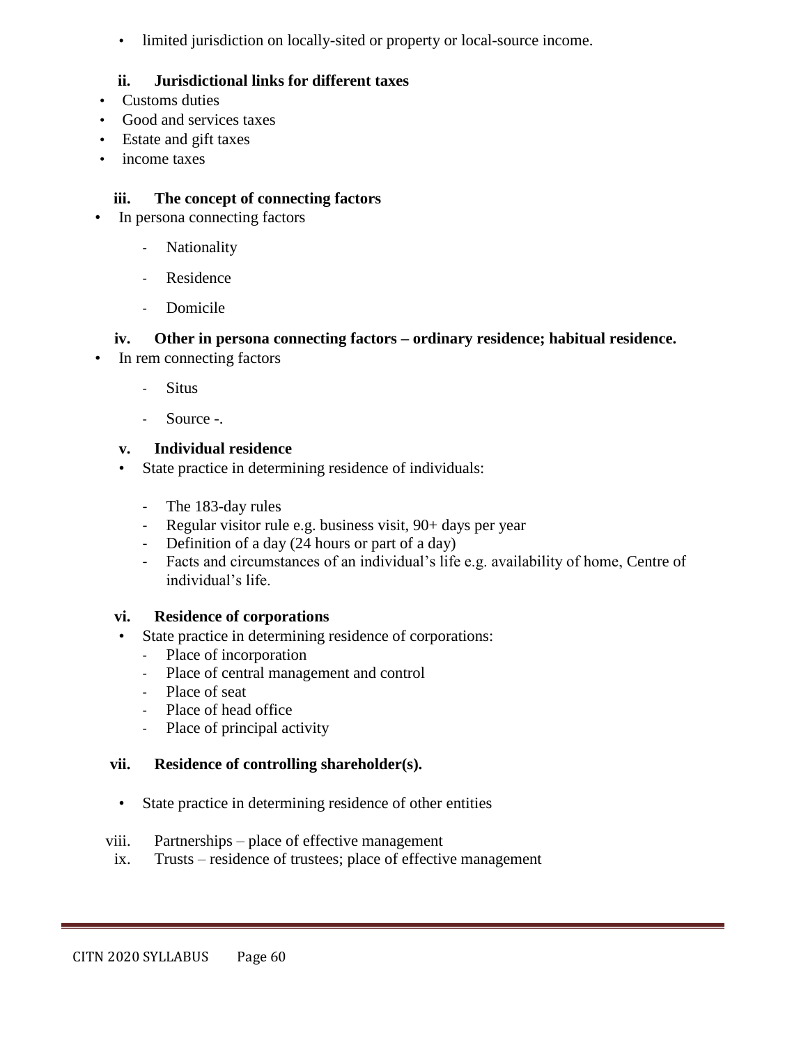- limited jurisdiction on locally-sited or property or local-source income.

**ii. Jurisdictional links for different taxes**

- Customs duties
- Good and services taxes
- Estate and gift taxes
- income taxes

**iii. The concept of connecting factors**

- In persona connecting factors
  - Nationality
  - Residence
  - Domicile

**iv. Other in persona connecting factors – ordinary residence; habitual residence.**

- In rem connecting factors
  - Situs
  - Source -.

**v. Individual residence**

- State practice in determining residence of individuals:
  - The 183-day rules
  - Regular visitor rule e.g. business visit, 90+ days per year
  - Definition of a day (24 hours or part of a day)
  - Facts and circumstances of an individual's life e.g. availability of home, Centre of individual's life.

**vi. Residence of corporations**

- State practice in determining residence of corporations:
  - Place of incorporation
  - Place of central management and control
  - Place of seat
  - Place of head office
  - Place of principal activity

**vii. Residence of controlling shareholder(s).**

- State practice in determining residence of other entities

viii. Partnerships – place of effective management

ix. Trusts – residence of trustees; place of effective management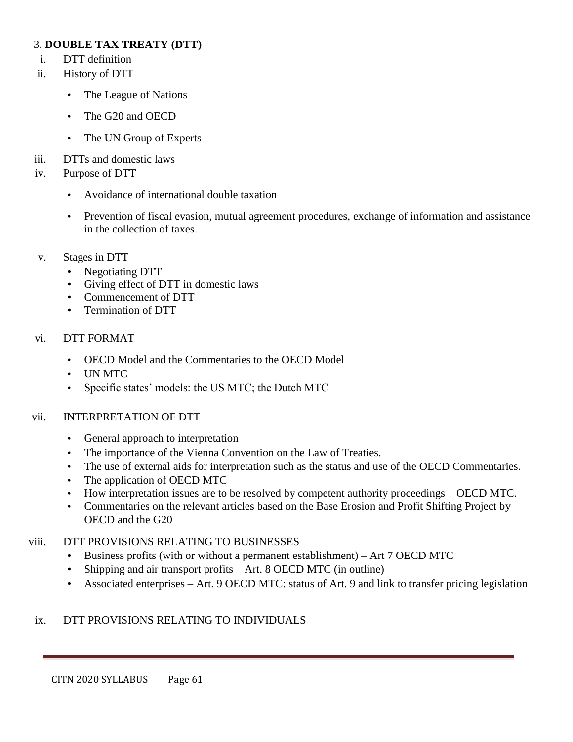3. **DOUBLE TAX TREATY (DTT)**

i. DTT definition

ii. History of DTT

- The League of Nations
- The G20 and OECD
- The UN Group of Experts

iii. DTTs and domestic laws

iv. Purpose of DTT

- Avoidance of international double taxation
- Prevention of fiscal evasion, mutual agreement procedures, exchange of information and assistance in the collection of taxes.

v. Stages in DTT

- Negotiating DTT
- Giving effect of DTT in domestic laws
- Commencement of DTT
- Termination of DTT

vi. DTT FORMAT

- OECD Model and the Commentaries to the OECD Model
- UN MTC
- Specific states' models: the US MTC; the Dutch MTC

vii. INTERPRETATION OF DTT

- General approach to interpretation
- The importance of the Vienna Convention on the Law of Treaties.
- The use of external aids for interpretation such as the status and use of the OECD Commentaries.
- The application of OECD MTC
- How interpretation issues are to be resolved by competent authority proceedings – OECD MTC.
- Commentaries on the relevant articles based on the Base Erosion and Profit Shifting Project by OECD and the G20

viii. DTT PROVISIONS RELATING TO BUSINESSES

- Business profits (with or without a permanent establishment) – Art 7 OECD MTC
- Shipping and air transport profits – Art. 8 OECD MTC (in outline)
- Associated enterprises – Art. 9 OECD MTC: status of Art. 9 and link to transfer pricing legislation

ix. DTT PROVISIONS RELATING TO INDIVIDUALS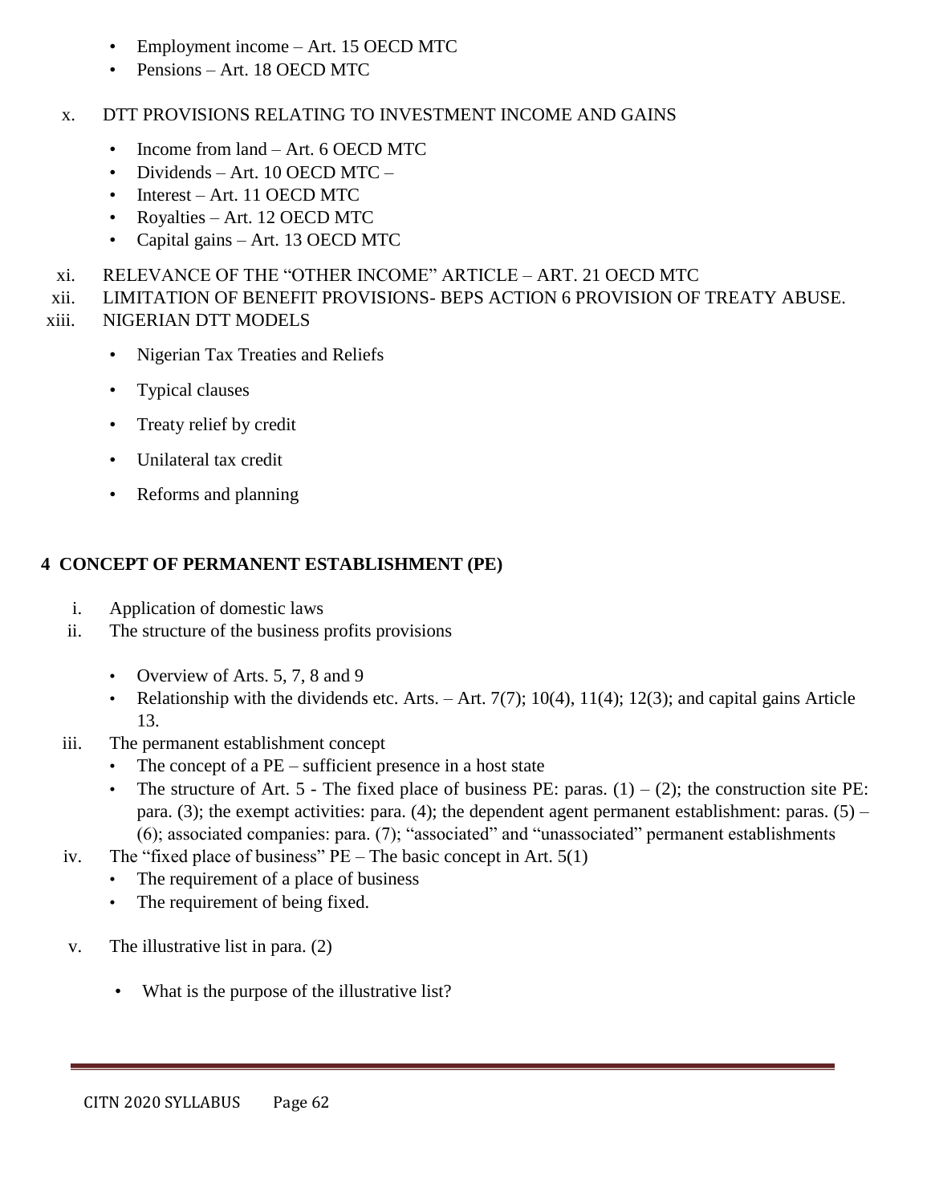- Employment income – Art. 15 OECD MTC
- Pensions – Art. 18 OECD MTC

x. DTT PROVISIONS RELATING TO INVESTMENT INCOME AND GAINS

- Income from land – Art. 6 OECD MTC
- Dividends – Art. 10 OECD MTC –
- Interest – Art. 11 OECD MTC
- Royalties – Art. 12 OECD MTC
- Capital gains – Art. 13 OECD MTC

xi. RELEVANCE OF THE "OTHER INCOME" ARTICLE – ART. 21 OECD MTC

xii. LIMITATION OF BENEFIT PROVISIONS- BEPS ACTION 6 PROVISION OF TREATY ABUSE.

xiii. NIGERIAN DTT MODELS

- Nigerian Tax Treaties and Reliefs
- Typical clauses
- Treaty relief by credit
- Unilateral tax credit
- Reforms and planning

## 4 CONCEPT OF PERMANENT ESTABLISHMENT (PE)

i. Application of domestic laws

ii. The structure of the business profits provisions

- Overview of Arts. 5, 7, 8 and 9
- Relationship with the dividends etc. Arts. – Art. 7(7); 10(4), 11(4); 12(3); and capital gains Article 13.

iii. The permanent establishment concept

- The concept of a PE – sufficient presence in a host state
- The structure of Art. 5 - The fixed place of business PE: paras. (1) – (2); the construction site PE: para. (3); the exempt activities: para. (4); the dependent agent permanent establishment: paras. (5) – (6); associated companies: para. (7); "associated" and "unassociated" permanent establishments

iv. The "fixed place of business" PE – The basic concept in Art. 5(1)

- The requirement of a place of business
- The requirement of being fixed.

v. The illustrative list in para. (2)

- What is the purpose of the illustrative list?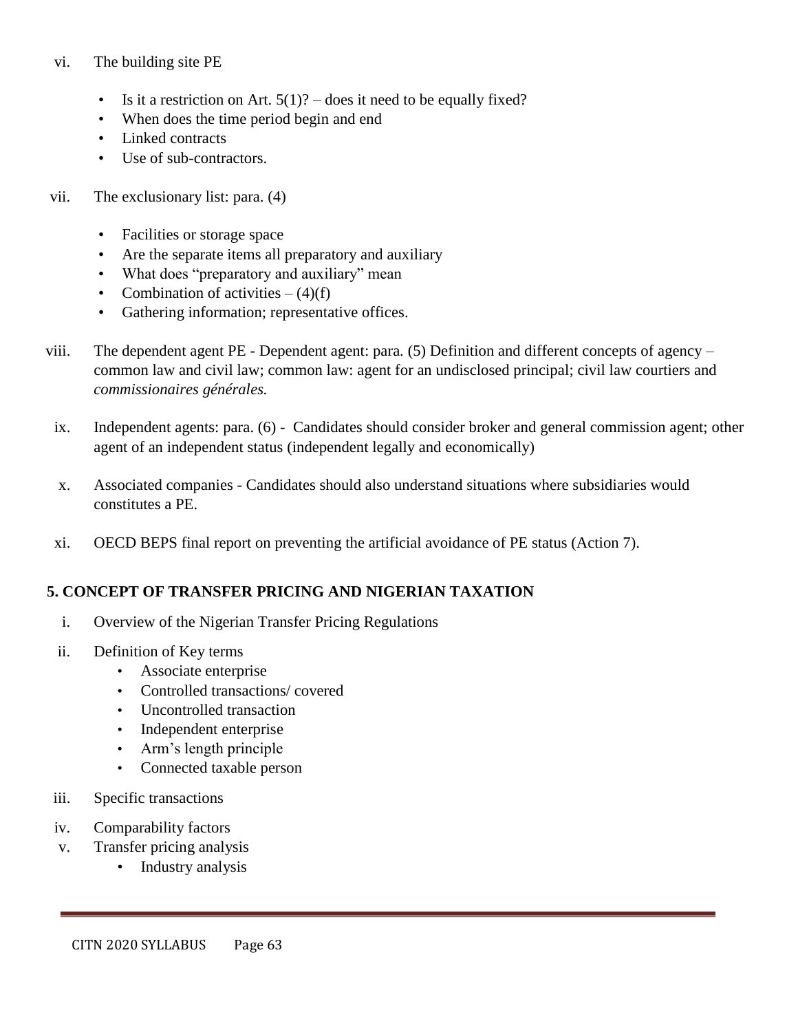vi. The building site PE

- Is it a restriction on Art. 5(1)? – does it need to be equally fixed?
- When does the time period begin and end
- Linked contracts
- Use of sub-contractors.

vii. The exclusionary list: para. (4)

- Facilities or storage space
- Are the separate items all preparatory and auxiliary
- What does "preparatory and auxiliary" mean
- Combination of activities – (4)(f)
- Gathering information; representative offices.

viii. The dependent agent PE - Dependent agent: para. (5) Definition and different concepts of agency – common law and civil law; common law: agent for an undisclosed principal; civil law courtiers and *commissionaires générales.*

ix. Independent agents: para. (6) - Candidates should consider broker and general commission agent; other agent of an independent status (independent legally and economically)

x. Associated companies - Candidates should also understand situations where subsidiaries would constitutes a PE.

xi. OECD BEPS final report on preventing the artificial avoidance of PE status (Action 7).

**5. CONCEPT OF TRANSFER PRICING AND NIGERIAN TAXATION**

i. Overview of the Nigerian Transfer Pricing Regulations

ii. Definition of Key terms
- Associate enterprise
- Controlled transactions/ covered
- Uncontrolled transaction
- Independent enterprise
- Arm's length principle
- Connected taxable person

iii. Specific transactions

iv. Comparability factors

v. Transfer pricing analysis
- Industry analysis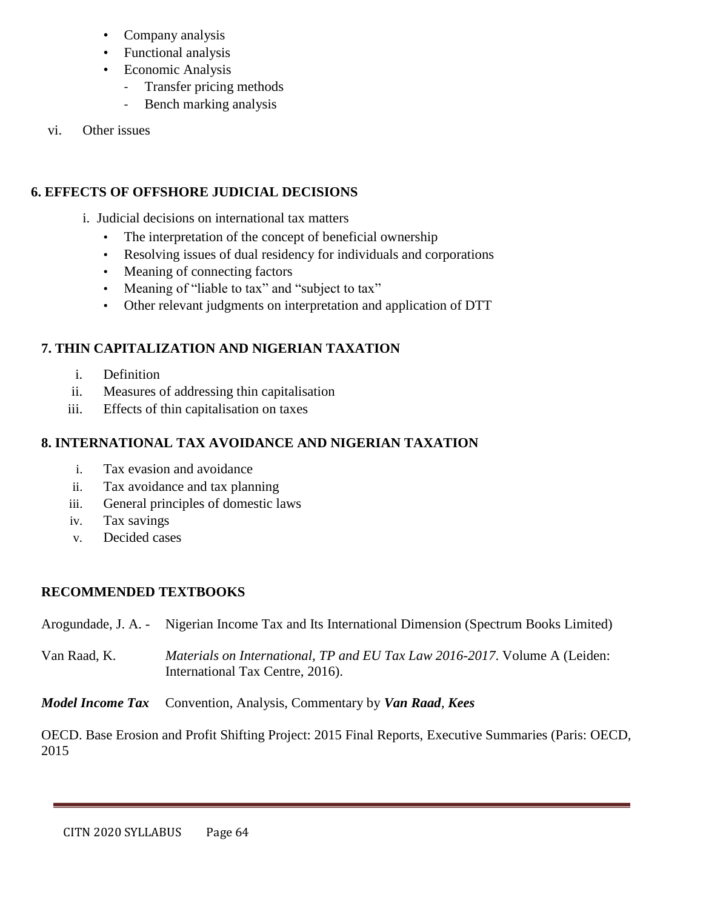- Company analysis
- Functional analysis
- Economic Analysis
  - Transfer pricing methods
  - Bench marking analysis

vi. Other issues

## 6. EFFECTS OF OFFSHORE JUDICIAL DECISIONS

i. Judicial decisions on international tax matters

- The interpretation of the concept of beneficial ownership
- Resolving issues of dual residency for individuals and corporations
- Meaning of connecting factors
- Meaning of "liable to tax" and "subject to tax"
- Other relevant judgments on interpretation and application of DTT

## 7. THIN CAPITALIZATION AND NIGERIAN TAXATION

i. Definition
ii. Measures of addressing thin capitalisation
iii. Effects of thin capitalisation on taxes

## 8. INTERNATIONAL TAX AVOIDANCE AND NIGERIAN TAXATION

i. Tax evasion and avoidance
ii. Tax avoidance and tax planning
iii. General principles of domestic laws
iv. Tax savings
v. Decided cases

## RECOMMENDED TEXTBOOKS

Arogundade, J. A. - Nigerian Income Tax and Its International Dimension (Spectrum Books Limited)

Van Raad, K. *Materials on International, TP and EU Tax Law 2016-2017*. Volume A (Leiden: International Tax Centre, 2016).

***Model Income Tax*** Convention, Analysis, Commentary by ***Van Raad***, ***Kees***

OECD. Base Erosion and Profit Shifting Project: 2015 Final Reports, Executive Summaries (Paris: OECD, 2015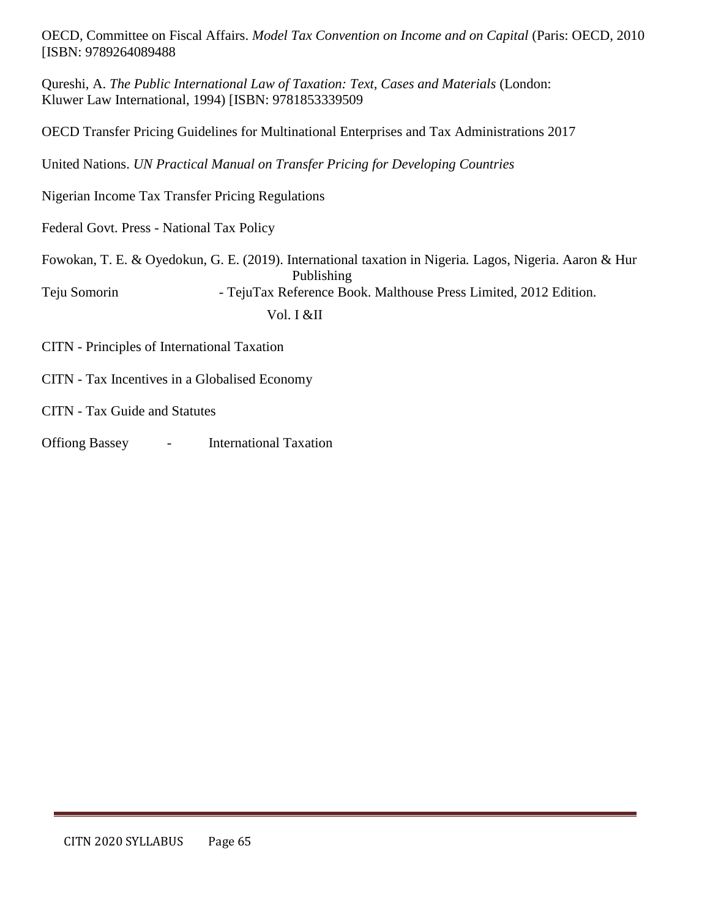OECD, Committee on Fiscal Affairs. *Model Tax Convention on Income and on Capital* (Paris: OECD, 2010 [ISBN: 9789264089488

Qureshi, A. *The Public International Law of Taxation: Text, Cases and Materials* (London: Kluwer Law International, 1994) [ISBN: 9781853339509

OECD Transfer Pricing Guidelines for Multinational Enterprises and Tax Administrations 2017

United Nations. *UN Practical Manual on Transfer Pricing for Developing Countries*

Nigerian Income Tax Transfer Pricing Regulations

Federal Govt. Press - National Tax Policy

Fowokan, T. E. & Oyedokun, G. E. (2019). International taxation in Nigeria. Lagos, Nigeria. Aaron & Hur Publishing

Teju Somorin - TejuTax Reference Book. Malthouse Press Limited, 2012 Edition. Vol. I &II

CITN - Principles of International Taxation

CITN - Tax Incentives in a Globalised Economy

CITN - Tax Guide and Statutes

Offiong Bassey - International Taxation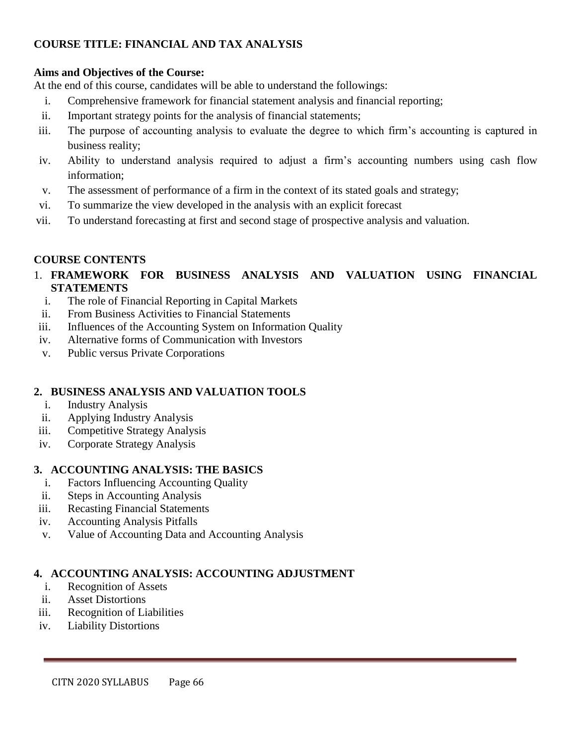**COURSE TITLE: FINANCIAL AND TAX ANALYSIS**

**Aims and Objectives of the Course:**

At the end of this course, candidates will be able to understand the followings:

i. Comprehensive framework for financial statement analysis and financial reporting;
ii. Important strategy points for the analysis of financial statements;
iii. The purpose of accounting analysis to evaluate the degree to which firm's accounting is captured in business reality;
iv. Ability to understand analysis required to adjust a firm's accounting numbers using cash flow information;
v. The assessment of performance of a firm in the context of its stated goals and strategy;
vi. To summarize the view developed in the analysis with an explicit forecast
vii. To understand forecasting at first and second stage of prospective analysis and valuation.

**COURSE CONTENTS**

1. **FRAMEWORK FOR BUSINESS ANALYSIS AND VALUATION USING FINANCIAL STATEMENTS**
   i. The role of Financial Reporting in Capital Markets
   ii. From Business Activities to Financial Statements
   iii. Influences of the Accounting System on Information Quality
   iv. Alternative forms of Communication with Investors
   v. Public versus Private Corporations

2. **BUSINESS ANALYSIS AND VALUATION TOOLS**
   i. Industry Analysis
   ii. Applying Industry Analysis
   iii. Competitive Strategy Analysis
   iv. Corporate Strategy Analysis

3. **ACCOUNTING ANALYSIS: THE BASICS**
   i. Factors Influencing Accounting Quality
   ii. Steps in Accounting Analysis
   iii. Recasting Financial Statements
   iv. Accounting Analysis Pitfalls
   v. Value of Accounting Data and Accounting Analysis

4. **ACCOUNTING ANALYSIS: ACCOUNTING ADJUSTMENT**
   i. Recognition of Assets
   ii. Asset Distortions
   iii. Recognition of Liabilities
   iv. Liability Distortions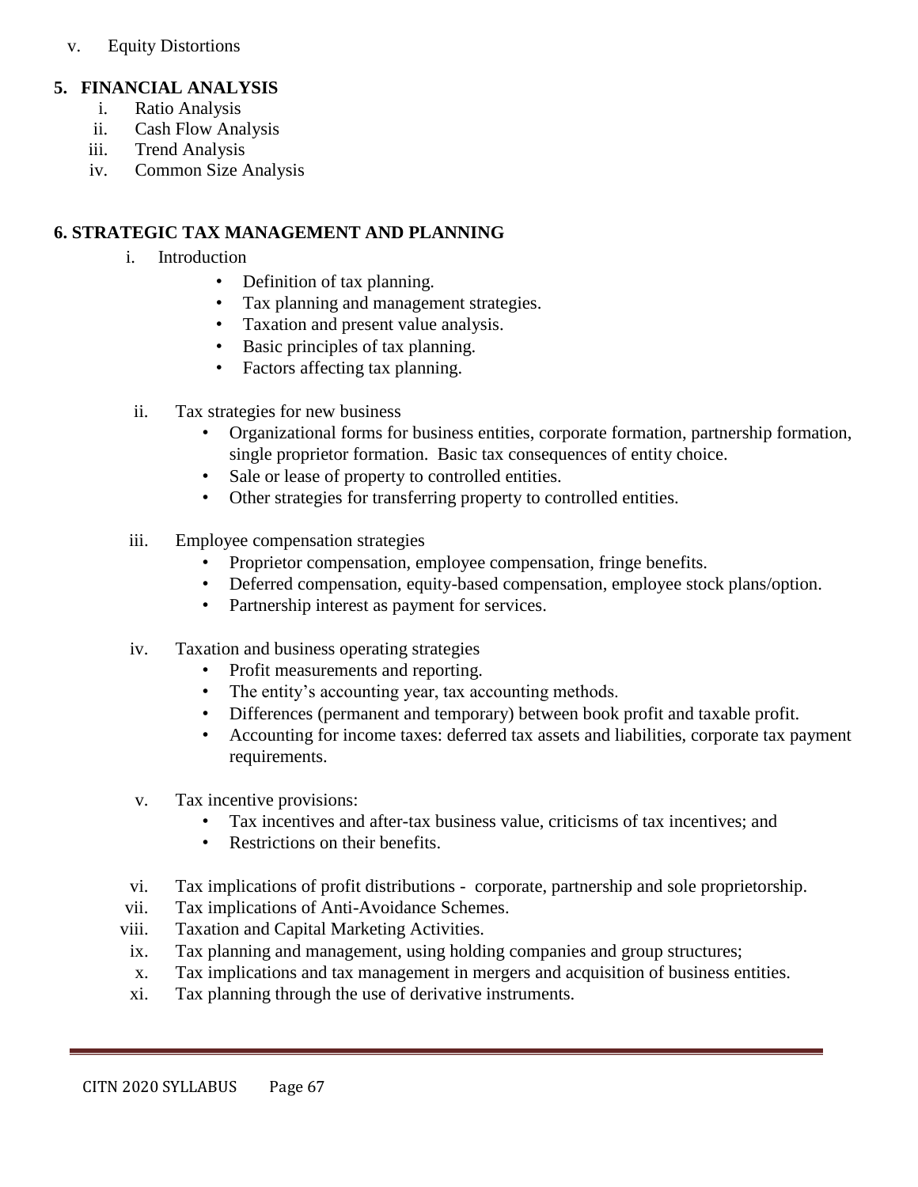v. Equity Distortions

## 5. FINANCIAL ANALYSIS

i. Ratio Analysis
ii. Cash Flow Analysis
iii. Trend Analysis
iv. Common Size Analysis

## 6. STRATEGIC TAX MANAGEMENT AND PLANNING

i. Introduction
   - Definition of tax planning.
   - Tax planning and management strategies.
   - Taxation and present value analysis.
   - Basic principles of tax planning.
   - Factors affecting tax planning.

ii. Tax strategies for new business
   - Organizational forms for business entities, corporate formation, partnership formation, single proprietor formation. Basic tax consequences of entity choice.
   - Sale or lease of property to controlled entities.
   - Other strategies for transferring property to controlled entities.

iii. Employee compensation strategies
   - Proprietor compensation, employee compensation, fringe benefits.
   - Deferred compensation, equity-based compensation, employee stock plans/option.
   - Partnership interest as payment for services.

iv. Taxation and business operating strategies
   - Profit measurements and reporting.
   - The entity's accounting year, tax accounting methods.
   - Differences (permanent and temporary) between book profit and taxable profit.
   - Accounting for income taxes: deferred tax assets and liabilities, corporate tax payment requirements.

v. Tax incentive provisions:
   - Tax incentives and after-tax business value, criticisms of tax incentives; and
   - Restrictions on their benefits.

vi. Tax implications of profit distributions - corporate, partnership and sole proprietorship.
vii. Tax implications of Anti-Avoidance Schemes.
viii. Taxation and Capital Marketing Activities.
ix. Tax planning and management, using holding companies and group structures;
x. Tax implications and tax management in mergers and acquisition of business entities.
xi. Tax planning through the use of derivative instruments.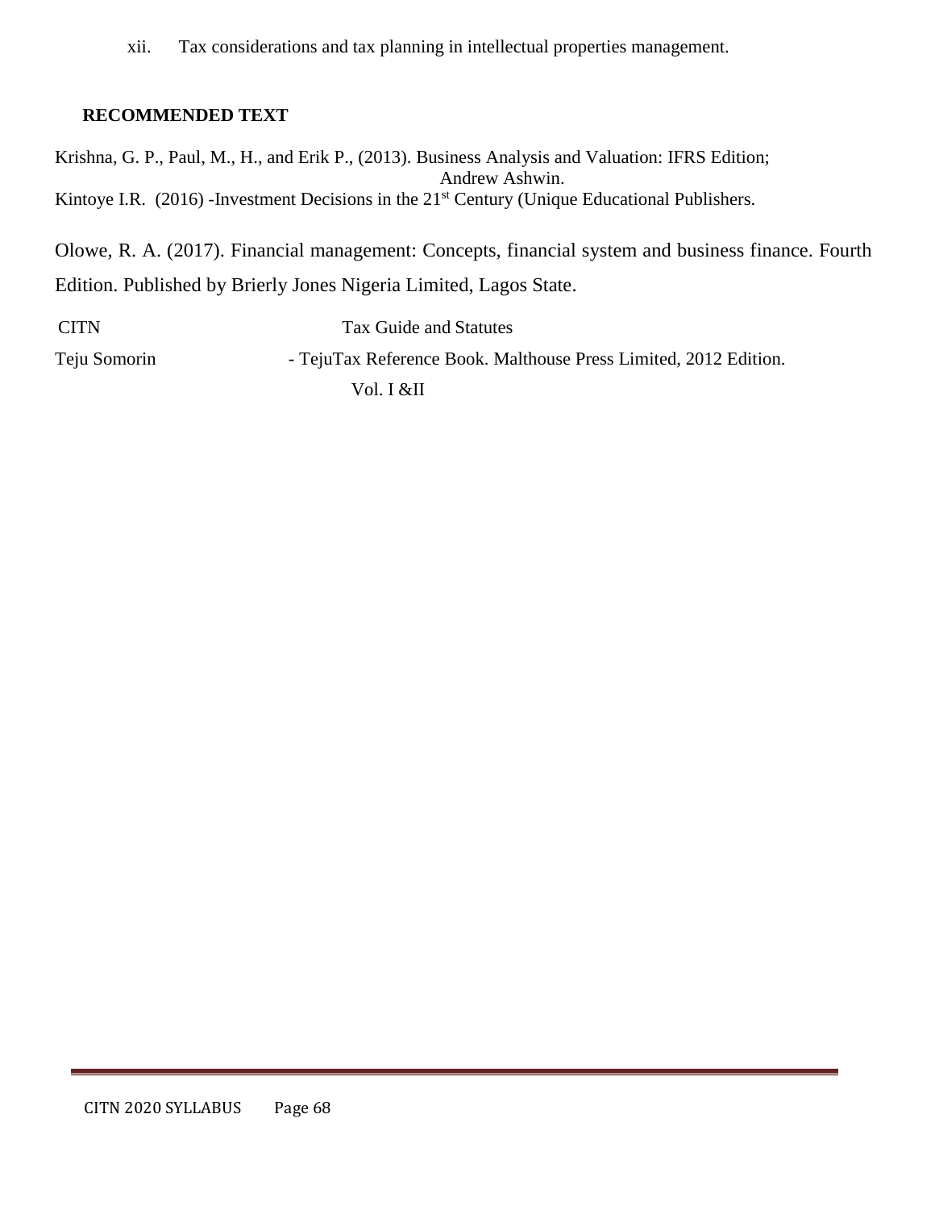xii. Tax considerations and tax planning in intellectual properties management.

**RECOMMENDED TEXT**

Krishna, G. P., Paul, M., H., and Erik P., (2013). Business Analysis and Valuation: IFRS Edition; Andrew Ashwin.

Kintoye I.R. (2016) -Investment Decisions in the 21st Century (Unique Educational Publishers.

Olowe, R. A. (2017). Financial management: Concepts, financial system and business finance. Fourth Edition. Published by Brierly Jones Nigeria Limited, Lagos State.

CITN Tax Guide and Statutes

Teju Somorin - TejuTax Reference Book. Malthouse Press Limited, 2012 Edition. Vol. I &II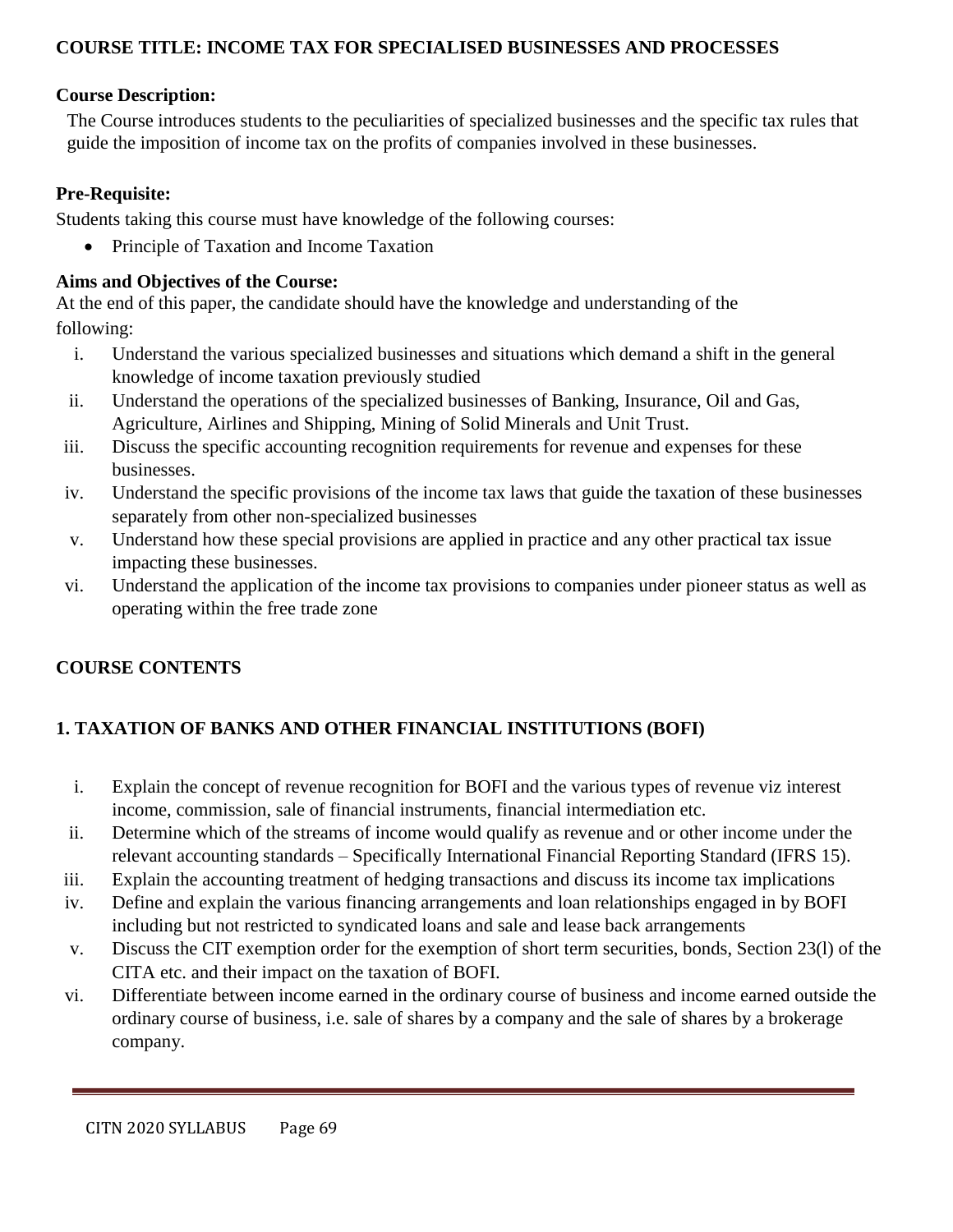## COURSE TITLE: INCOME TAX FOR SPECIALISED BUSINESSES AND PROCESSES

**Course Description:**

The Course introduces students to the peculiarities of specialized businesses and the specific tax rules that guide the imposition of income tax on the profits of companies involved in these businesses.

**Pre-Requisite:**

Students taking this course must have knowledge of the following courses:

- Principle of Taxation and Income Taxation

**Aims and Objectives of the Course:**

At the end of this paper, the candidate should have the knowledge and understanding of the following:

i. Understand the various specialized businesses and situations which demand a shift in the general knowledge of income taxation previously studied
ii. Understand the operations of the specialized businesses of Banking, Insurance, Oil and Gas, Agriculture, Airlines and Shipping, Mining of Solid Minerals and Unit Trust.
iii. Discuss the specific accounting recognition requirements for revenue and expenses for these businesses.
iv. Understand the specific provisions of the income tax laws that guide the taxation of these businesses separately from other non-specialized businesses
v. Understand how these special provisions are applied in practice and any other practical tax issue impacting these businesses.
vi. Understand the application of the income tax provisions to companies under pioneer status as well as operating within the free trade zone

## COURSE CONTENTS

### 1. TAXATION OF BANKS AND OTHER FINANCIAL INSTITUTIONS (BOFI)

i. Explain the concept of revenue recognition for BOFI and the various types of revenue viz interest income, commission, sale of financial instruments, financial intermediation etc.
ii. Determine which of the streams of income would qualify as revenue and or other income under the relevant accounting standards – Specifically International Financial Reporting Standard (IFRS 15).
iii. Explain the accounting treatment of hedging transactions and discuss its income tax implications
iv. Define and explain the various financing arrangements and loan relationships engaged in by BOFI including but not restricted to syndicated loans and sale and lease back arrangements
v. Discuss the CIT exemption order for the exemption of short term securities, bonds, Section 23(l) of the CITA etc. and their impact on the taxation of BOFI.
vi. Differentiate between income earned in the ordinary course of business and income earned outside the ordinary course of business, i.e. sale of shares by a company and the sale of shares by a brokerage company.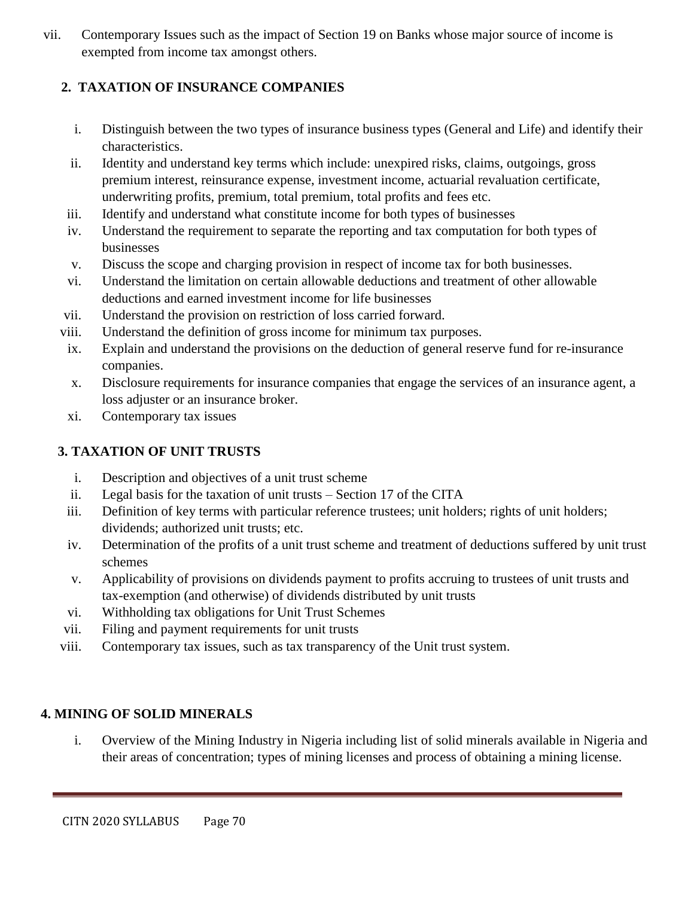vii. Contemporary Issues such as the impact of Section 19 on Banks whose major source of income is exempted from income tax amongst others.

## 2. TAXATION OF INSURANCE COMPANIES

i. Distinguish between the two types of insurance business types (General and Life) and identify their characteristics.
ii. Identity and understand key terms which include: unexpired risks, claims, outgoings, gross premium interest, reinsurance expense, investment income, actuarial revaluation certificate, underwriting profits, premium, total premium, total profits and fees etc.
iii. Identify and understand what constitute income for both types of businesses
iv. Understand the requirement to separate the reporting and tax computation for both types of businesses
v. Discuss the scope and charging provision in respect of income tax for both businesses.
vi. Understand the limitation on certain allowable deductions and treatment of other allowable deductions and earned investment income for life businesses
vii. Understand the provision on restriction of loss carried forward.
viii. Understand the definition of gross income for minimum tax purposes.
ix. Explain and understand the provisions on the deduction of general reserve fund for re-insurance companies.
x. Disclosure requirements for insurance companies that engage the services of an insurance agent, a loss adjuster or an insurance broker.
xi. Contemporary tax issues

## 3. TAXATION OF UNIT TRUSTS

i. Description and objectives of a unit trust scheme
ii. Legal basis for the taxation of unit trusts – Section 17 of the CITA
iii. Definition of key terms with particular reference trustees; unit holders; rights of unit holders; dividends; authorized unit trusts; etc.
iv. Determination of the profits of a unit trust scheme and treatment of deductions suffered by unit trust schemes
v. Applicability of provisions on dividends payment to profits accruing to trustees of unit trusts and tax-exemption (and otherwise) of dividends distributed by unit trusts
vi. Withholding tax obligations for Unit Trust Schemes
vii. Filing and payment requirements for unit trusts
viii. Contemporary tax issues, such as tax transparency of the Unit trust system.

## 4. MINING OF SOLID MINERALS

i. Overview of the Mining Industry in Nigeria including list of solid minerals available in Nigeria and their areas of concentration; types of mining licenses and process of obtaining a mining license.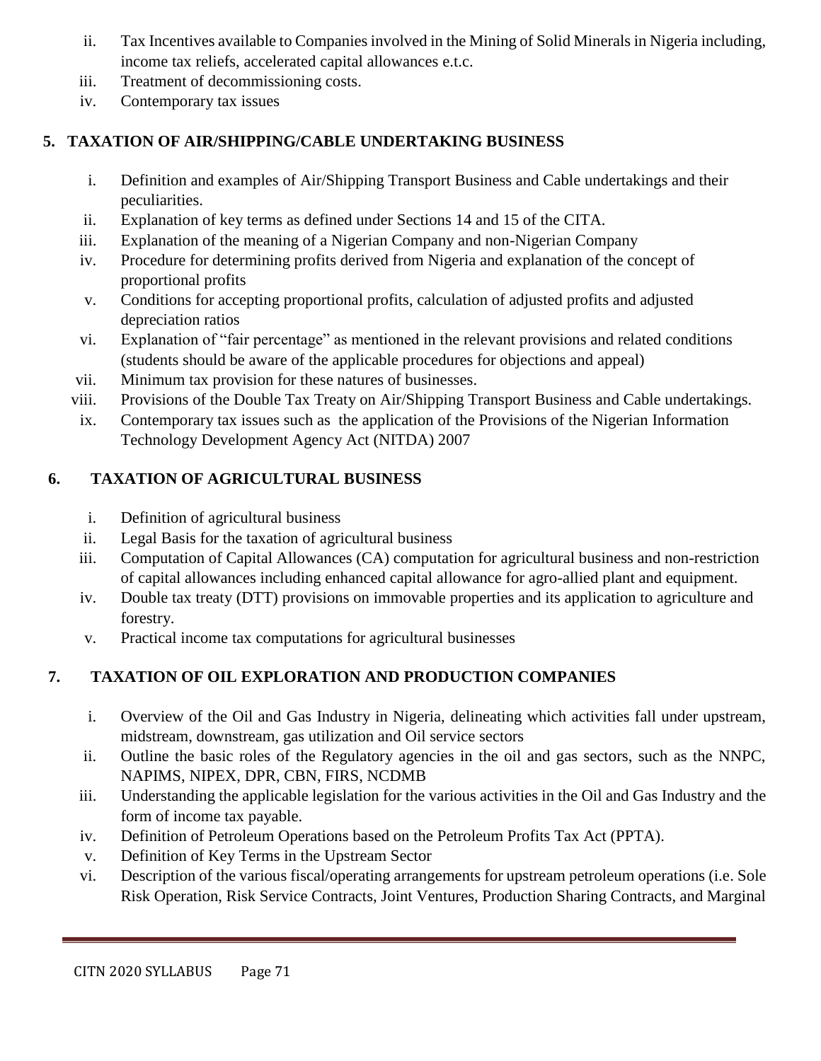ii. Tax Incentives available to Companies involved in the Mining of Solid Minerals in Nigeria including, income tax reliefs, accelerated capital allowances e.t.c.
iii. Treatment of decommissioning costs.
iv. Contemporary tax issues

## 5. TAXATION OF AIR/SHIPPING/CABLE UNDERTAKING BUSINESS

i. Definition and examples of Air/Shipping Transport Business and Cable undertakings and their peculiarities.
ii. Explanation of key terms as defined under Sections 14 and 15 of the CITA.
iii. Explanation of the meaning of a Nigerian Company and non-Nigerian Company
iv. Procedure for determining profits derived from Nigeria and explanation of the concept of proportional profits
v. Conditions for accepting proportional profits, calculation of adjusted profits and adjusted depreciation ratios
vi. Explanation of "fair percentage" as mentioned in the relevant provisions and related conditions (students should be aware of the applicable procedures for objections and appeal)
vii. Minimum tax provision for these natures of businesses.
viii. Provisions of the Double Tax Treaty on Air/Shipping Transport Business and Cable undertakings.
ix. Contemporary tax issues such as the application of the Provisions of the Nigerian Information Technology Development Agency Act (NITDA) 2007

## 6. TAXATION OF AGRICULTURAL BUSINESS

i. Definition of agricultural business
ii. Legal Basis for the taxation of agricultural business
iii. Computation of Capital Allowances (CA) computation for agricultural business and non-restriction of capital allowances including enhanced capital allowance for agro-allied plant and equipment.
iv. Double tax treaty (DTT) provisions on immovable properties and its application to agriculture and forestry.
v. Practical income tax computations for agricultural businesses

## 7. TAXATION OF OIL EXPLORATION AND PRODUCTION COMPANIES

i. Overview of the Oil and Gas Industry in Nigeria, delineating which activities fall under upstream, midstream, downstream, gas utilization and Oil service sectors
ii. Outline the basic roles of the Regulatory agencies in the oil and gas sectors, such as the NNPC, NAPIMS, NIPEX, DPR, CBN, FIRS, NCDMB
iii. Understanding the applicable legislation for the various activities in the Oil and Gas Industry and the form of income tax payable.
iv. Definition of Petroleum Operations based on the Petroleum Profits Tax Act (PPTA).
v. Definition of Key Terms in the Upstream Sector
vi. Description of the various fiscal/operating arrangements for upstream petroleum operations (i.e. Sole Risk Operation, Risk Service Contracts, Joint Ventures, Production Sharing Contracts, and Marginal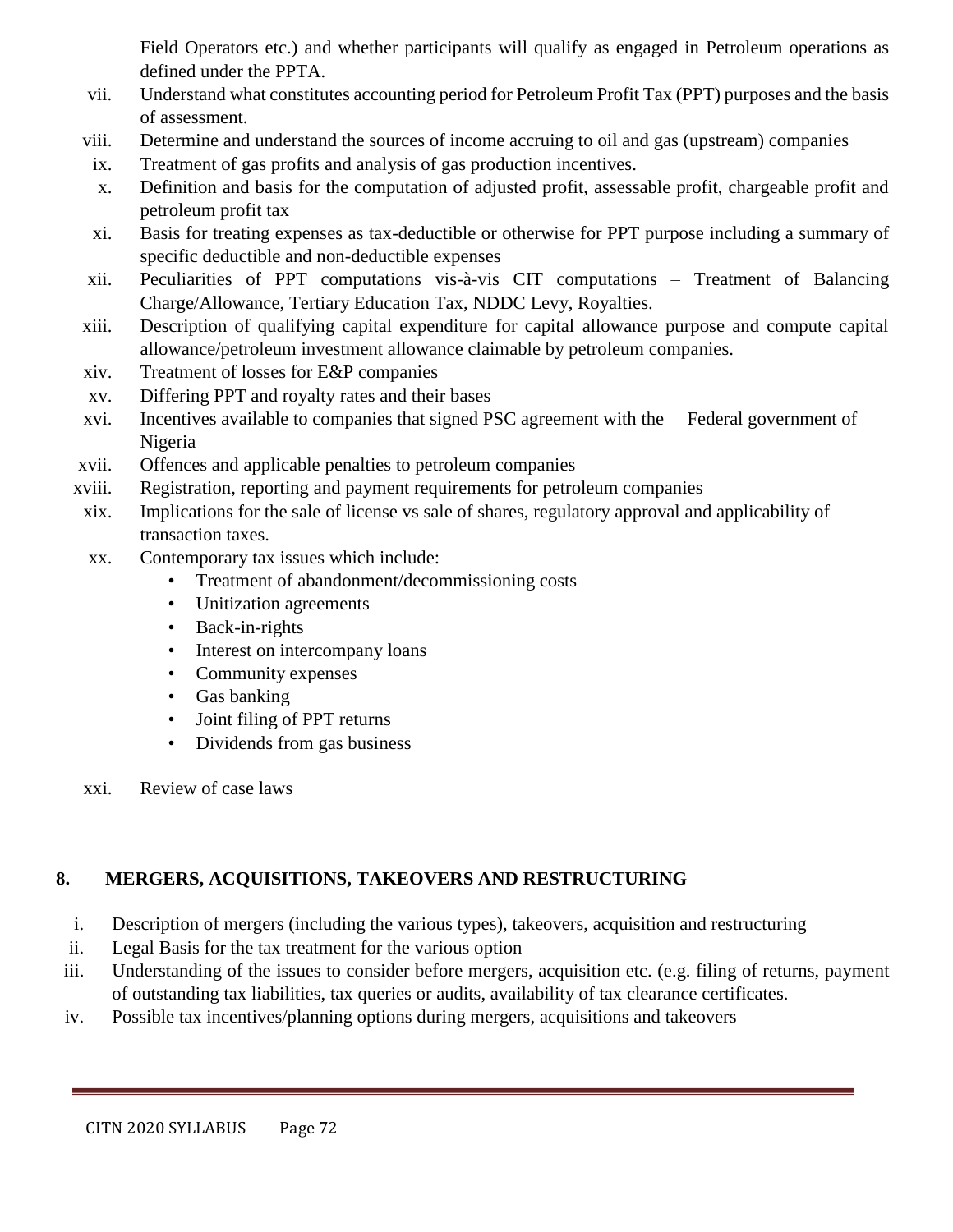Field Operators etc.) and whether participants will qualify as engaged in Petroleum operations as defined under the PPTA.

vii. Understand what constitutes accounting period for Petroleum Profit Tax (PPT) purposes and the basis of assessment.

viii. Determine and understand the sources of income accruing to oil and gas (upstream) companies

ix. Treatment of gas profits and analysis of gas production incentives.

x. Definition and basis for the computation of adjusted profit, assessable profit, chargeable profit and petroleum profit tax

xi. Basis for treating expenses as tax-deductible or otherwise for PPT purpose including a summary of specific deductible and non-deductible expenses

xii. Peculiarities of PPT computations vis-à-vis CIT computations – Treatment of Balancing Charge/Allowance, Tertiary Education Tax, NDDC Levy, Royalties.

xiii. Description of qualifying capital expenditure for capital allowance purpose and compute capital allowance/petroleum investment allowance claimable by petroleum companies.

xiv. Treatment of losses for E&P companies

xv. Differing PPT and royalty rates and their bases

xvi. Incentives available to companies that signed PSC agreement with the Federal government of Nigeria

xvii. Offences and applicable penalties to petroleum companies

xviii. Registration, reporting and payment requirements for petroleum companies

xix. Implications for the sale of license vs sale of shares, regulatory approval and applicability of transaction taxes.

xx. Contemporary tax issues which include:
   - Treatment of abandonment/decommissioning costs
   - Unitization agreements
   - Back-in-rights
   - Interest on intercompany loans
   - Community expenses
   - Gas banking
   - Joint filing of PPT returns
   - Dividends from gas business

xxi. Review of case laws

## 8. MERGERS, ACQUISITIONS, TAKEOVERS AND RESTRUCTURING

i. Description of mergers (including the various types), takeovers, acquisition and restructuring

ii. Legal Basis for the tax treatment for the various option

iii. Understanding of the issues to consider before mergers, acquisition etc. (e.g. filing of returns, payment of outstanding tax liabilities, tax queries or audits, availability of tax clearance certificates.

iv. Possible tax incentives/planning options during mergers, acquisitions and takeovers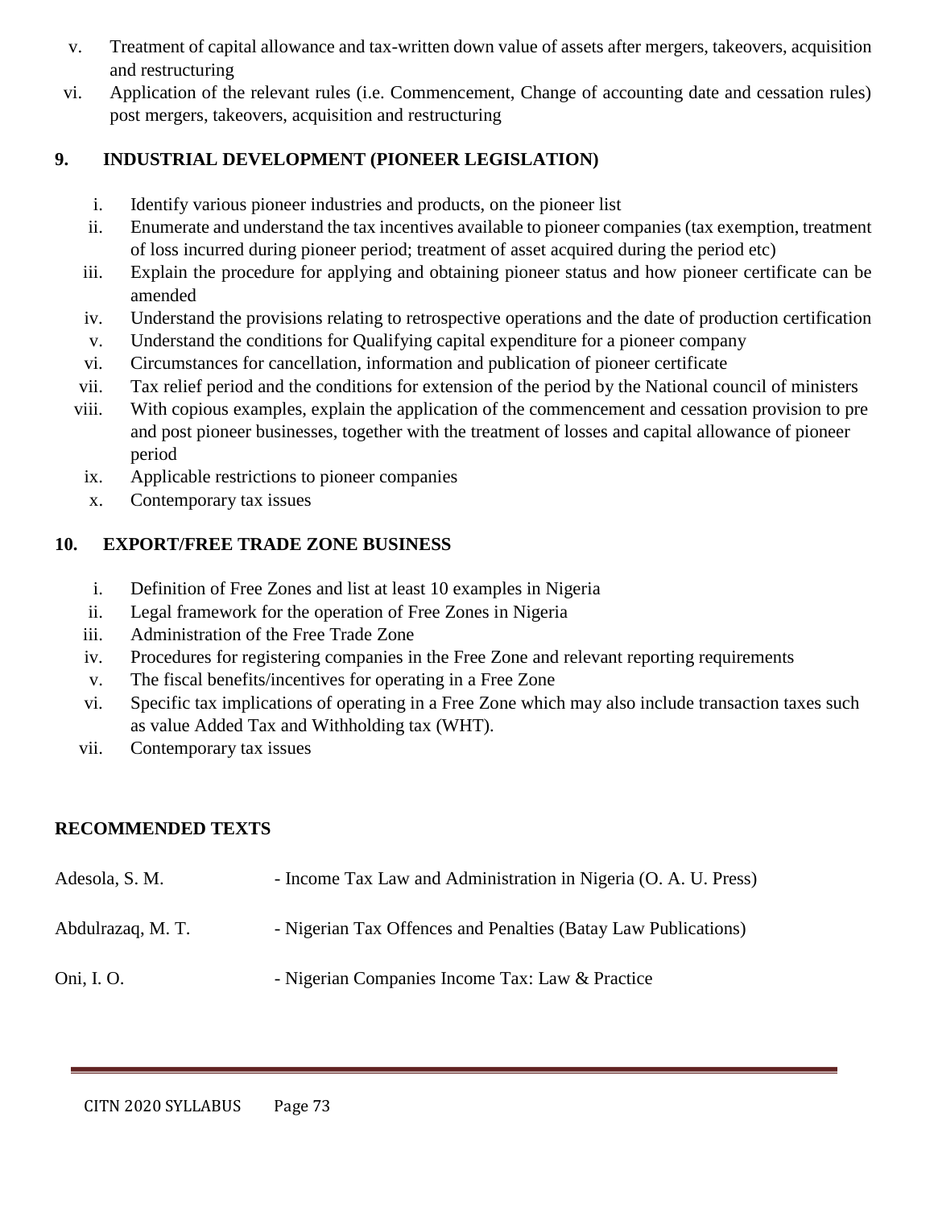v. Treatment of capital allowance and tax-written down value of assets after mergers, takeovers, acquisition and restructuring
vi. Application of the relevant rules (i.e. Commencement, Change of accounting date and cessation rules) post mergers, takeovers, acquisition and restructuring

## 9. INDUSTRIAL DEVELOPMENT (PIONEER LEGISLATION)

i. Identify various pioneer industries and products, on the pioneer list
ii. Enumerate and understand the tax incentives available to pioneer companies (tax exemption, treatment of loss incurred during pioneer period; treatment of asset acquired during the period etc)
iii. Explain the procedure for applying and obtaining pioneer status and how pioneer certificate can be amended
iv. Understand the provisions relating to retrospective operations and the date of production certification
v. Understand the conditions for Qualifying capital expenditure for a pioneer company
vi. Circumstances for cancellation, information and publication of pioneer certificate
vii. Tax relief period and the conditions for extension of the period by the National council of ministers
viii. With copious examples, explain the application of the commencement and cessation provision to pre and post pioneer businesses, together with the treatment of losses and capital allowance of pioneer period
ix. Applicable restrictions to pioneer companies
x. Contemporary tax issues

## 10. EXPORT/FREE TRADE ZONE BUSINESS

i. Definition of Free Zones and list at least 10 examples in Nigeria
ii. Legal framework for the operation of Free Zones in Nigeria
iii. Administration of the Free Trade Zone
iv. Procedures for registering companies in the Free Zone and relevant reporting requirements
v. The fiscal benefits/incentives for operating in a Free Zone
vi. Specific tax implications of operating in a Free Zone which may also include transaction taxes such as value Added Tax and Withholding tax (WHT).
vii. Contemporary tax issues

## RECOMMENDED TEXTS

| | |
|---|---|
| Adesola, S. M. | - Income Tax Law and Administration in Nigeria (O. A. U. Press) |
| Abdulrazaq, M. T. | - Nigerian Tax Offences and Penalties (Batay Law Publications) |
| Oni, I. O. | - Nigerian Companies Income Tax: Law & Practice |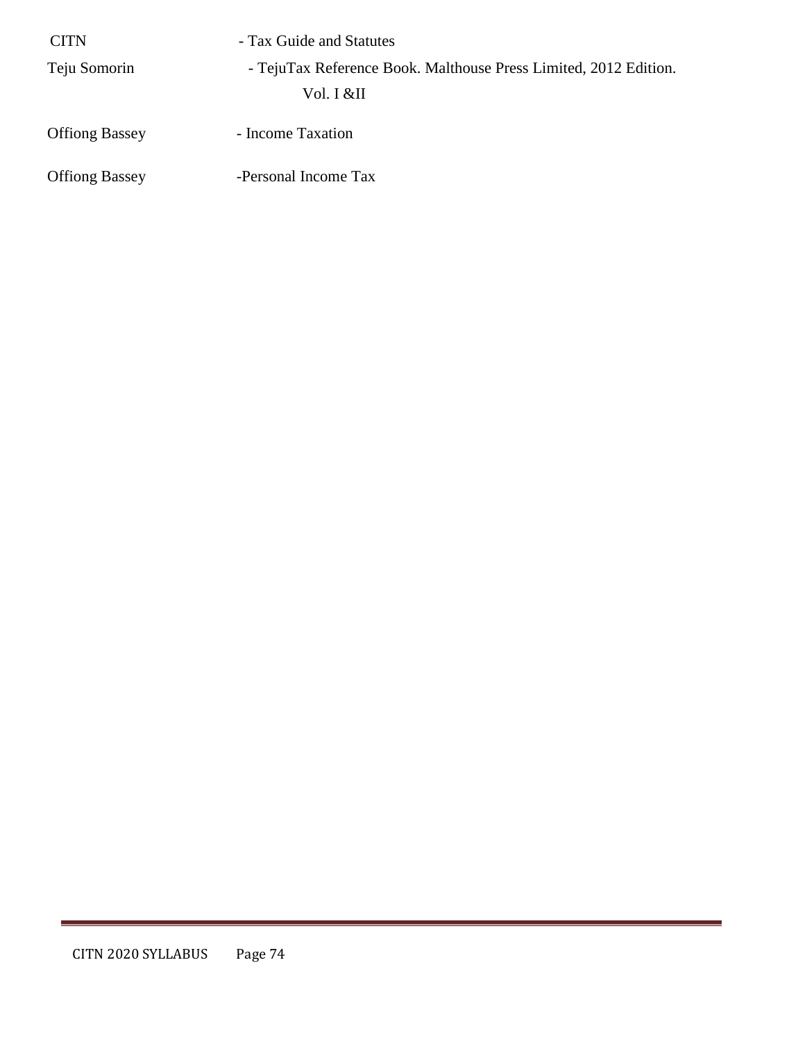CITN - Tax Guide and Statutes

Teju Somorin - TejuTax Reference Book. Malthouse Press Limited, 2012 Edition. Vol. I &II

Offiong Bassey - Income Taxation

Offiong Bassey -Personal Income Tax